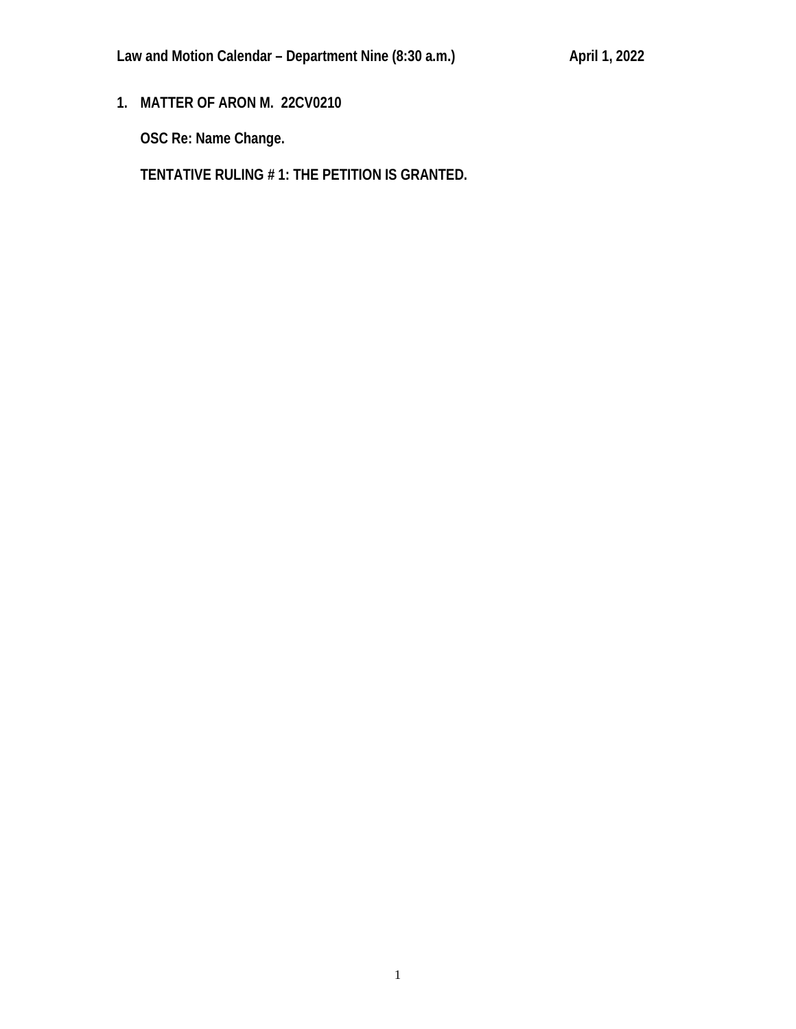**Law and Motion Calendar – Department Nine (8:30 a.m.)** **April 1, 2022**

**1. MATTER OF ARON M. 22CV0210**

**OSC Re: Name Change.**

**TENTATIVE RULING # 1: THE PETITION IS GRANTED.**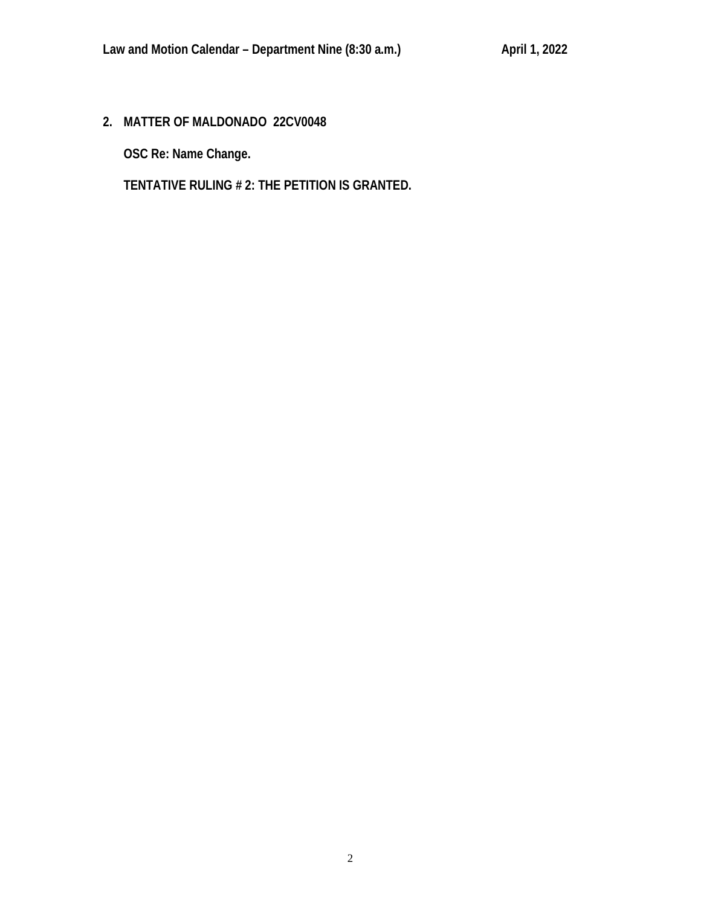**2. MATTER OF MALDONADO 22CV0048**

**OSC Re: Name Change.**

**TENTATIVE RULING # 2: THE PETITION IS GRANTED.**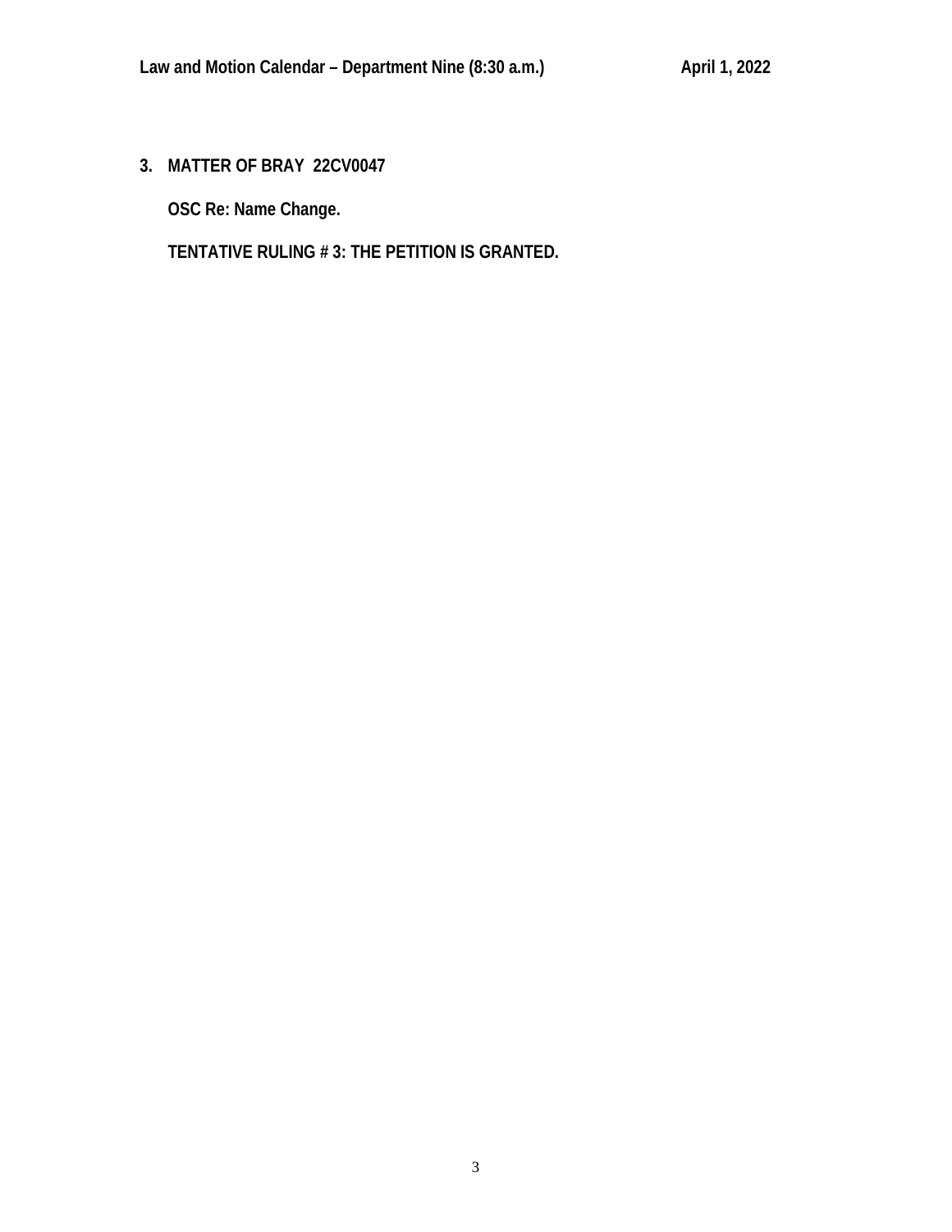**3. MATTER OF BRAY 22CV0047**

**OSC Re: Name Change.**

**TENTATIVE RULING # 3: THE PETITION IS GRANTED.**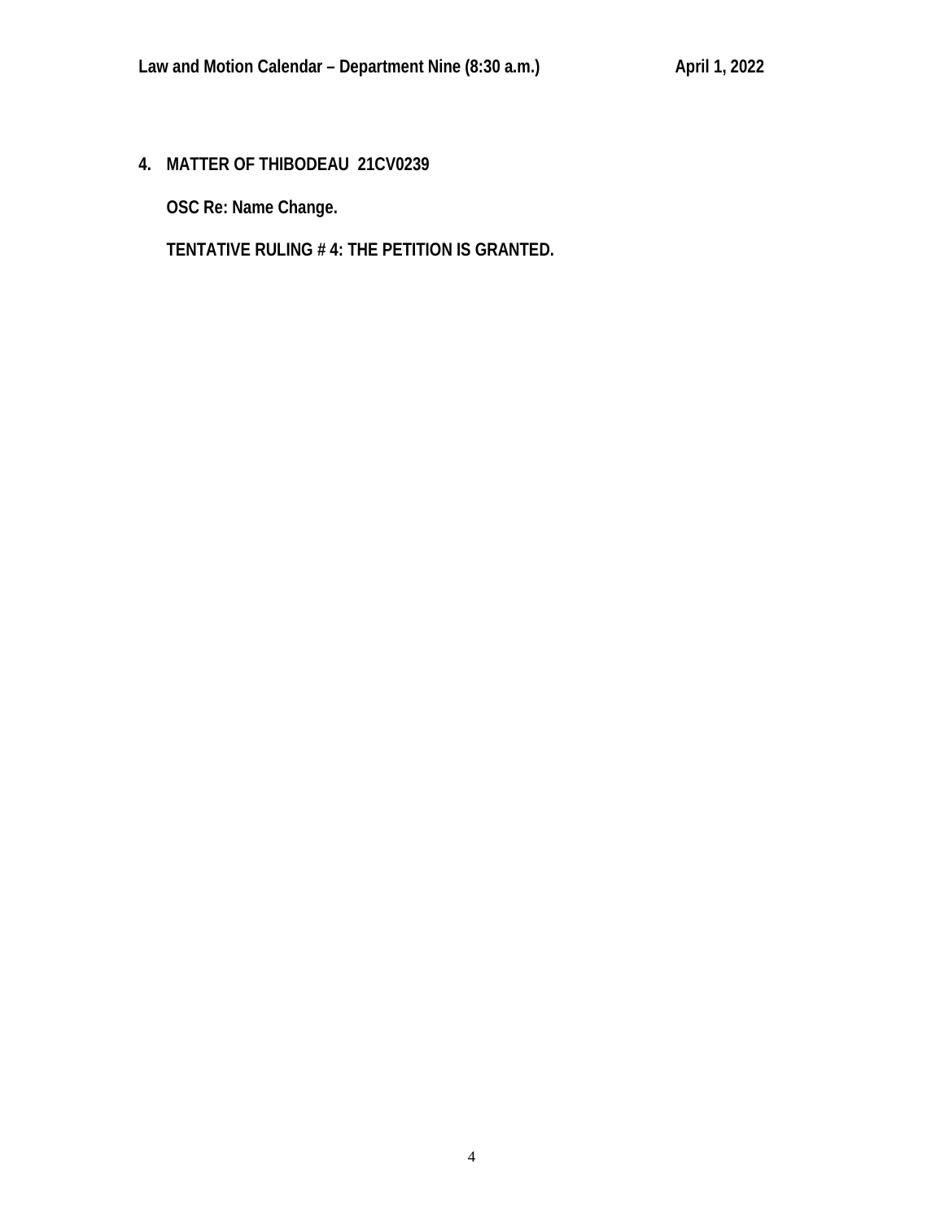**4. MATTER OF THIBODEAU 21CV0239**

**OSC Re: Name Change.**

**TENTATIVE RULING # 4: THE PETITION IS GRANTED.**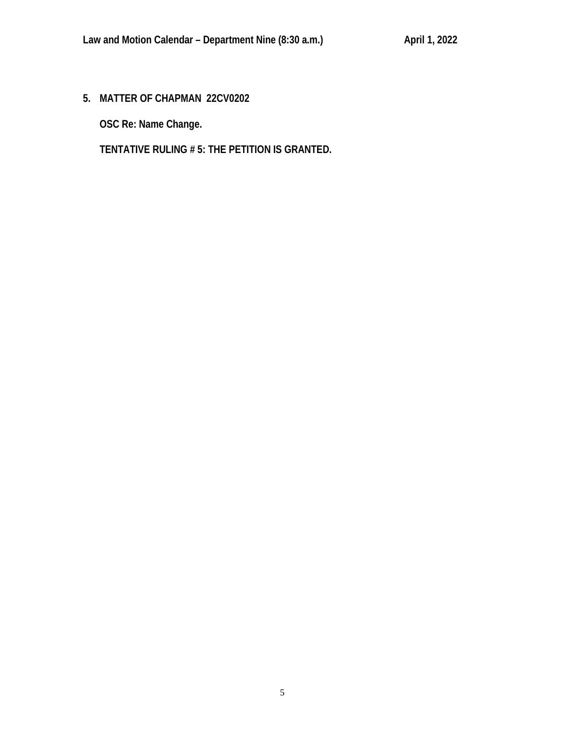**5. MATTER OF CHAPMAN 22CV0202**

**OSC Re: Name Change.**

**TENTATIVE RULING # 5: THE PETITION IS GRANTED.**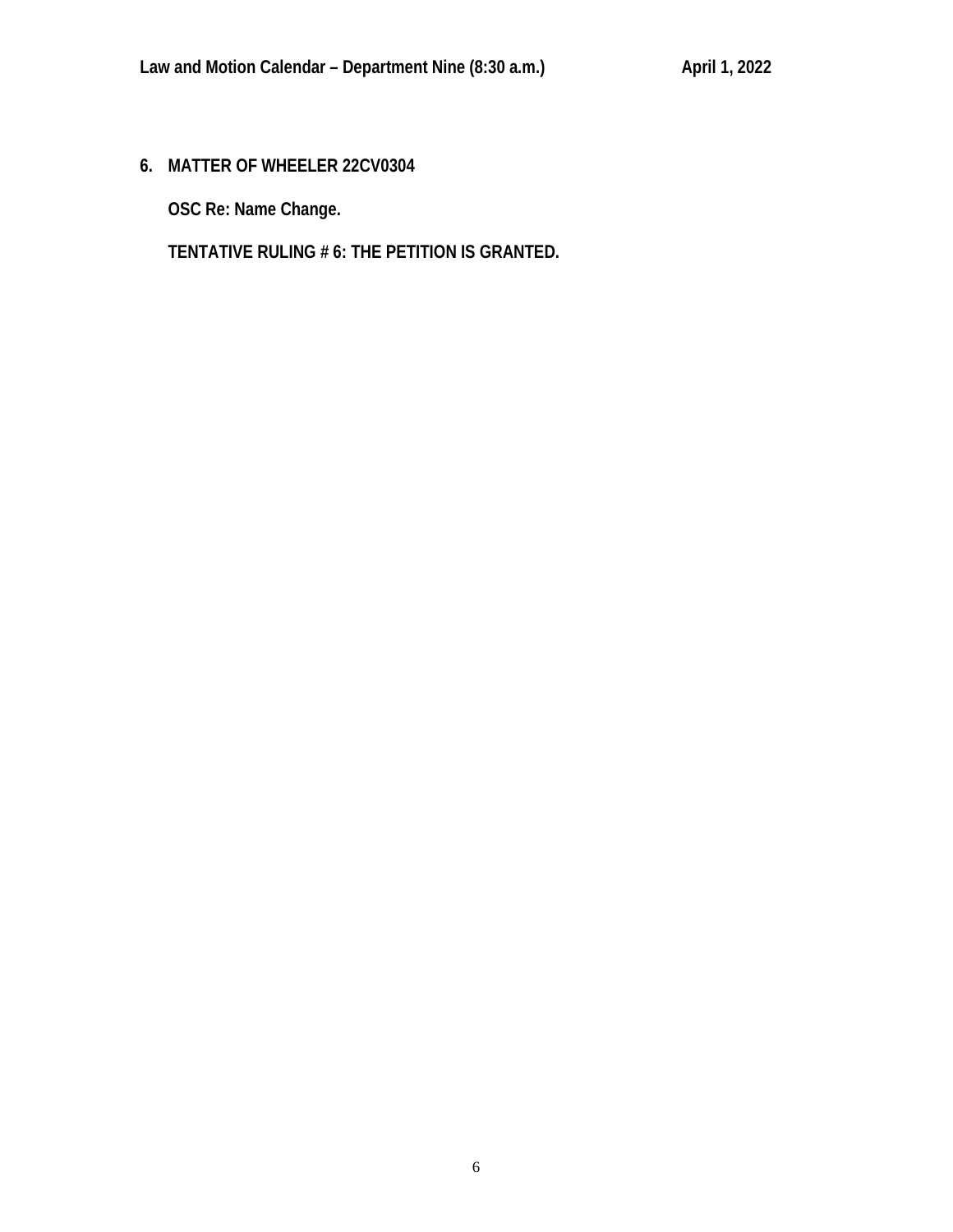**6. MATTER OF WHEELER 22CV0304**

**OSC Re: Name Change.**

**TENTATIVE RULING # 6: THE PETITION IS GRANTED.**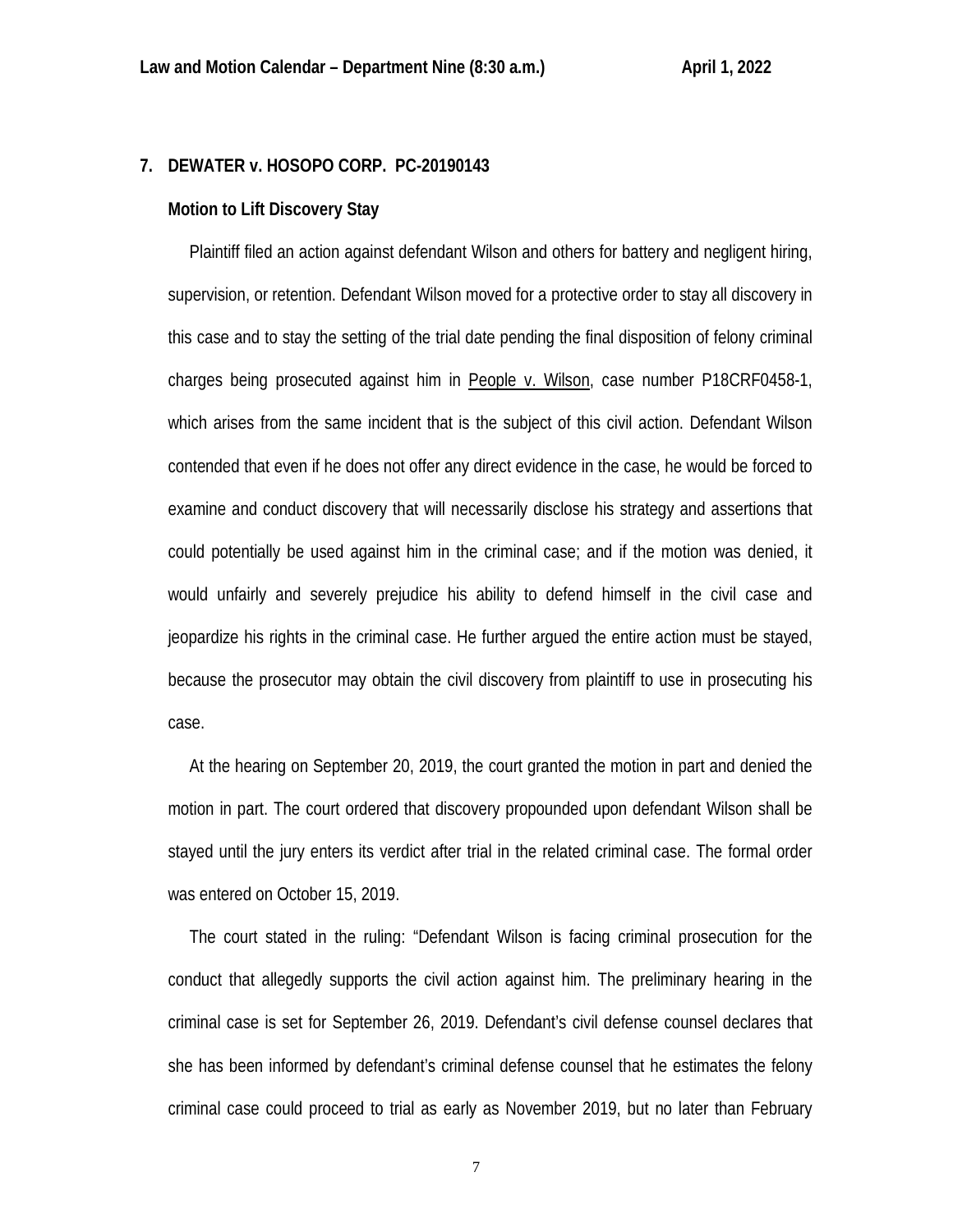**7. DEWATER v. HOSOPO CORP. PC-20190143**

**Motion to Lift Discovery Stay**

Plaintiff filed an action against defendant Wilson and others for battery and negligent hiring, supervision, or retention. Defendant Wilson moved for a protective order to stay all discovery in this case and to stay the setting of the trial date pending the final disposition of felony criminal charges being prosecuted against him in <u>People v. Wilson</u>, case number P18CRF0458-1, which arises from the same incident that is the subject of this civil action. Defendant Wilson contended that even if he does not offer any direct evidence in the case, he would be forced to examine and conduct discovery that will necessarily disclose his strategy and assertions that could potentially be used against him in the criminal case; and if the motion was denied, it would unfairly and severely prejudice his ability to defend himself in the civil case and jeopardize his rights in the criminal case. He further argued the entire action must be stayed, because the prosecutor may obtain the civil discovery from plaintiff to use in prosecuting his case.

At the hearing on September 20, 2019, the court granted the motion in part and denied the motion in part. The court ordered that discovery propounded upon defendant Wilson shall be stayed until the jury enters its verdict after trial in the related criminal case. The formal order was entered on October 15, 2019.

The court stated in the ruling: "Defendant Wilson is facing criminal prosecution for the conduct that allegedly supports the civil action against him. The preliminary hearing in the criminal case is set for September 26, 2019. Defendant's civil defense counsel declares that she has been informed by defendant's criminal defense counsel that he estimates the felony criminal case could proceed to trial as early as November 2019, but no later than February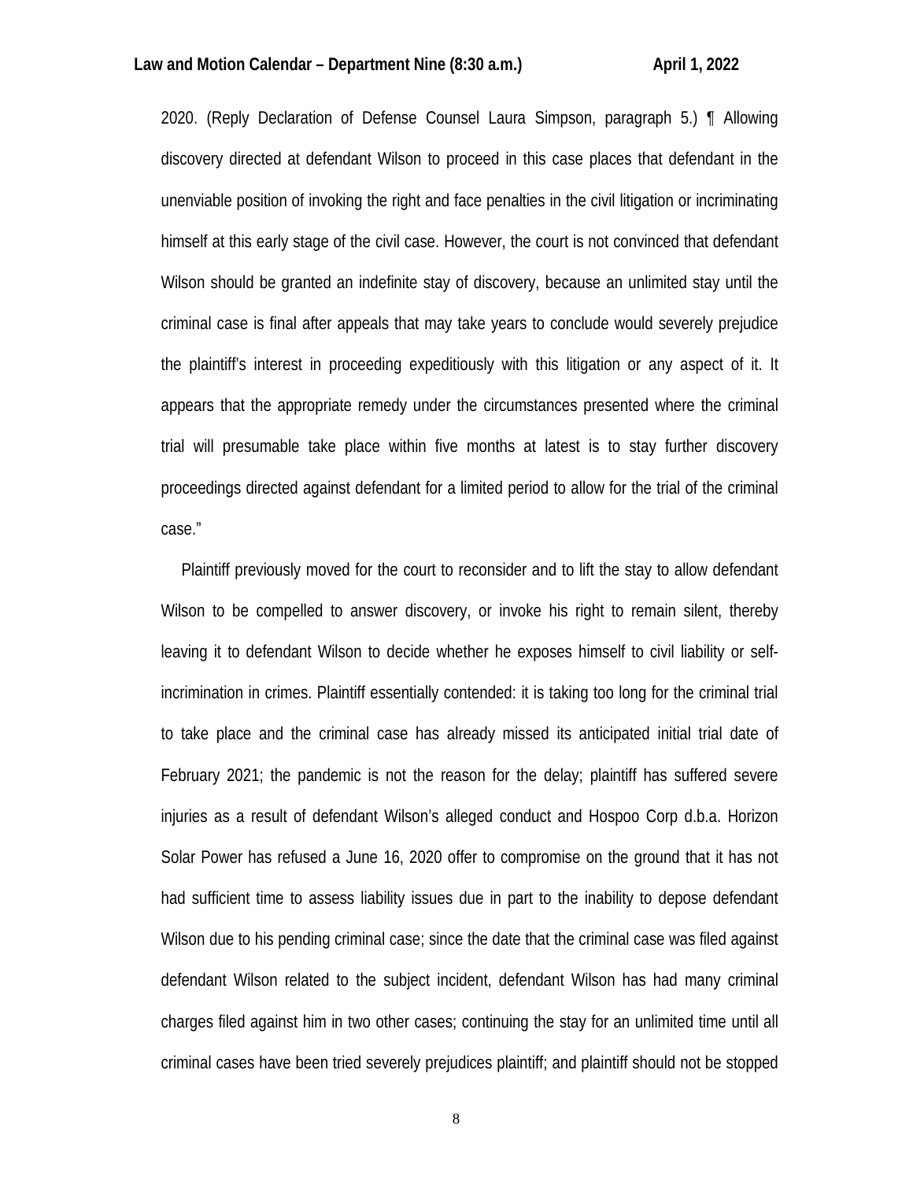2020. (Reply Declaration of Defense Counsel Laura Simpson, paragraph 5.) ¶ Allowing discovery directed at defendant Wilson to proceed in this case places that defendant in the unenviable position of invoking the right and face penalties in the civil litigation or incriminating himself at this early stage of the civil case. However, the court is not convinced that defendant Wilson should be granted an indefinite stay of discovery, because an unlimited stay until the criminal case is final after appeals that may take years to conclude would severely prejudice the plaintiff's interest in proceeding expeditiously with this litigation or any aspect of it. It appears that the appropriate remedy under the circumstances presented where the criminal trial will presumable take place within five months at latest is to stay further discovery proceedings directed against defendant for a limited period to allow for the trial of the criminal case."

Plaintiff previously moved for the court to reconsider and to lift the stay to allow defendant Wilson to be compelled to answer discovery, or invoke his right to remain silent, thereby leaving it to defendant Wilson to decide whether he exposes himself to civil liability or self-incrimination in crimes. Plaintiff essentially contended: it is taking too long for the criminal trial to take place and the criminal case has already missed its anticipated initial trial date of February 2021; the pandemic is not the reason for the delay; plaintiff has suffered severe injuries as a result of defendant Wilson's alleged conduct and Hospoo Corp d.b.a. Horizon Solar Power has refused a June 16, 2020 offer to compromise on the ground that it has not had sufficient time to assess liability issues due in part to the inability to depose defendant Wilson due to his pending criminal case; since the date that the criminal case was filed against defendant Wilson related to the subject incident, defendant Wilson has had many criminal charges filed against him in two other cases; continuing the stay for an unlimited time until all criminal cases have been tried severely prejudices plaintiff; and plaintiff should not be stopped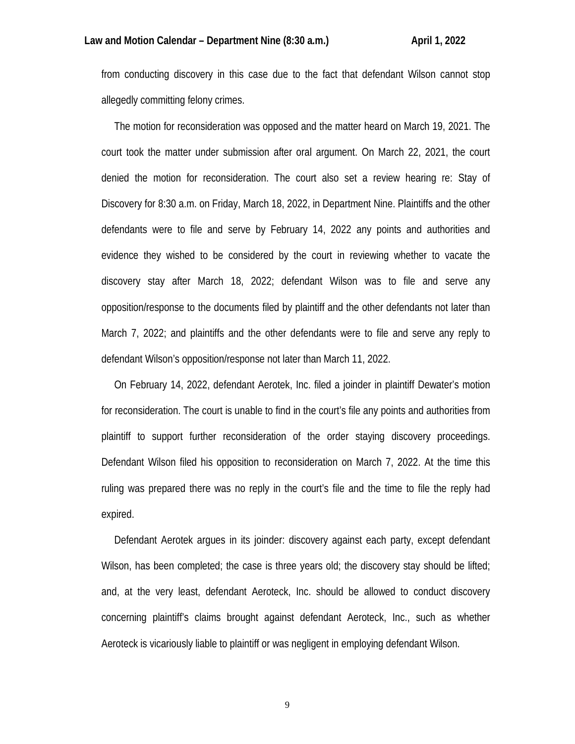from conducting discovery in this case due to the fact that defendant Wilson cannot stop allegedly committing felony crimes.

The motion for reconsideration was opposed and the matter heard on March 19, 2021. The court took the matter under submission after oral argument. On March 22, 2021, the court denied the motion for reconsideration. The court also set a review hearing re: Stay of Discovery for 8:30 a.m. on Friday, March 18, 2022, in Department Nine. Plaintiffs and the other defendants were to file and serve by February 14, 2022 any points and authorities and evidence they wished to be considered by the court in reviewing whether to vacate the discovery stay after March 18, 2022; defendant Wilson was to file and serve any opposition/response to the documents filed by plaintiff and the other defendants not later than March 7, 2022; and plaintiffs and the other defendants were to file and serve any reply to defendant Wilson's opposition/response not later than March 11, 2022.

On February 14, 2022, defendant Aerotek, Inc. filed a joinder in plaintiff Dewater's motion for reconsideration. The court is unable to find in the court's file any points and authorities from plaintiff to support further reconsideration of the order staying discovery proceedings. Defendant Wilson filed his opposition to reconsideration on March 7, 2022. At the time this ruling was prepared there was no reply in the court's file and the time to file the reply had expired.

Defendant Aerotek argues in its joinder: discovery against each party, except defendant Wilson, has been completed; the case is three years old; the discovery stay should be lifted; and, at the very least, defendant Aeroteck, Inc. should be allowed to conduct discovery concerning plaintiff's claims brought against defendant Aeroteck, Inc., such as whether Aeroteck is vicariously liable to plaintiff or was negligent in employing defendant Wilson.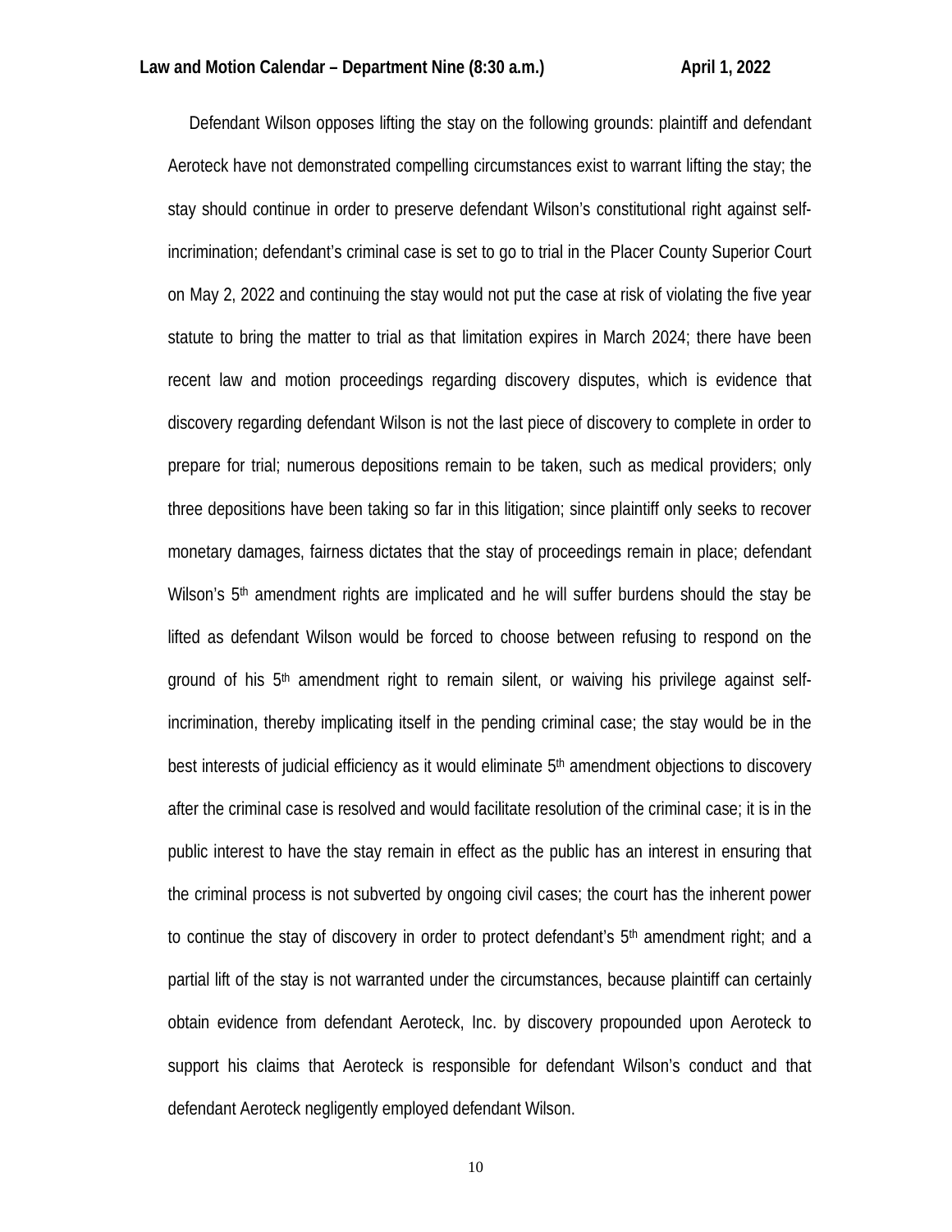Defendant Wilson opposes lifting the stay on the following grounds: plaintiff and defendant Aeroteck have not demonstrated compelling circumstances exist to warrant lifting the stay; the stay should continue in order to preserve defendant Wilson's constitutional right against self-incrimination; defendant's criminal case is set to go to trial in the Placer County Superior Court on May 2, 2022 and continuing the stay would not put the case at risk of violating the five year statute to bring the matter to trial as that limitation expires in March 2024; there have been recent law and motion proceedings regarding discovery disputes, which is evidence that discovery regarding defendant Wilson is not the last piece of discovery to complete in order to prepare for trial; numerous depositions remain to be taken, such as medical providers; only three depositions have been taking so far in this litigation; since plaintiff only seeks to recover monetary damages, fairness dictates that the stay of proceedings remain in place; defendant Wilson's 5th amendment rights are implicated and he will suffer burdens should the stay be lifted as defendant Wilson would be forced to choose between refusing to respond on the ground of his 5th amendment right to remain silent, or waiving his privilege against self-incrimination, thereby implicating itself in the pending criminal case; the stay would be in the best interests of judicial efficiency as it would eliminate 5th amendment objections to discovery after the criminal case is resolved and would facilitate resolution of the criminal case; it is in the public interest to have the stay remain in effect as the public has an interest in ensuring that the criminal process is not subverted by ongoing civil cases; the court has the inherent power to continue the stay of discovery in order to protect defendant's 5th amendment right; and a partial lift of the stay is not warranted under the circumstances, because plaintiff can certainly obtain evidence from defendant Aeroteck, Inc. by discovery propounded upon Aeroteck to support his claims that Aeroteck is responsible for defendant Wilson's conduct and that defendant Aeroteck negligently employed defendant Wilson.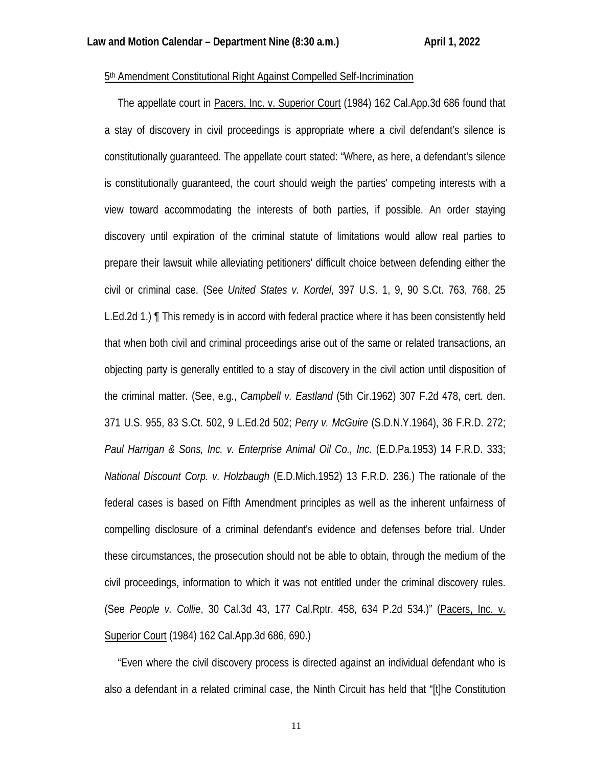<u>5th Amendment Constitutional Right Against Compelled Self-Incrimination</u>

The appellate court in <u>Pacers, Inc. v. Superior Court</u> (1984) 162 Cal.App.3d 686 found that a stay of discovery in civil proceedings is appropriate where a civil defendant's silence is constitutionally guaranteed. The appellate court stated: "Where, as here, a defendant's silence is constitutionally guaranteed, the court should weigh the parties' competing interests with a view toward accommodating the interests of both parties, if possible. An order staying discovery until expiration of the criminal statute of limitations would allow real parties to prepare their lawsuit while alleviating petitioners' difficult choice between defending either the civil or criminal case. (See *United States v. Kordel*, 397 U.S. 1, 9, 90 S.Ct. 763, 768, 25 L.Ed.2d 1.) ¶ This remedy is in accord with federal practice where it has been consistently held that when both civil and criminal proceedings arise out of the same or related transactions, an objecting party is generally entitled to a stay of discovery in the civil action until disposition of the criminal matter. (See, e.g., *Campbell v. Eastland* (5th Cir.1962) 307 F.2d 478, cert. den. 371 U.S. 955, 83 S.Ct. 502, 9 L.Ed.2d 502; *Perry v. McGuire* (S.D.N.Y.1964), 36 F.R.D. 272; *Paul Harrigan & Sons, Inc. v. Enterprise Animal Oil Co., Inc.* (E.D.Pa.1953) 14 F.R.D. 333; *National Discount Corp. v. Holzbaugh* (E.D.Mich.1952) 13 F.R.D. 236.) The rationale of the federal cases is based on Fifth Amendment principles as well as the inherent unfairness of compelling disclosure of a criminal defendant's evidence and defenses before trial. Under these circumstances, the prosecution should not be able to obtain, through the medium of the civil proceedings, information to which it was not entitled under the criminal discovery rules. (See *People v. Collie*, 30 Cal.3d 43, 177 Cal.Rptr. 458, 634 P.2d 534.)" (<u>Pacers, Inc. v. Superior Court</u> (1984) 162 Cal.App.3d 686, 690.)

"Even where the civil discovery process is directed against an individual defendant who is also a defendant in a related criminal case, the Ninth Circuit has held that "[t]he Constitution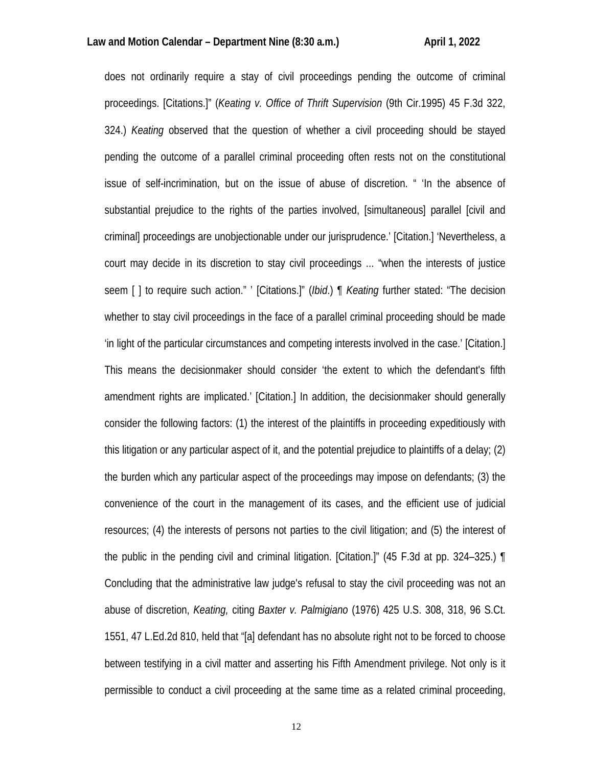does not ordinarily require a stay of civil proceedings pending the outcome of criminal proceedings. [Citations.]" (*Keating v. Office of Thrift Supervision* (9th Cir.1995) 45 F.3d 322, 324.) *Keating* observed that the question of whether a civil proceeding should be stayed pending the outcome of a parallel criminal proceeding often rests not on the constitutional issue of self-incrimination, but on the issue of abuse of discretion. " 'In the absence of substantial prejudice to the rights of the parties involved, [simultaneous] parallel [civil and criminal] proceedings are unobjectionable under our jurisprudence.' [Citation.] 'Nevertheless, a court may decide in its discretion to stay civil proceedings ... "when the interests of justice seem [ ] to require such action." ' [Citations.]" (*Ibid*.) ¶ *Keating* further stated: "The decision whether to stay civil proceedings in the face of a parallel criminal proceeding should be made 'in light of the particular circumstances and competing interests involved in the case.' [Citation.] This means the decisionmaker should consider 'the extent to which the defendant's fifth amendment rights are implicated.' [Citation.] In addition, the decisionmaker should generally consider the following factors: (1) the interest of the plaintiffs in proceeding expeditiously with this litigation or any particular aspect of it, and the potential prejudice to plaintiffs of a delay; (2) the burden which any particular aspect of the proceedings may impose on defendants; (3) the convenience of the court in the management of its cases, and the efficient use of judicial resources; (4) the interests of persons not parties to the civil litigation; and (5) the interest of the public in the pending civil and criminal litigation. [Citation.]" (45 F.3d at pp. 324–325.) ¶ Concluding that the administrative law judge's refusal to stay the civil proceeding was not an abuse of discretion, *Keating,* citing *Baxter v. Palmigiano* (1976) 425 U.S. 308, 318, 96 S.Ct. 1551, 47 L.Ed.2d 810, held that "[a] defendant has no absolute right not to be forced to choose between testifying in a civil matter and asserting his Fifth Amendment privilege. Not only is it permissible to conduct a civil proceeding at the same time as a related criminal proceeding,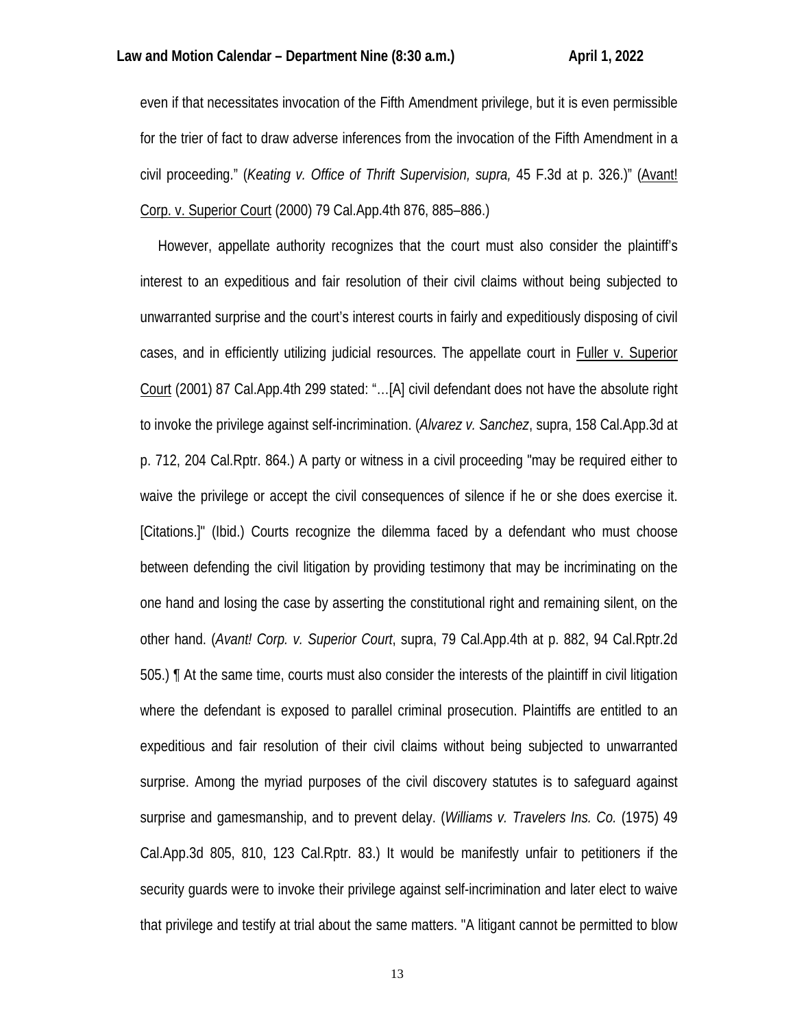even if that necessitates invocation of the Fifth Amendment privilege, but it is even permissible for the trier of fact to draw adverse inferences from the invocation of the Fifth Amendment in a civil proceeding." (*Keating v. Office of Thrift Supervision, supra,* 45 F.3d at p. 326.)" (Avant! Corp. v. Superior Court (2000) 79 Cal.App.4th 876, 885–886.)

However, appellate authority recognizes that the court must also consider the plaintiff's interest to an expeditious and fair resolution of their civil claims without being subjected to unwarranted surprise and the court's interest courts in fairly and expeditiously disposing of civil cases, and in efficiently utilizing judicial resources. The appellate court in Fuller v. Superior Court (2001) 87 Cal.App.4th 299 stated: "…[A] civil defendant does not have the absolute right to invoke the privilege against self-incrimination. (*Alvarez v. Sanchez*, supra, 158 Cal.App.3d at p. 712, 204 Cal.Rptr. 864.) A party or witness in a civil proceeding "may be required either to waive the privilege or accept the civil consequences of silence if he or she does exercise it. [Citations.]" (Ibid.) Courts recognize the dilemma faced by a defendant who must choose between defending the civil litigation by providing testimony that may be incriminating on the one hand and losing the case by asserting the constitutional right and remaining silent, on the other hand. (*Avant! Corp. v. Superior Court*, supra, 79 Cal.App.4th at p. 882, 94 Cal.Rptr.2d 505.) ¶ At the same time, courts must also consider the interests of the plaintiff in civil litigation where the defendant is exposed to parallel criminal prosecution. Plaintiffs are entitled to an expeditious and fair resolution of their civil claims without being subjected to unwarranted surprise. Among the myriad purposes of the civil discovery statutes is to safeguard against surprise and gamesmanship, and to prevent delay. (*Williams v. Travelers Ins. Co.* (1975) 49 Cal.App.3d 805, 810, 123 Cal.Rptr. 83.) It would be manifestly unfair to petitioners if the security guards were to invoke their privilege against self-incrimination and later elect to waive that privilege and testify at trial about the same matters. "A litigant cannot be permitted to blow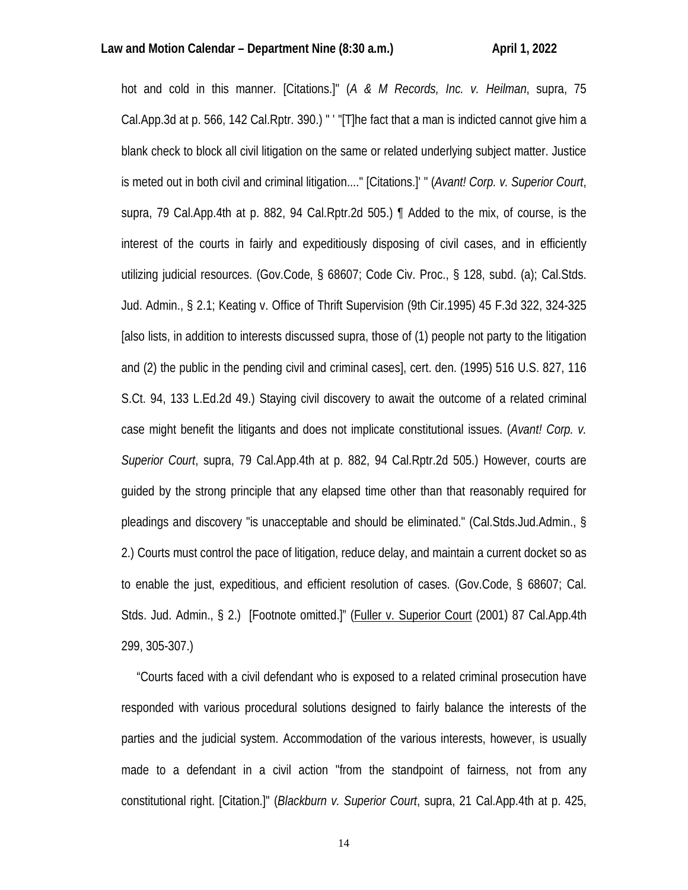hot and cold in this manner. [Citations.]" (*A & M Records, Inc. v. Heilman*, supra, 75 Cal.App.3d at p. 566, 142 Cal.Rptr. 390.) " ' "[T]he fact that a man is indicted cannot give him a blank check to block all civil litigation on the same or related underlying subject matter. Justice is meted out in both civil and criminal litigation...." [Citations.]' " (*Avant! Corp. v. Superior Court*, supra, 79 Cal.App.4th at p. 882, 94 Cal.Rptr.2d 505.) ¶ Added to the mix, of course, is the interest of the courts in fairly and expeditiously disposing of civil cases, and in efficiently utilizing judicial resources. (Gov.Code, § 68607; Code Civ. Proc., § 128, subd. (a); Cal.Stds. Jud. Admin., § 2.1; Keating v. Office of Thrift Supervision (9th Cir.1995) 45 F.3d 322, 324-325 [also lists, in addition to interests discussed supra, those of (1) people not party to the litigation and (2) the public in the pending civil and criminal cases], cert. den. (1995) 516 U.S. 827, 116 S.Ct. 94, 133 L.Ed.2d 49.) Staying civil discovery to await the outcome of a related criminal case might benefit the litigants and does not implicate constitutional issues. (*Avant! Corp. v. Superior Court*, supra, 79 Cal.App.4th at p. 882, 94 Cal.Rptr.2d 505.) However, courts are guided by the strong principle that any elapsed time other than that reasonably required for pleadings and discovery "is unacceptable and should be eliminated." (Cal.Stds.Jud.Admin., § 2.) Courts must control the pace of litigation, reduce delay, and maintain a current docket so as to enable the just, expeditious, and efficient resolution of cases. (Gov.Code, § 68607; Cal. Stds. Jud. Admin., § 2.) [Footnote omitted.]" (Fuller v. Superior Court (2001) 87 Cal.App.4th 299, 305-307.)

"Courts faced with a civil defendant who is exposed to a related criminal prosecution have responded with various procedural solutions designed to fairly balance the interests of the parties and the judicial system. Accommodation of the various interests, however, is usually made to a defendant in a civil action "from the standpoint of fairness, not from any constitutional right. [Citation.]" (*Blackburn v. Superior Court*, supra, 21 Cal.App.4th at p. 425,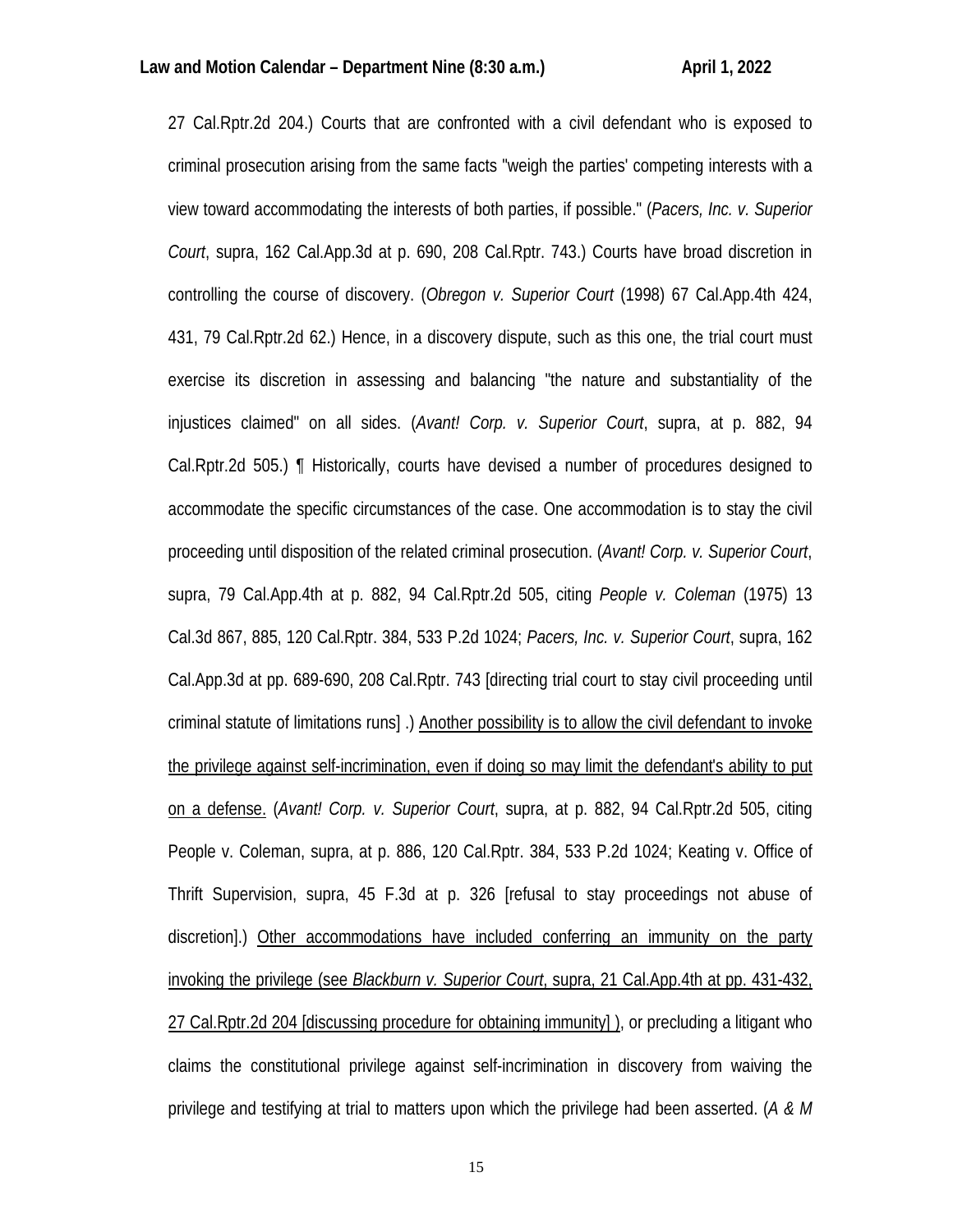27 Cal.Rptr.2d 204.) Courts that are confronted with a civil defendant who is exposed to criminal prosecution arising from the same facts "weigh the parties' competing interests with a view toward accommodating the interests of both parties, if possible." (*Pacers, Inc. v. Superior Court*, supra, 162 Cal.App.3d at p. 690, 208 Cal.Rptr. 743.) Courts have broad discretion in controlling the course of discovery. (*Obregon v. Superior Court* (1998) 67 Cal.App.4th 424, 431, 79 Cal.Rptr.2d 62.) Hence, in a discovery dispute, such as this one, the trial court must exercise its discretion in assessing and balancing "the nature and substantiality of the injustices claimed" on all sides. (*Avant! Corp. v. Superior Court*, supra, at p. 882, 94 Cal.Rptr.2d 505.) ¶ Historically, courts have devised a number of procedures designed to accommodate the specific circumstances of the case. One accommodation is to stay the civil proceeding until disposition of the related criminal prosecution. (*Avant! Corp. v. Superior Court*, supra, 79 Cal.App.4th at p. 882, 94 Cal.Rptr.2d 505, citing *People v. Coleman* (1975) 13 Cal.3d 867, 885, 120 Cal.Rptr. 384, 533 P.2d 1024; *Pacers, Inc. v. Superior Court*, supra, 162 Cal.App.3d at pp. 689-690, 208 Cal.Rptr. 743 [directing trial court to stay civil proceeding until criminal statute of limitations runs] .) <u>Another possibility is to allow the civil defendant to invoke the privilege against self-incrimination, even if doing so may limit the defendant's ability to put on a defense.</u> (*Avant! Corp. v. Superior Court*, supra, at p. 882, 94 Cal.Rptr.2d 505, citing People v. Coleman, supra, at p. 886, 120 Cal.Rptr. 384, 533 P.2d 1024; Keating v. Office of Thrift Supervision, supra, 45 F.3d at p. 326 [refusal to stay proceedings not abuse of discretion].) <u>Other accommodations have included conferring an immunity on the party invoking the privilege (see *Blackburn v. Superior Court*, supra, 21 Cal.App.4th at pp. 431-432, 27 Cal.Rptr.2d 204 [discussing procedure for obtaining immunity] )</u>, or precluding a litigant who claims the constitutional privilege against self-incrimination in discovery from waiving the privilege and testifying at trial to matters upon which the privilege had been asserted. (*A & M*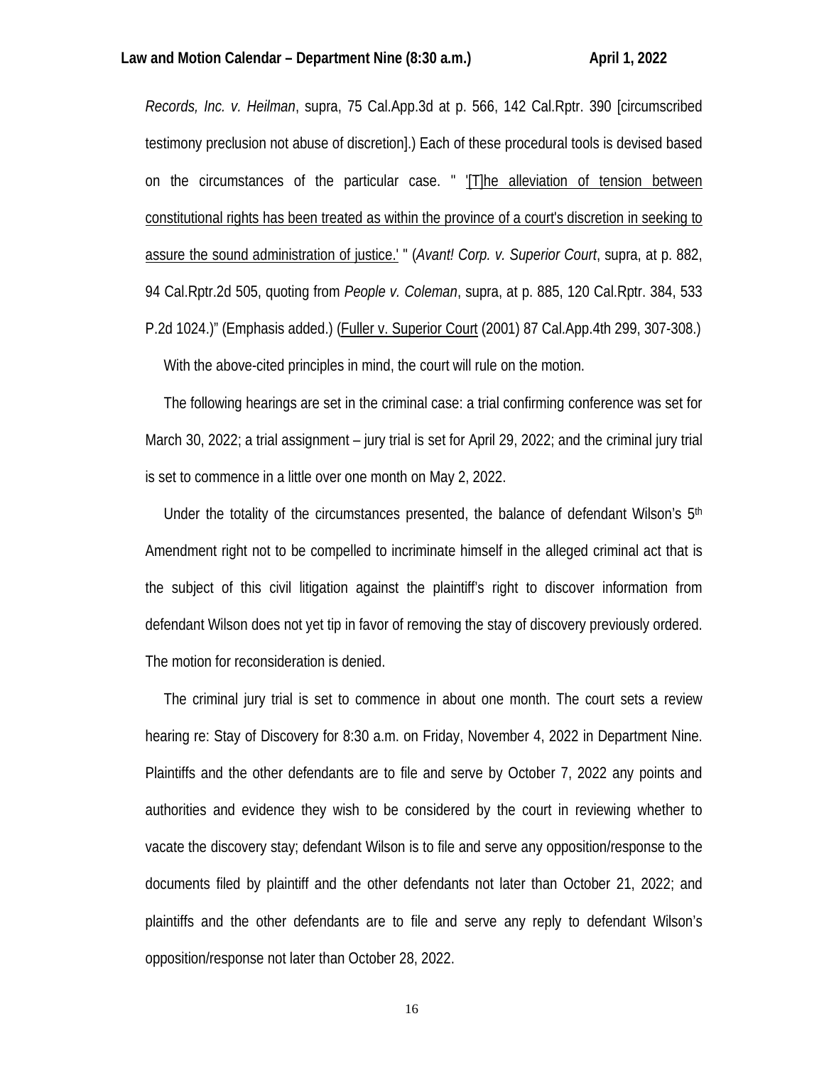*Records, Inc. v. Heilman*, supra, 75 Cal.App.3d at p. 566, 142 Cal.Rptr. 390 [circumscribed testimony preclusion not abuse of discretion].) Each of these procedural tools is devised based on the circumstances of the particular case. " '[T]he alleviation of tension between constitutional rights has been treated as within the province of a court's discretion in seeking to assure the sound administration of justice.' " (*Avant! Corp. v. Superior Court*, supra, at p. 882, 94 Cal.Rptr.2d 505, quoting from *People v. Coleman*, supra, at p. 885, 120 Cal.Rptr. 384, 533 P.2d 1024.)" (Emphasis added.) (Fuller v. Superior Court (2001) 87 Cal.App.4th 299, 307-308.)

With the above-cited principles in mind, the court will rule on the motion.

The following hearings are set in the criminal case: a trial confirming conference was set for March 30, 2022; a trial assignment – jury trial is set for April 29, 2022; and the criminal jury trial is set to commence in a little over one month on May 2, 2022.

Under the totality of the circumstances presented, the balance of defendant Wilson's 5th Amendment right not to be compelled to incriminate himself in the alleged criminal act that is the subject of this civil litigation against the plaintiff's right to discover information from defendant Wilson does not yet tip in favor of removing the stay of discovery previously ordered. The motion for reconsideration is denied.

The criminal jury trial is set to commence in about one month. The court sets a review hearing re: Stay of Discovery for 8:30 a.m. on Friday, November 4, 2022 in Department Nine. Plaintiffs and the other defendants are to file and serve by October 7, 2022 any points and authorities and evidence they wish to be considered by the court in reviewing whether to vacate the discovery stay; defendant Wilson is to file and serve any opposition/response to the documents filed by plaintiff and the other defendants not later than October 21, 2022; and plaintiffs and the other defendants are to file and serve any reply to defendant Wilson's opposition/response not later than October 28, 2022.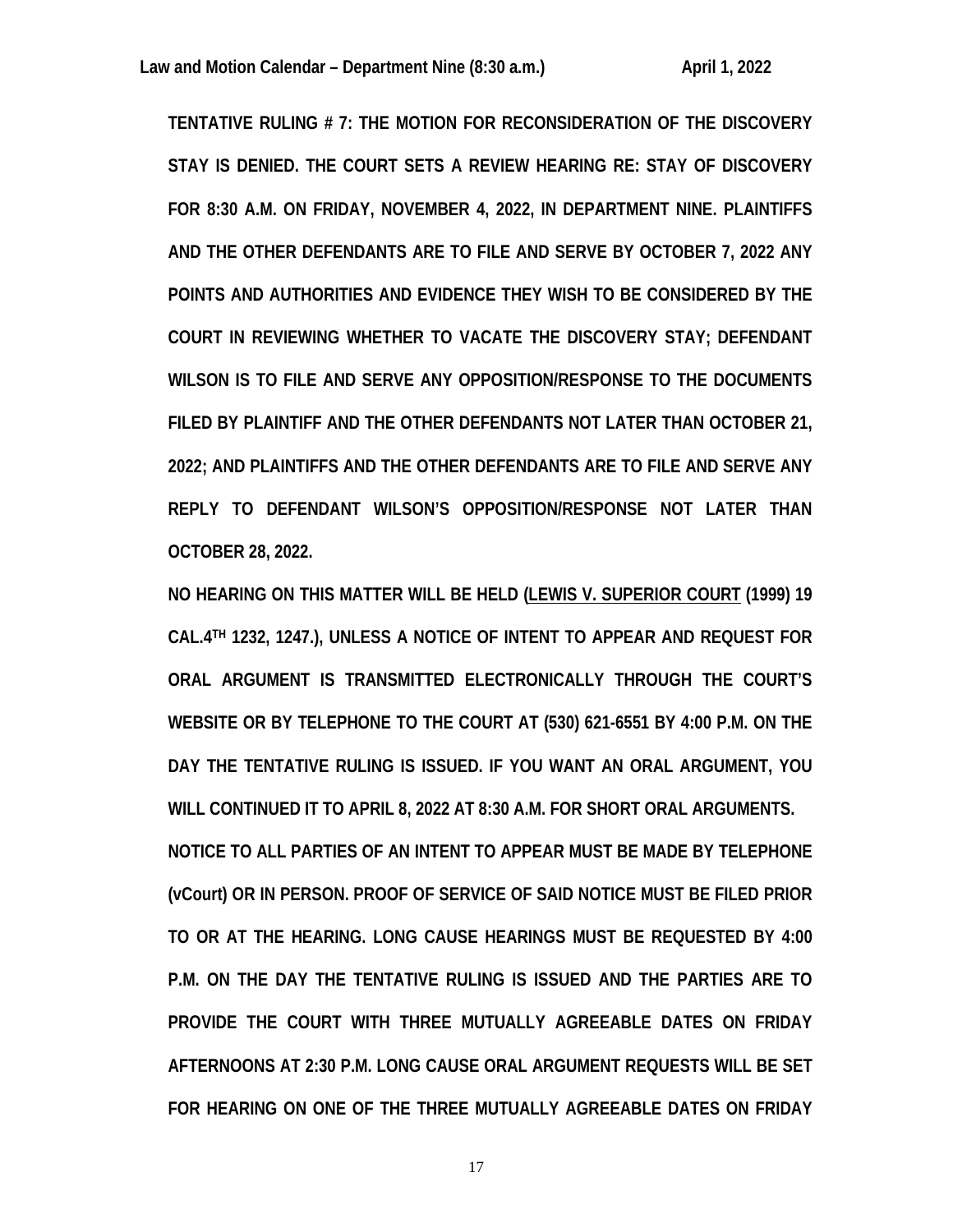**TENTATIVE RULING # 7: THE MOTION FOR RECONSIDERATION OF THE DISCOVERY STAY IS DENIED. THE COURT SETS A REVIEW HEARING RE: STAY OF DISCOVERY FOR 8:30 A.M. ON FRIDAY, NOVEMBER 4, 2022, IN DEPARTMENT NINE. PLAINTIFFS AND THE OTHER DEFENDANTS ARE TO FILE AND SERVE BY OCTOBER 7, 2022 ANY POINTS AND AUTHORITIES AND EVIDENCE THEY WISH TO BE CONSIDERED BY THE COURT IN REVIEWING WHETHER TO VACATE THE DISCOVERY STAY; DEFENDANT WILSON IS TO FILE AND SERVE ANY OPPOSITION/RESPONSE TO THE DOCUMENTS FILED BY PLAINTIFF AND THE OTHER DEFENDANTS NOT LATER THAN OCTOBER 21, 2022; AND PLAINTIFFS AND THE OTHER DEFENDANTS ARE TO FILE AND SERVE ANY REPLY TO DEFENDANT WILSON'S OPPOSITION/RESPONSE NOT LATER THAN OCTOBER 28, 2022.**

**NO HEARING ON THIS MATTER WILL BE HELD (LEWIS V. SUPERIOR COURT (1999) 19 CAL.4TH 1232, 1247.), UNLESS A NOTICE OF INTENT TO APPEAR AND REQUEST FOR ORAL ARGUMENT IS TRANSMITTED ELECTRONICALLY THROUGH THE COURT'S WEBSITE OR BY TELEPHONE TO THE COURT AT (530) 621-6551 BY 4:00 P.M. ON THE DAY THE TENTATIVE RULING IS ISSUED. IF YOU WANT AN ORAL ARGUMENT, YOU WILL CONTINUED IT TO APRIL 8, 2022 AT 8:30 A.M. FOR SHORT ORAL ARGUMENTS. NOTICE TO ALL PARTIES OF AN INTENT TO APPEAR MUST BE MADE BY TELEPHONE (vCourt) OR IN PERSON. PROOF OF SERVICE OF SAID NOTICE MUST BE FILED PRIOR TO OR AT THE HEARING. LONG CAUSE HEARINGS MUST BE REQUESTED BY 4:00 P.M. ON THE DAY THE TENTATIVE RULING IS ISSUED AND THE PARTIES ARE TO PROVIDE THE COURT WITH THREE MUTUALLY AGREEABLE DATES ON FRIDAY AFTERNOONS AT 2:30 P.M. LONG CAUSE ORAL ARGUMENT REQUESTS WILL BE SET FOR HEARING ON ONE OF THE THREE MUTUALLY AGREEABLE DATES ON FRIDAY**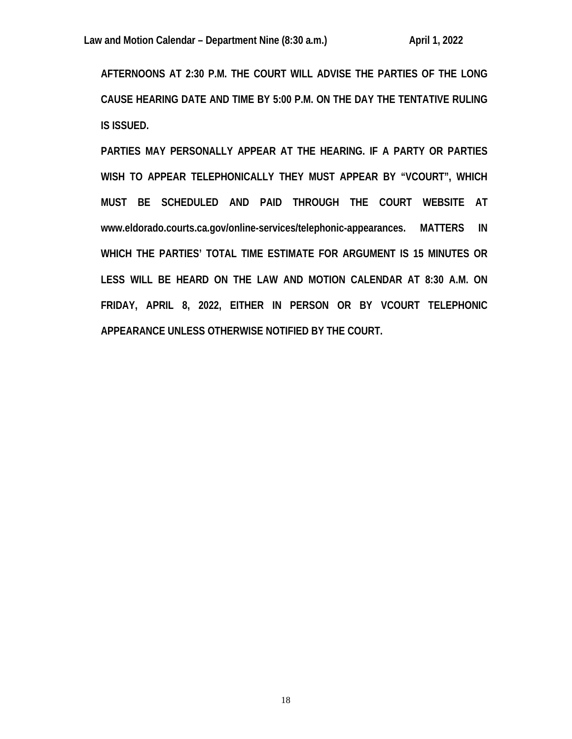**AFTERNOONS AT 2:30 P.M. THE COURT WILL ADVISE THE PARTIES OF THE LONG CAUSE HEARING DATE AND TIME BY 5:00 P.M. ON THE DAY THE TENTATIVE RULING IS ISSUED.**

**PARTIES MAY PERSONALLY APPEAR AT THE HEARING. IF A PARTY OR PARTIES WISH TO APPEAR TELEPHONICALLY THEY MUST APPEAR BY "VCOURT", WHICH MUST BE SCHEDULED AND PAID THROUGH THE COURT WEBSITE AT www.eldorado.courts.ca.gov/online-services/telephonic-appearances. MATTERS IN WHICH THE PARTIES' TOTAL TIME ESTIMATE FOR ARGUMENT IS 15 MINUTES OR LESS WILL BE HEARD ON THE LAW AND MOTION CALENDAR AT 8:30 A.M. ON FRIDAY, APRIL 8, 2022, EITHER IN PERSON OR BY VCOURT TELEPHONIC APPEARANCE UNLESS OTHERWISE NOTIFIED BY THE COURT.**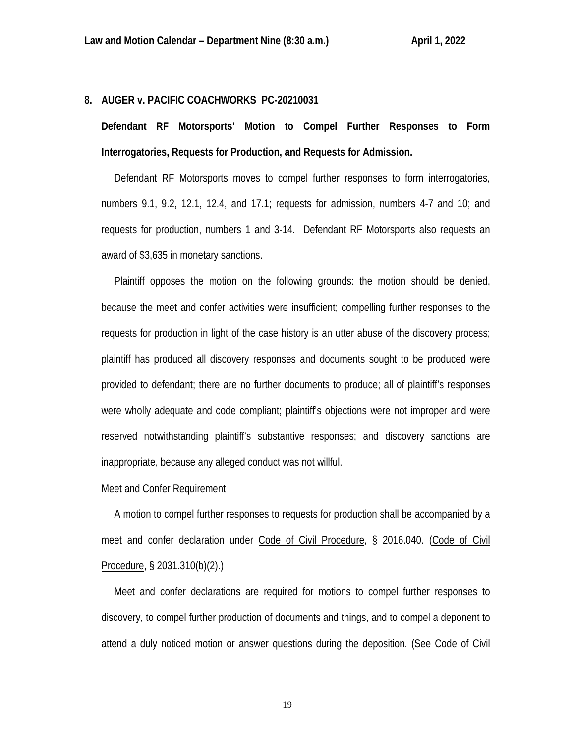**8. AUGER v. PACIFIC COACHWORKS PC-20210031**

**Defendant RF Motorsports' Motion to Compel Further Responses to Form Interrogatories, Requests for Production, and Requests for Admission.**

Defendant RF Motorsports moves to compel further responses to form interrogatories, numbers 9.1, 9.2, 12.1, 12.4, and 17.1; requests for admission, numbers 4-7 and 10; and requests for production, numbers 1 and 3-14. Defendant RF Motorsports also requests an award of $3,635 in monetary sanctions.

Plaintiff opposes the motion on the following grounds: the motion should be denied, because the meet and confer activities were insufficient; compelling further responses to the requests for production in light of the case history is an utter abuse of the discovery process; plaintiff has produced all discovery responses and documents sought to be produced were provided to defendant; there are no further documents to produce; all of plaintiff's responses were wholly adequate and code compliant; plaintiff's objections were not improper and were reserved notwithstanding plaintiff's substantive responses; and discovery sanctions are inappropriate, because any alleged conduct was not willful.

Meet and Confer Requirement

A motion to compel further responses to requests for production shall be accompanied by a meet and confer declaration under Code of Civil Procedure, § 2016.040. (Code of Civil Procedure, § 2031.310(b)(2).)

Meet and confer declarations are required for motions to compel further responses to discovery, to compel further production of documents and things, and to compel a deponent to attend a duly noticed motion or answer questions during the deposition. (See Code of Civil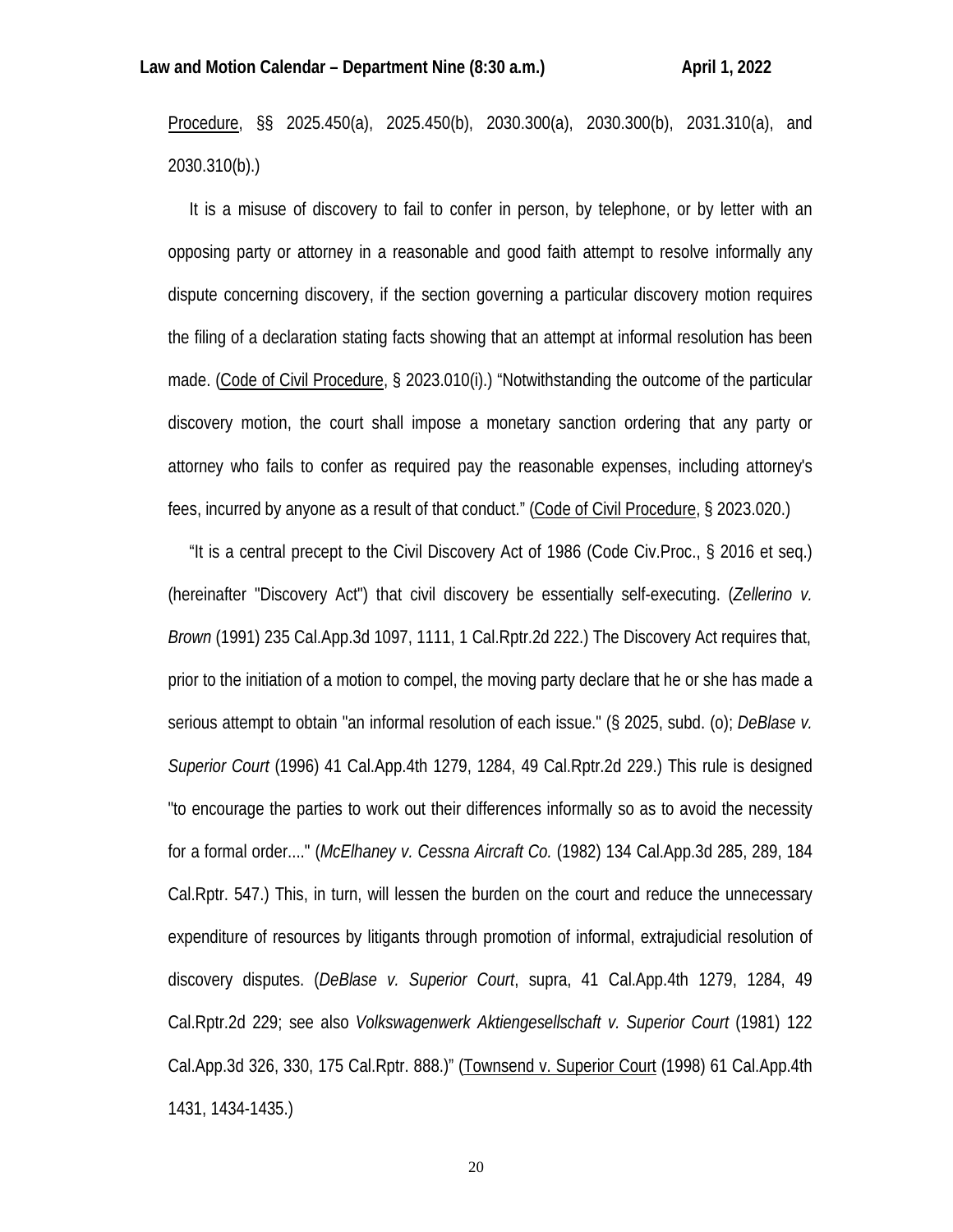Procedure, §§ 2025.450(a), 2025.450(b), 2030.300(a), 2030.300(b), 2031.310(a), and 2030.310(b).)

It is a misuse of discovery to fail to confer in person, by telephone, or by letter with an opposing party or attorney in a reasonable and good faith attempt to resolve informally any dispute concerning discovery, if the section governing a particular discovery motion requires the filing of a declaration stating facts showing that an attempt at informal resolution has been made. (Code of Civil Procedure, § 2023.010(i).) "Notwithstanding the outcome of the particular discovery motion, the court shall impose a monetary sanction ordering that any party or attorney who fails to confer as required pay the reasonable expenses, including attorney's fees, incurred by anyone as a result of that conduct." (Code of Civil Procedure, § 2023.020.)

"It is a central precept to the Civil Discovery Act of 1986 (Code Civ.Proc., § 2016 et seq.) (hereinafter "Discovery Act") that civil discovery be essentially self-executing. (*Zellerino v. Brown* (1991) 235 Cal.App.3d 1097, 1111, 1 Cal.Rptr.2d 222.) The Discovery Act requires that, prior to the initiation of a motion to compel, the moving party declare that he or she has made a serious attempt to obtain "an informal resolution of each issue." (§ 2025, subd. (o); *DeBlase v. Superior Court* (1996) 41 Cal.App.4th 1279, 1284, 49 Cal.Rptr.2d 229.) This rule is designed "to encourage the parties to work out their differences informally so as to avoid the necessity for a formal order...." (*McElhaney v. Cessna Aircraft Co.* (1982) 134 Cal.App.3d 285, 289, 184 Cal.Rptr. 547.) This, in turn, will lessen the burden on the court and reduce the unnecessary expenditure of resources by litigants through promotion of informal, extrajudicial resolution of discovery disputes. (*DeBlase v. Superior Court*, supra, 41 Cal.App.4th 1279, 1284, 49 Cal.Rptr.2d 229; see also *Volkswagenwerk Aktiengesellschaft v. Superior Court* (1981) 122 Cal.App.3d 326, 330, 175 Cal.Rptr. 888.)" (Townsend v. Superior Court (1998) 61 Cal.App.4th 1431, 1434-1435.)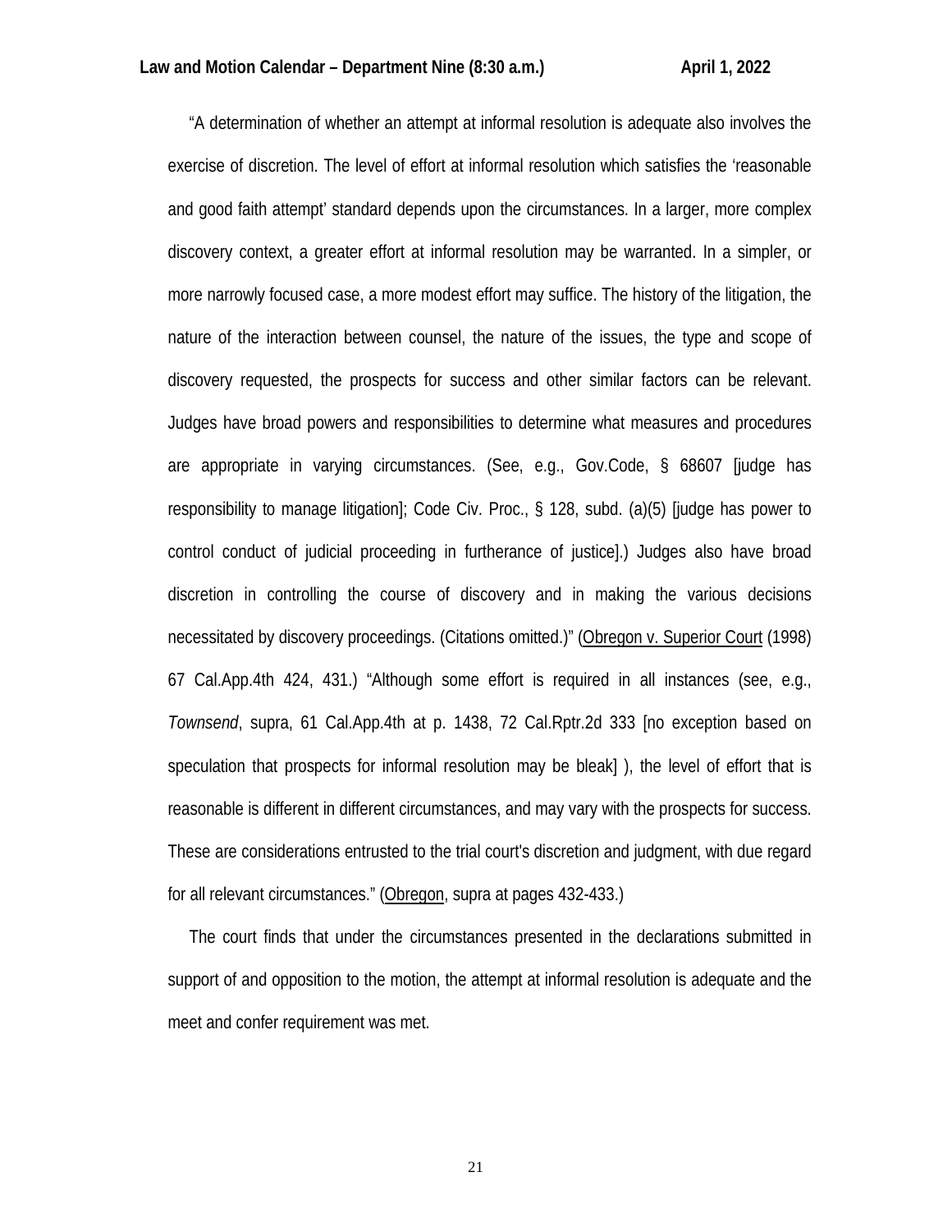"A determination of whether an attempt at informal resolution is adequate also involves the exercise of discretion. The level of effort at informal resolution which satisfies the 'reasonable and good faith attempt' standard depends upon the circumstances. In a larger, more complex discovery context, a greater effort at informal resolution may be warranted. In a simpler, or more narrowly focused case, a more modest effort may suffice. The history of the litigation, the nature of the interaction between counsel, the nature of the issues, the type and scope of discovery requested, the prospects for success and other similar factors can be relevant. Judges have broad powers and responsibilities to determine what measures and procedures are appropriate in varying circumstances. (See, e.g., Gov.Code, § 68607 [judge has responsibility to manage litigation]; Code Civ. Proc., § 128, subd. (a)(5) [judge has power to control conduct of judicial proceeding in furtherance of justice].) Judges also have broad discretion in controlling the course of discovery and in making the various decisions necessitated by discovery proceedings. (Citations omitted.)" (Obregon v. Superior Court (1998) 67 Cal.App.4th 424, 431.) "Although some effort is required in all instances (see, e.g., *Townsend*, supra, 61 Cal.App.4th at p. 1438, 72 Cal.Rptr.2d 333 [no exception based on speculation that prospects for informal resolution may be bleak] ), the level of effort that is reasonable is different in different circumstances, and may vary with the prospects for success. These are considerations entrusted to the trial court's discretion and judgment, with due regard for all relevant circumstances." (Obregon, supra at pages 432-433.)

The court finds that under the circumstances presented in the declarations submitted in support of and opposition to the motion, the attempt at informal resolution is adequate and the meet and confer requirement was met.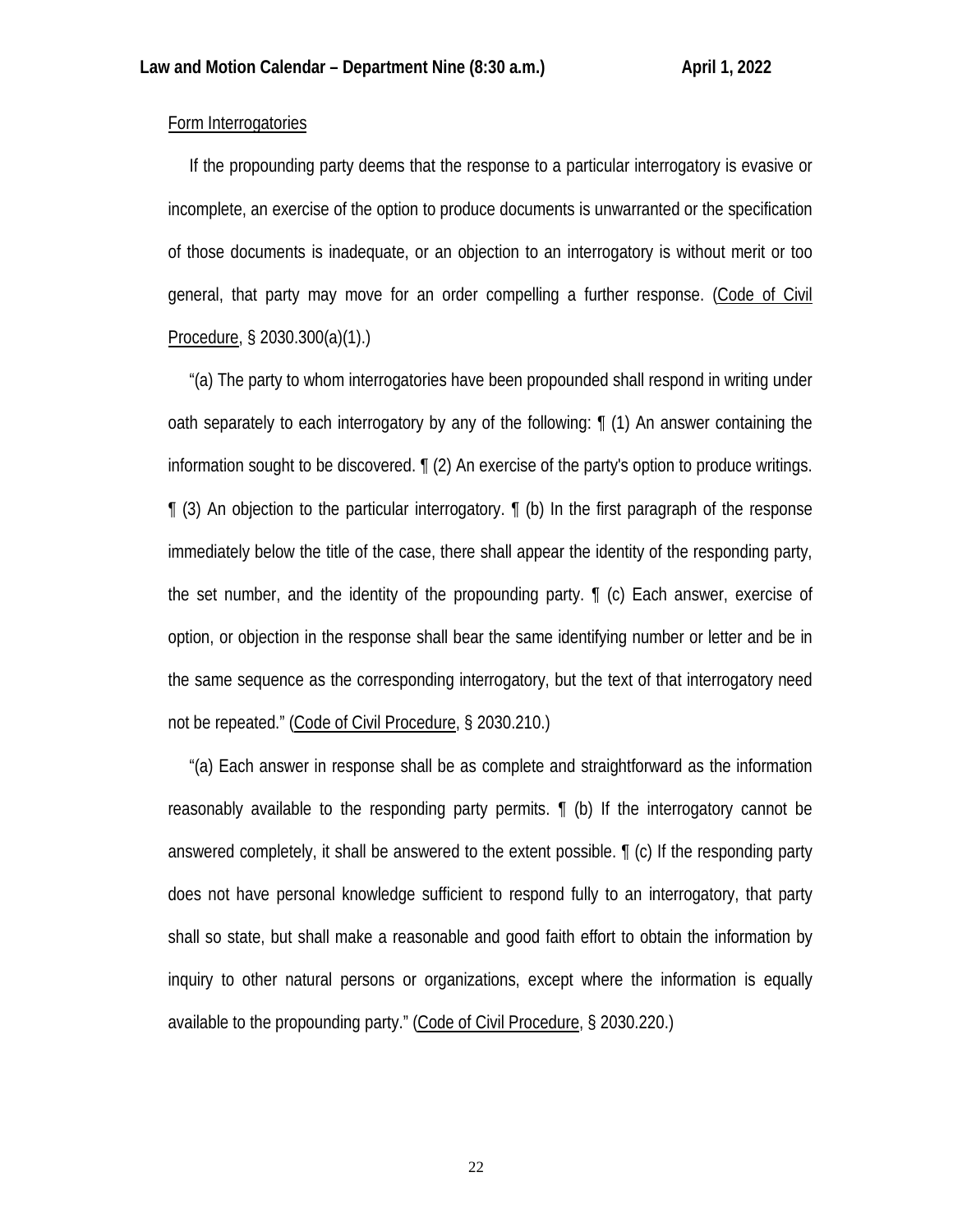Form Interrogatories

If the propounding party deems that the response to a particular interrogatory is evasive or incomplete, an exercise of the option to produce documents is unwarranted or the specification of those documents is inadequate, or an objection to an interrogatory is without merit or too general, that party may move for an order compelling a further response. (Code of Civil Procedure, § 2030.300(a)(1).)

"(a) The party to whom interrogatories have been propounded shall respond in writing under oath separately to each interrogatory by any of the following: ¶ (1) An answer containing the information sought to be discovered. ¶ (2) An exercise of the party's option to produce writings. ¶ (3) An objection to the particular interrogatory. ¶ (b) In the first paragraph of the response immediately below the title of the case, there shall appear the identity of the responding party, the set number, and the identity of the propounding party. ¶ (c) Each answer, exercise of option, or objection in the response shall bear the same identifying number or letter and be in the same sequence as the corresponding interrogatory, but the text of that interrogatory need not be repeated." (Code of Civil Procedure, § 2030.210.)

"(a) Each answer in response shall be as complete and straightforward as the information reasonably available to the responding party permits. ¶ (b) If the interrogatory cannot be answered completely, it shall be answered to the extent possible. ¶ (c) If the responding party does not have personal knowledge sufficient to respond fully to an interrogatory, that party shall so state, but shall make a reasonable and good faith effort to obtain the information by inquiry to other natural persons or organizations, except where the information is equally available to the propounding party." (Code of Civil Procedure, § 2030.220.)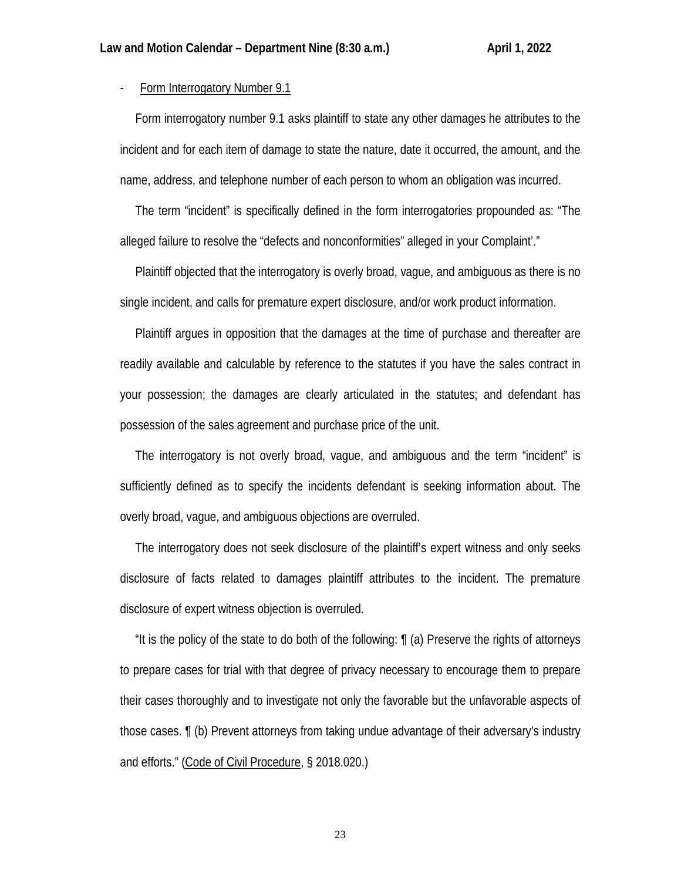- Form Interrogatory Number 9.1

Form interrogatory number 9.1 asks plaintiff to state any other damages he attributes to the incident and for each item of damage to state the nature, date it occurred, the amount, and the name, address, and telephone number of each person to whom an obligation was incurred.

The term "incident" is specifically defined in the form interrogatories propounded as: "The alleged failure to resolve the "defects and nonconformities" alleged in your Complaint'."

Plaintiff objected that the interrogatory is overly broad, vague, and ambiguous as there is no single incident, and calls for premature expert disclosure, and/or work product information.

Plaintiff argues in opposition that the damages at the time of purchase and thereafter are readily available and calculable by reference to the statutes if you have the sales contract in your possession; the damages are clearly articulated in the statutes; and defendant has possession of the sales agreement and purchase price of the unit.

The interrogatory is not overly broad, vague, and ambiguous and the term "incident" is sufficiently defined as to specify the incidents defendant is seeking information about. The overly broad, vague, and ambiguous objections are overruled.

The interrogatory does not seek disclosure of the plaintiff's expert witness and only seeks disclosure of facts related to damages plaintiff attributes to the incident. The premature disclosure of expert witness objection is overruled.

"It is the policy of the state to do both of the following: ¶ (a) Preserve the rights of attorneys to prepare cases for trial with that degree of privacy necessary to encourage them to prepare their cases thoroughly and to investigate not only the favorable but the unfavorable aspects of those cases. ¶ (b) Prevent attorneys from taking undue advantage of their adversary's industry and efforts." (Code of Civil Procedure, § 2018.020.)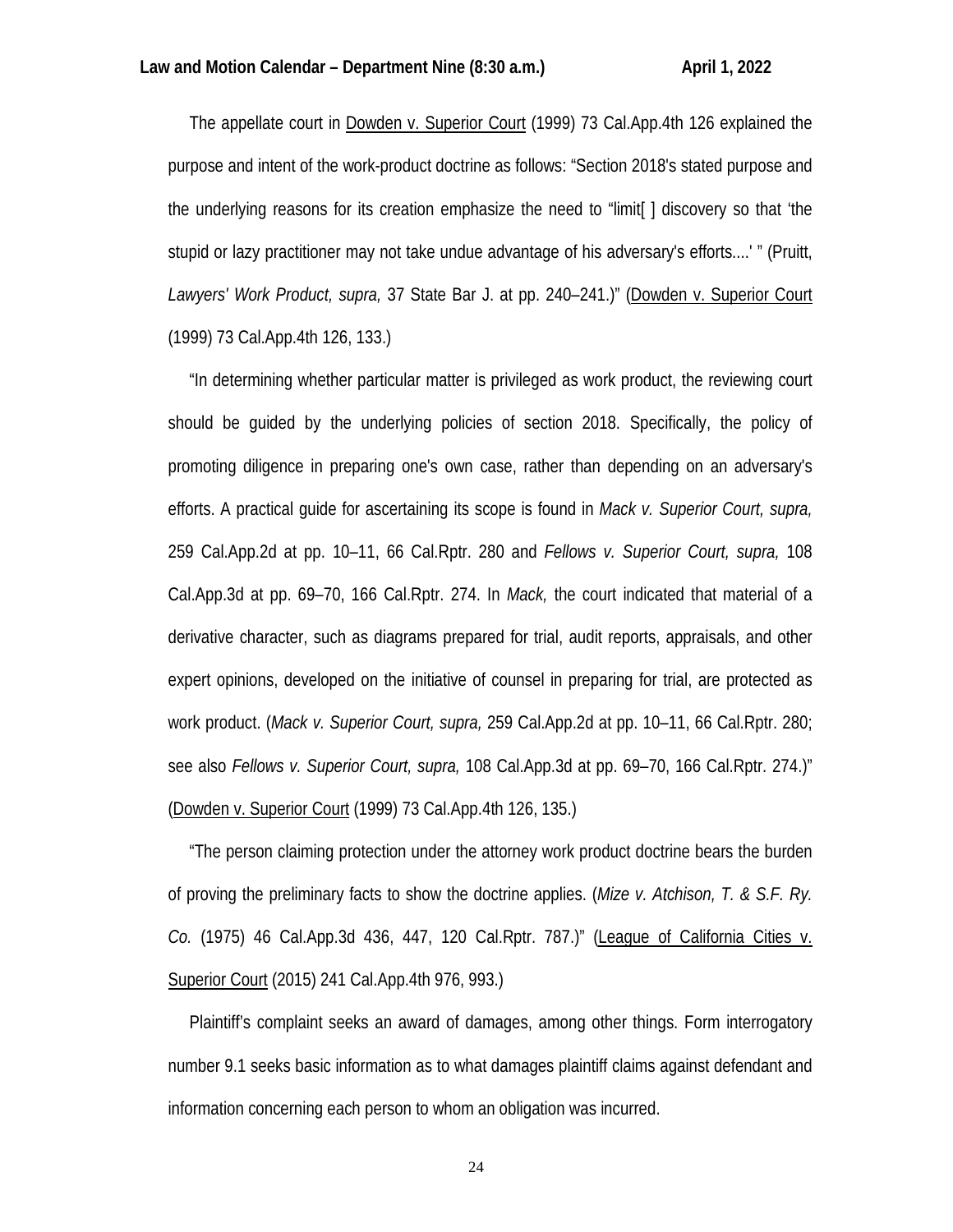The appellate court in Dowden v. Superior Court (1999) 73 Cal.App.4th 126 explained the purpose and intent of the work-product doctrine as follows: "Section 2018's stated purpose and the underlying reasons for its creation emphasize the need to "limit[ ] discovery so that 'the stupid or lazy practitioner may not take undue advantage of his adversary's efforts....' " (Pruitt, *Lawyers' Work Product, supra,* 37 State Bar J. at pp. 240–241.)" (Dowden v. Superior Court (1999) 73 Cal.App.4th 126, 133.)

"In determining whether particular matter is privileged as work product, the reviewing court should be guided by the underlying policies of section 2018. Specifically, the policy of promoting diligence in preparing one's own case, rather than depending on an adversary's efforts. A practical guide for ascertaining its scope is found in *Mack v. Superior Court, supra,* 259 Cal.App.2d at pp. 10–11, 66 Cal.Rptr. 280 and *Fellows v. Superior Court, supra,* 108 Cal.App.3d at pp. 69–70, 166 Cal.Rptr. 274. In *Mack,* the court indicated that material of a derivative character, such as diagrams prepared for trial, audit reports, appraisals, and other expert opinions, developed on the initiative of counsel in preparing for trial, are protected as work product. (*Mack v. Superior Court, supra,* 259 Cal.App.2d at pp. 10–11, 66 Cal.Rptr. 280; see also *Fellows v. Superior Court, supra,* 108 Cal.App.3d at pp. 69–70, 166 Cal.Rptr. 274.)" (Dowden v. Superior Court (1999) 73 Cal.App.4th 126, 135.)

"The person claiming protection under the attorney work product doctrine bears the burden of proving the preliminary facts to show the doctrine applies. (*Mize v. Atchison, T. & S.F. Ry. Co.* (1975) 46 Cal.App.3d 436, 447, 120 Cal.Rptr. 787.)" (League of California Cities v. Superior Court (2015) 241 Cal.App.4th 976, 993.)

Plaintiff's complaint seeks an award of damages, among other things. Form interrogatory number 9.1 seeks basic information as to what damages plaintiff claims against defendant and information concerning each person to whom an obligation was incurred.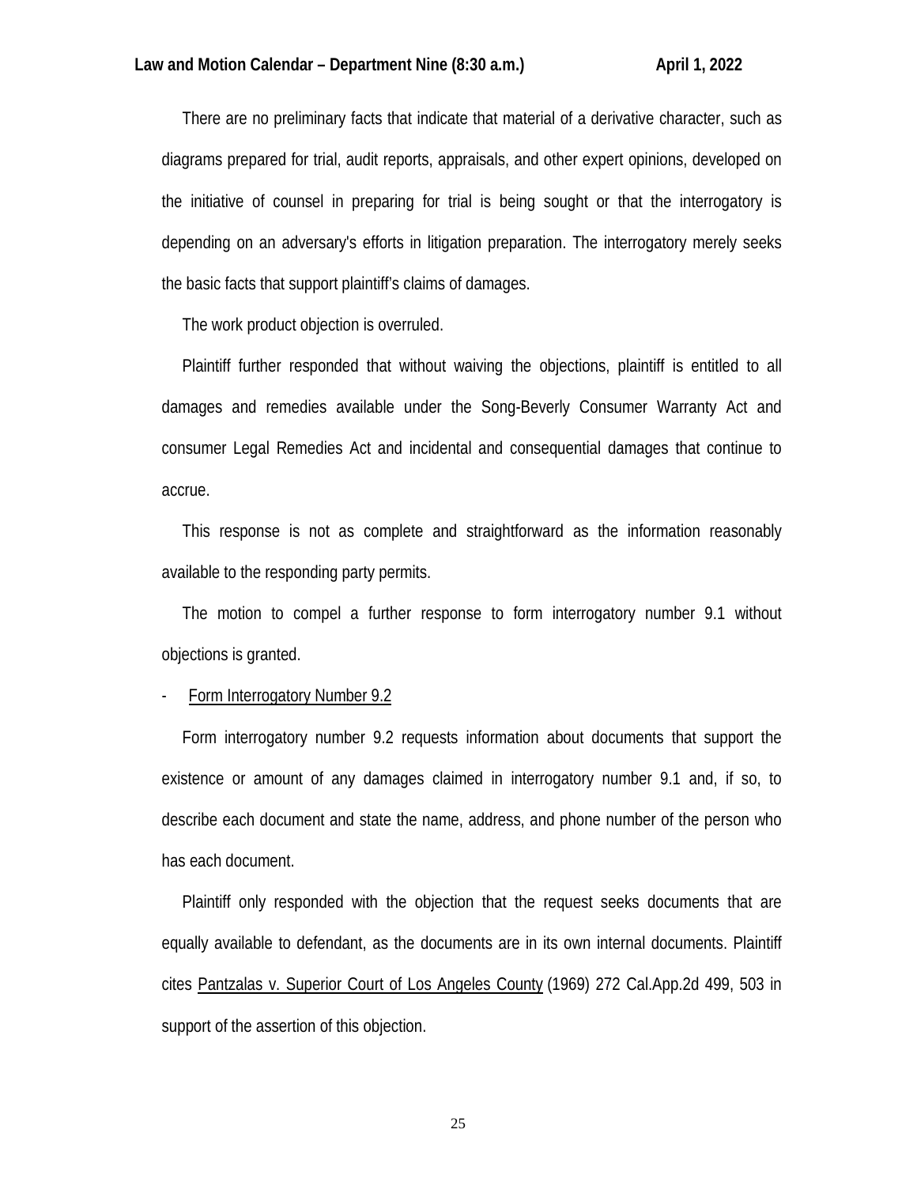There are no preliminary facts that indicate that material of a derivative character, such as diagrams prepared for trial, audit reports, appraisals, and other expert opinions, developed on the initiative of counsel in preparing for trial is being sought or that the interrogatory is depending on an adversary's efforts in litigation preparation. The interrogatory merely seeks the basic facts that support plaintiff's claims of damages.

The work product objection is overruled.

Plaintiff further responded that without waiving the objections, plaintiff is entitled to all damages and remedies available under the Song-Beverly Consumer Warranty Act and consumer Legal Remedies Act and incidental and consequential damages that continue to accrue.

This response is not as complete and straightforward as the information reasonably available to the responding party permits.

The motion to compel a further response to form interrogatory number 9.1 without objections is granted.

- Form Interrogatory Number 9.2

Form interrogatory number 9.2 requests information about documents that support the existence or amount of any damages claimed in interrogatory number 9.1 and, if so, to describe each document and state the name, address, and phone number of the person who has each document.

Plaintiff only responded with the objection that the request seeks documents that are equally available to defendant, as the documents are in its own internal documents. Plaintiff cites Pantzalas v. Superior Court of Los Angeles County (1969) 272 Cal.App.2d 499, 503 in support of the assertion of this objection.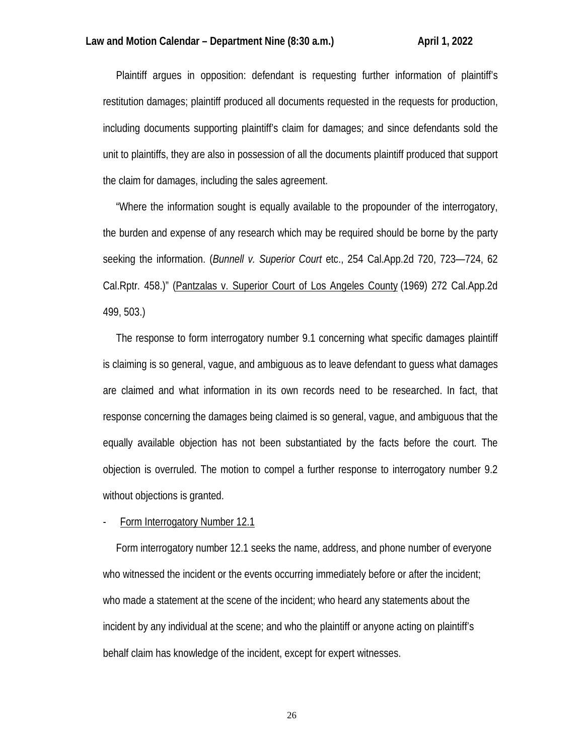Plaintiff argues in opposition: defendant is requesting further information of plaintiff's restitution damages; plaintiff produced all documents requested in the requests for production, including documents supporting plaintiff's claim for damages; and since defendants sold the unit to plaintiffs, they are also in possession of all the documents plaintiff produced that support the claim for damages, including the sales agreement.

"Where the information sought is equally available to the propounder of the interrogatory, the burden and expense of any research which may be required should be borne by the party seeking the information. (*Bunnell v. Superior Court* etc., 254 Cal.App.2d 720, 723—724, 62 Cal.Rptr. 458.)" (Pantzalas v. Superior Court of Los Angeles County (1969) 272 Cal.App.2d 499, 503.)

The response to form interrogatory number 9.1 concerning what specific damages plaintiff is claiming is so general, vague, and ambiguous as to leave defendant to guess what damages are claimed and what information in its own records need to be researched. In fact, that response concerning the damages being claimed is so general, vague, and ambiguous that the equally available objection has not been substantiated by the facts before the court. The objection is overruled. The motion to compel a further response to interrogatory number 9.2 without objections is granted.

- Form Interrogatory Number 12.1

Form interrogatory number 12.1 seeks the name, address, and phone number of everyone who witnessed the incident or the events occurring immediately before or after the incident; who made a statement at the scene of the incident; who heard any statements about the incident by any individual at the scene; and who the plaintiff or anyone acting on plaintiff's behalf claim has knowledge of the incident, except for expert witnesses.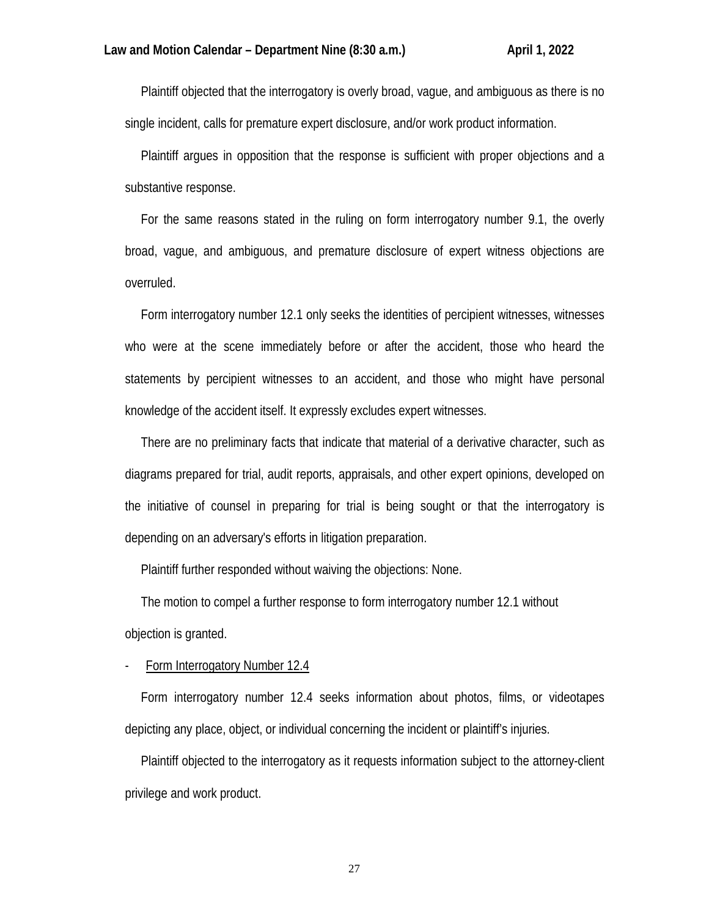Plaintiff objected that the interrogatory is overly broad, vague, and ambiguous as there is no single incident, calls for premature expert disclosure, and/or work product information.

Plaintiff argues in opposition that the response is sufficient with proper objections and a substantive response.

For the same reasons stated in the ruling on form interrogatory number 9.1, the overly broad, vague, and ambiguous, and premature disclosure of expert witness objections are overruled.

Form interrogatory number 12.1 only seeks the identities of percipient witnesses, witnesses who were at the scene immediately before or after the accident, those who heard the statements by percipient witnesses to an accident, and those who might have personal knowledge of the accident itself. It expressly excludes expert witnesses.

There are no preliminary facts that indicate that material of a derivative character, such as diagrams prepared for trial, audit reports, appraisals, and other expert opinions, developed on the initiative of counsel in preparing for trial is being sought or that the interrogatory is depending on an adversary's efforts in litigation preparation.

Plaintiff further responded without waiving the objections: None.

The motion to compel a further response to form interrogatory number 12.1 without objection is granted.

- <u>Form Interrogatory Number 12.4</u>

Form interrogatory number 12.4 seeks information about photos, films, or videotapes depicting any place, object, or individual concerning the incident or plaintiff's injuries.

Plaintiff objected to the interrogatory as it requests information subject to the attorney-client privilege and work product.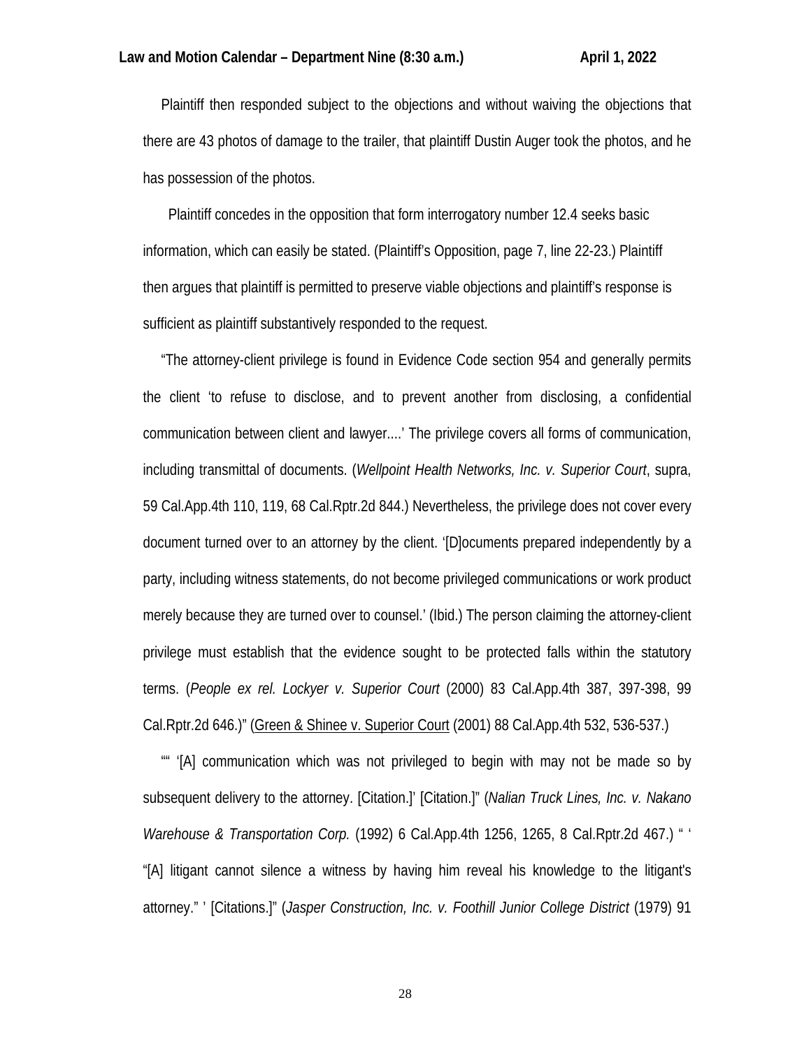Plaintiff then responded subject to the objections and without waiving the objections that there are 43 photos of damage to the trailer, that plaintiff Dustin Auger took the photos, and he has possession of the photos.

Plaintiff concedes in the opposition that form interrogatory number 12.4 seeks basic information, which can easily be stated. (Plaintiff's Opposition, page 7, line 22-23.) Plaintiff then argues that plaintiff is permitted to preserve viable objections and plaintiff's response is sufficient as plaintiff substantively responded to the request.

"The attorney-client privilege is found in Evidence Code section 954 and generally permits the client 'to refuse to disclose, and to prevent another from disclosing, a confidential communication between client and lawyer....' The privilege covers all forms of communication, including transmittal of documents. (*Wellpoint Health Networks, Inc. v. Superior Court*, supra, 59 Cal.App.4th 110, 119, 68 Cal.Rptr.2d 844.) Nevertheless, the privilege does not cover every document turned over to an attorney by the client. '[D]ocuments prepared independently by a party, including witness statements, do not become privileged communications or work product merely because they are turned over to counsel.' (Ibid.) The person claiming the attorney-client privilege must establish that the evidence sought to be protected falls within the statutory terms. (*People ex rel. Lockyer v. Superior Court* (2000) 83 Cal.App.4th 387, 397-398, 99 Cal.Rptr.2d 646.)" (Green & Shinee v. Superior Court (2001) 88 Cal.App.4th 532, 536-537.)

"" '[A] communication which was not privileged to begin with may not be made so by subsequent delivery to the attorney. [Citation.]' [Citation.]" (*Nalian Truck Lines, Inc. v. Nakano Warehouse & Transportation Corp.* (1992) 6 Cal.App.4th 1256, 1265, 8 Cal.Rptr.2d 467.) " ' "[A] litigant cannot silence a witness by having him reveal his knowledge to the litigant's attorney." ' [Citations.]" (*Jasper Construction, Inc. v. Foothill Junior College District* (1979) 91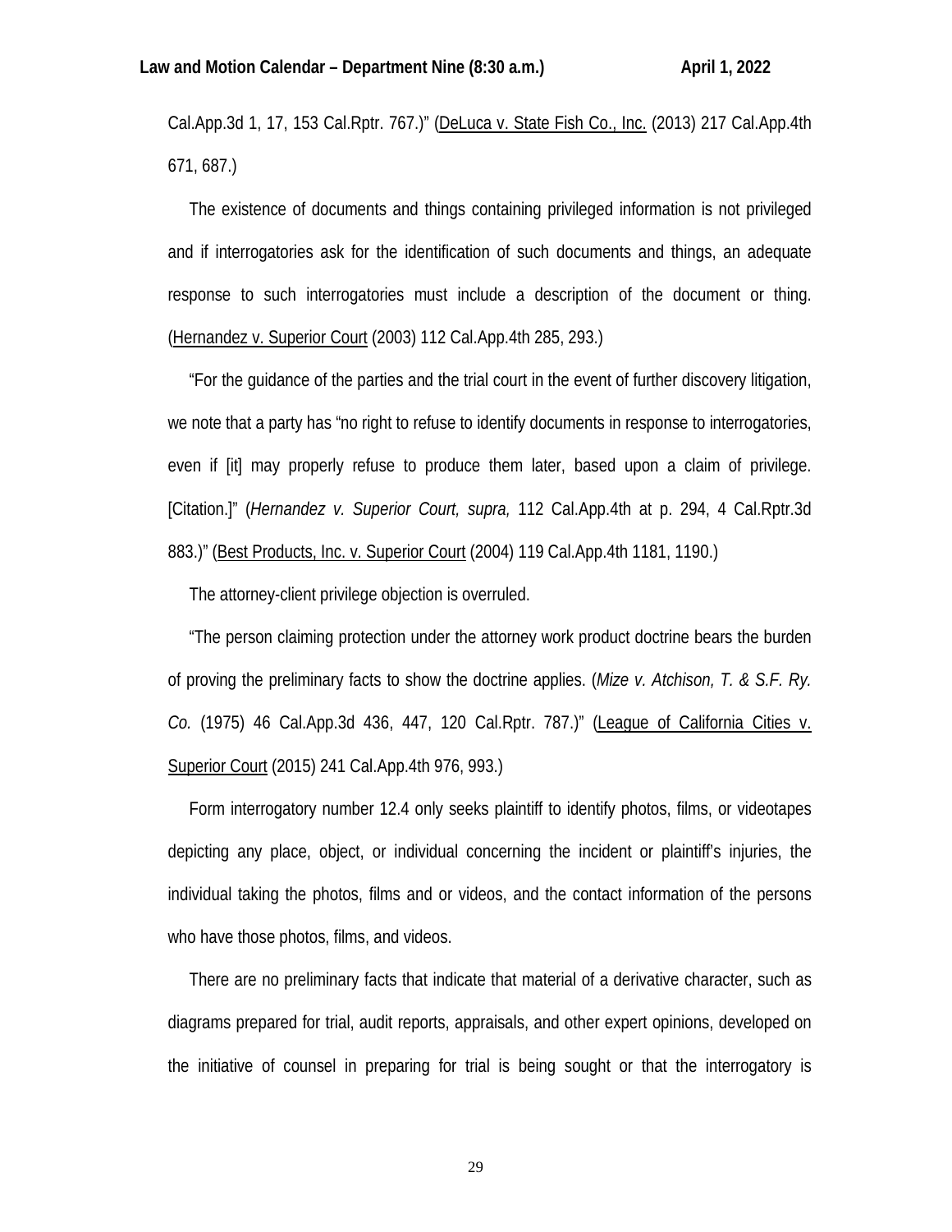Cal.App.3d 1, 17, 153 Cal.Rptr. 767.)" (DeLuca v. State Fish Co., Inc. (2013) 217 Cal.App.4th 671, 687.)

The existence of documents and things containing privileged information is not privileged and if interrogatories ask for the identification of such documents and things, an adequate response to such interrogatories must include a description of the document or thing. (Hernandez v. Superior Court (2003) 112 Cal.App.4th 285, 293.)

"For the guidance of the parties and the trial court in the event of further discovery litigation, we note that a party has "no right to refuse to identify documents in response to interrogatories, even if [it] may properly refuse to produce them later, based upon a claim of privilege. [Citation.]" (*Hernandez v. Superior Court, supra,* 112 Cal.App.4th at p. 294, 4 Cal.Rptr.3d 883.)" (Best Products, Inc. v. Superior Court (2004) 119 Cal.App.4th 1181, 1190.)

The attorney-client privilege objection is overruled.

"The person claiming protection under the attorney work product doctrine bears the burden of proving the preliminary facts to show the doctrine applies. (*Mize v. Atchison, T. & S.F. Ry. Co.* (1975) 46 Cal.App.3d 436, 447, 120 Cal.Rptr. 787.)" (League of California Cities v. Superior Court (2015) 241 Cal.App.4th 976, 993.)

Form interrogatory number 12.4 only seeks plaintiff to identify photos, films, or videotapes depicting any place, object, or individual concerning the incident or plaintiff's injuries, the individual taking the photos, films and or videos, and the contact information of the persons who have those photos, films, and videos.

There are no preliminary facts that indicate that material of a derivative character, such as diagrams prepared for trial, audit reports, appraisals, and other expert opinions, developed on the initiative of counsel in preparing for trial is being sought or that the interrogatory is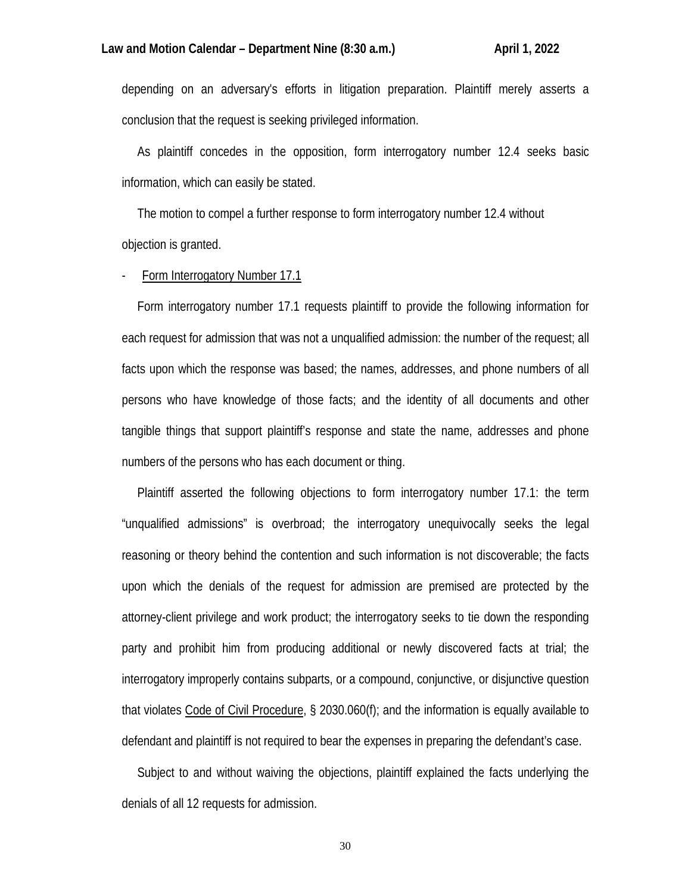depending on an adversary's efforts in litigation preparation. Plaintiff merely asserts a conclusion that the request is seeking privileged information.

As plaintiff concedes in the opposition, form interrogatory number 12.4 seeks basic information, which can easily be stated.

The motion to compel a further response to form interrogatory number 12.4 without objection is granted.

- Form Interrogatory Number 17.1

Form interrogatory number 17.1 requests plaintiff to provide the following information for each request for admission that was not a unqualified admission: the number of the request; all facts upon which the response was based; the names, addresses, and phone numbers of all persons who have knowledge of those facts; and the identity of all documents and other tangible things that support plaintiff's response and state the name, addresses and phone numbers of the persons who has each document or thing.

Plaintiff asserted the following objections to form interrogatory number 17.1: the term "unqualified admissions" is overbroad; the interrogatory unequivocally seeks the legal reasoning or theory behind the contention and such information is not discoverable; the facts upon which the denials of the request for admission are premised are protected by the attorney-client privilege and work product; the interrogatory seeks to tie down the responding party and prohibit him from producing additional or newly discovered facts at trial; the interrogatory improperly contains subparts, or a compound, conjunctive, or disjunctive question that violates Code of Civil Procedure, § 2030.060(f); and the information is equally available to defendant and plaintiff is not required to bear the expenses in preparing the defendant's case.

Subject to and without waiving the objections, plaintiff explained the facts underlying the denials of all 12 requests for admission.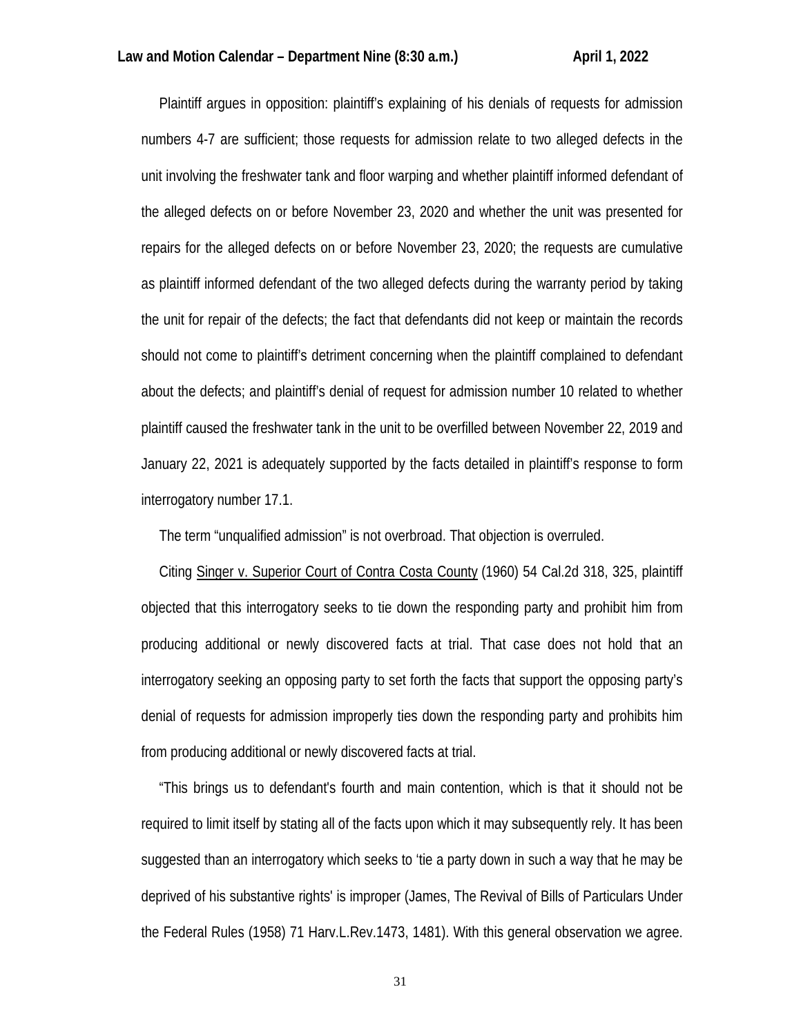Plaintiff argues in opposition: plaintiff's explaining of his denials of requests for admission numbers 4-7 are sufficient; those requests for admission relate to two alleged defects in the unit involving the freshwater tank and floor warping and whether plaintiff informed defendant of the alleged defects on or before November 23, 2020 and whether the unit was presented for repairs for the alleged defects on or before November 23, 2020; the requests are cumulative as plaintiff informed defendant of the two alleged defects during the warranty period by taking the unit for repair of the defects; the fact that defendants did not keep or maintain the records should not come to plaintiff's detriment concerning when the plaintiff complained to defendant about the defects; and plaintiff's denial of request for admission number 10 related to whether plaintiff caused the freshwater tank in the unit to be overfilled between November 22, 2019 and January 22, 2021 is adequately supported by the facts detailed in plaintiff's response to form interrogatory number 17.1.

The term "unqualified admission" is not overbroad. That objection is overruled.

Citing Singer v. Superior Court of Contra Costa County (1960) 54 Cal.2d 318, 325, plaintiff objected that this interrogatory seeks to tie down the responding party and prohibit him from producing additional or newly discovered facts at trial. That case does not hold that an interrogatory seeking an opposing party to set forth the facts that support the opposing party's denial of requests for admission improperly ties down the responding party and prohibits him from producing additional or newly discovered facts at trial.

"This brings us to defendant's fourth and main contention, which is that it should not be required to limit itself by stating all of the facts upon which it may subsequently rely. It has been suggested than an interrogatory which seeks to 'tie a party down in such a way that he may be deprived of his substantive rights' is improper (James, The Revival of Bills of Particulars Under the Federal Rules (1958) 71 Harv.L.Rev.1473, 1481). With this general observation we agree.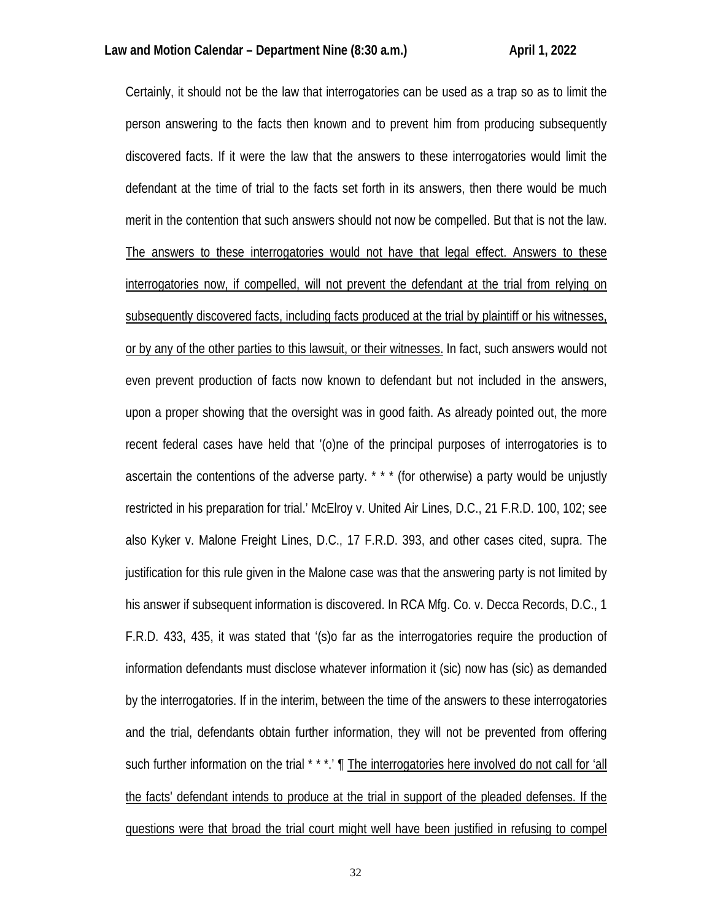Certainly, it should not be the law that interrogatories can be used as a trap so as to limit the person answering to the facts then known and to prevent him from producing subsequently discovered facts. If it were the law that the answers to these interrogatories would limit the defendant at the time of trial to the facts set forth in its answers, then there would be much merit in the contention that such answers should not now be compelled. But that is not the law. <u>The answers to these interrogatories would not have that legal effect. Answers to these interrogatories now, if compelled, will not prevent the defendant at the trial from relying on subsequently discovered facts, including facts produced at the trial by plaintiff or his witnesses, or by any of the other parties to this lawsuit, or their witnesses.</u> In fact, such answers would not even prevent production of facts now known to defendant but not included in the answers, upon a proper showing that the oversight was in good faith. As already pointed out, the more recent federal cases have held that '(o)ne of the principal purposes of interrogatories is to ascertain the contentions of the adverse party. * * * (for otherwise) a party would be unjustly restricted in his preparation for trial.' McElroy v. United Air Lines, D.C., 21 F.R.D. 100, 102; see also Kyker v. Malone Freight Lines, D.C., 17 F.R.D. 393, and other cases cited, supra. The justification for this rule given in the Malone case was that the answering party is not limited by his answer if subsequent information is discovered. In RCA Mfg. Co. v. Decca Records, D.C., 1 F.R.D. 433, 435, it was stated that '(s)o far as the interrogatories require the production of information defendants must disclose whatever information it (sic) now has (sic) as demanded by the interrogatories. If in the interim, between the time of the answers to these interrogatories and the trial, defendants obtain further information, they will not be prevented from offering such further information on the trial * * *.' ¶ <u>The interrogatories here involved do not call for 'all the facts' defendant intends to produce at the trial in support of the pleaded defenses. If the questions were that broad the trial court might well have been justified in refusing to compel</u>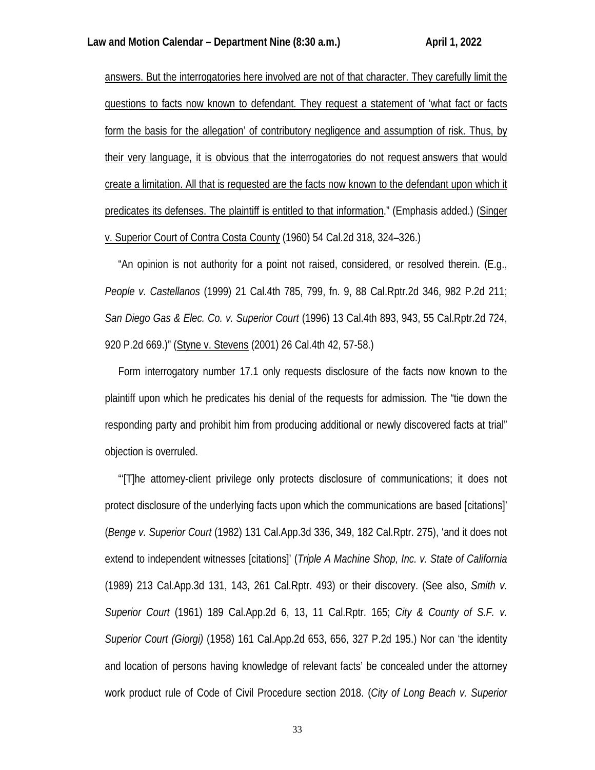<u>answers. But the interrogatories here involved are not of that character. They carefully limit the questions to facts now known to defendant. They request a statement of 'what fact or facts form the basis for the allegation' of contributory negligence and assumption of risk. Thus, by their very language, it is obvious that the interrogatories do not request answers that would create a limitation. All that is requested are the facts now known to the defendant upon which it predicates its defenses. The plaintiff is entitled to that information</u>." (Emphasis added.) (<u>Singer v. Superior Court of Contra Costa County</u> (1960) 54 Cal.2d 318, 324–326.)

"An opinion is not authority for a point not raised, considered, or resolved therein. (E.g., *People v. Castellanos* (1999) 21 Cal.4th 785, 799, fn. 9, 88 Cal.Rptr.2d 346, 982 P.2d 211; *San Diego Gas & Elec. Co. v. Superior Court* (1996) 13 Cal.4th 893, 943, 55 Cal.Rptr.2d 724, 920 P.2d 669.)" (<u>Styne v. Stevens</u> (2001) 26 Cal.4th 42, 57-58.)

Form interrogatory number 17.1 only requests disclosure of the facts now known to the plaintiff upon which he predicates his denial of the requests for admission. The "tie down the responding party and prohibit him from producing additional or newly discovered facts at trial" objection is overruled.

"'[T]he attorney-client privilege only protects disclosure of communications; it does not protect disclosure of the underlying facts upon which the communications are based [citations]' (*Benge v. Superior Court* (1982) 131 Cal.App.3d 336, 349, 182 Cal.Rptr. 275), 'and it does not extend to independent witnesses [citations]' (*Triple A Machine Shop, Inc. v. State of California* (1989) 213 Cal.App.3d 131, 143, 261 Cal.Rptr. 493) or their discovery. (See also, *Smith v. Superior Court* (1961) 189 Cal.App.2d 6, 13, 11 Cal.Rptr. 165; *City & County of S.F. v. Superior Court (Giorgi)* (1958) 161 Cal.App.2d 653, 656, 327 P.2d 195.) Nor can 'the identity and location of persons having knowledge of relevant facts' be concealed under the attorney work product rule of Code of Civil Procedure section 2018. (*City of Long Beach v. Superior*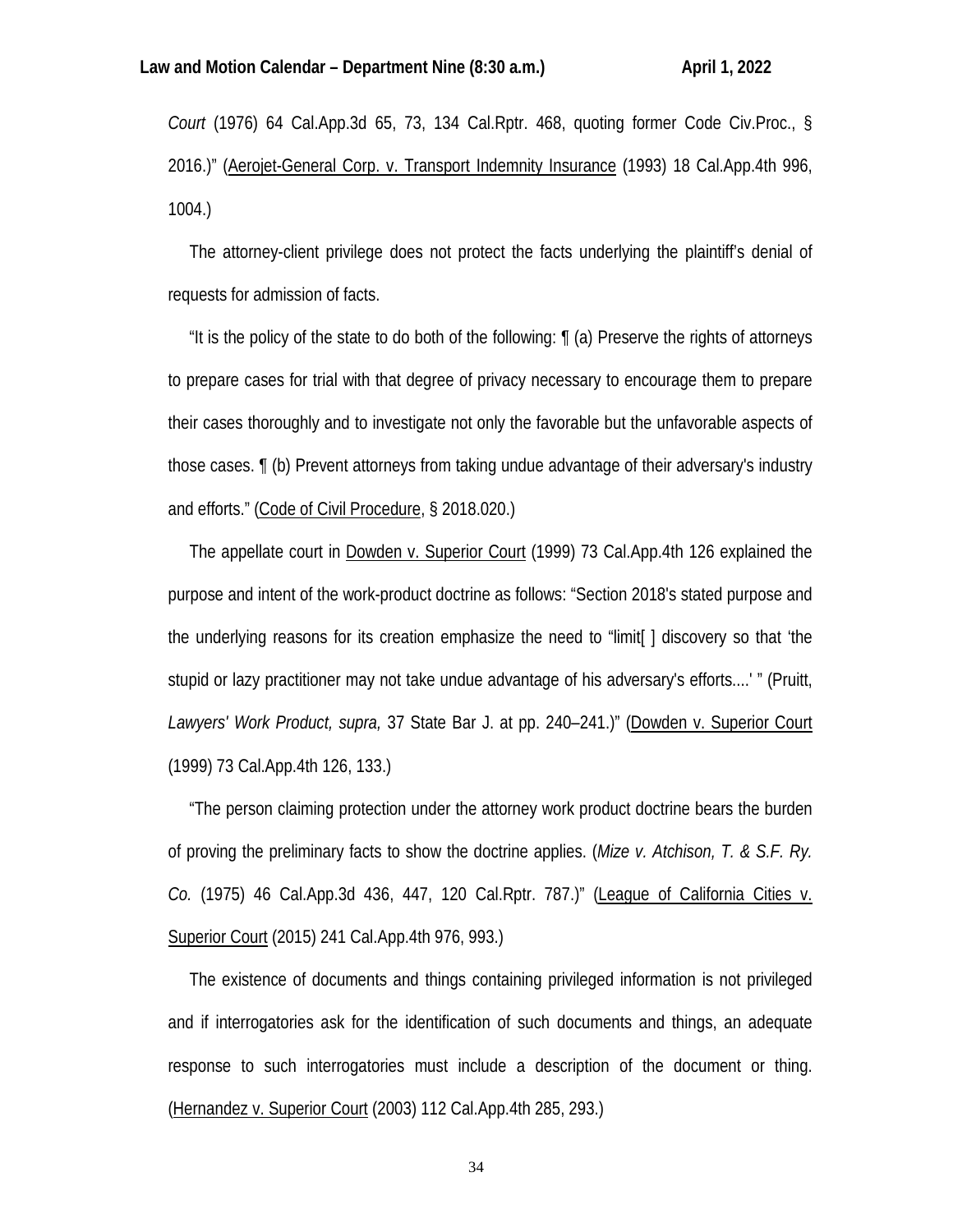*Court* (1976) 64 Cal.App.3d 65, 73, 134 Cal.Rptr. 468, quoting former Code Civ.Proc., § 2016.)" (Aerojet-General Corp. v. Transport Indemnity Insurance (1993) 18 Cal.App.4th 996, 1004.)

The attorney-client privilege does not protect the facts underlying the plaintiff's denial of requests for admission of facts.

"It is the policy of the state to do both of the following: ¶ (a) Preserve the rights of attorneys to prepare cases for trial with that degree of privacy necessary to encourage them to prepare their cases thoroughly and to investigate not only the favorable but the unfavorable aspects of those cases. ¶ (b) Prevent attorneys from taking undue advantage of their adversary's industry and efforts." (Code of Civil Procedure, § 2018.020.)

The appellate court in Dowden v. Superior Court (1999) 73 Cal.App.4th 126 explained the purpose and intent of the work-product doctrine as follows: "Section 2018's stated purpose and the underlying reasons for its creation emphasize the need to "limit[ ] discovery so that 'the stupid or lazy practitioner may not take undue advantage of his adversary's efforts....' " (Pruitt, *Lawyers' Work Product, supra,* 37 State Bar J. at pp. 240–241.)" (Dowden v. Superior Court (1999) 73 Cal.App.4th 126, 133.)

"The person claiming protection under the attorney work product doctrine bears the burden of proving the preliminary facts to show the doctrine applies. (*Mize v. Atchison, T. & S.F. Ry. Co.* (1975) 46 Cal.App.3d 436, 447, 120 Cal.Rptr. 787.)" (League of California Cities v. Superior Court (2015) 241 Cal.App.4th 976, 993.)

The existence of documents and things containing privileged information is not privileged and if interrogatories ask for the identification of such documents and things, an adequate response to such interrogatories must include a description of the document or thing. (Hernandez v. Superior Court (2003) 112 Cal.App.4th 285, 293.)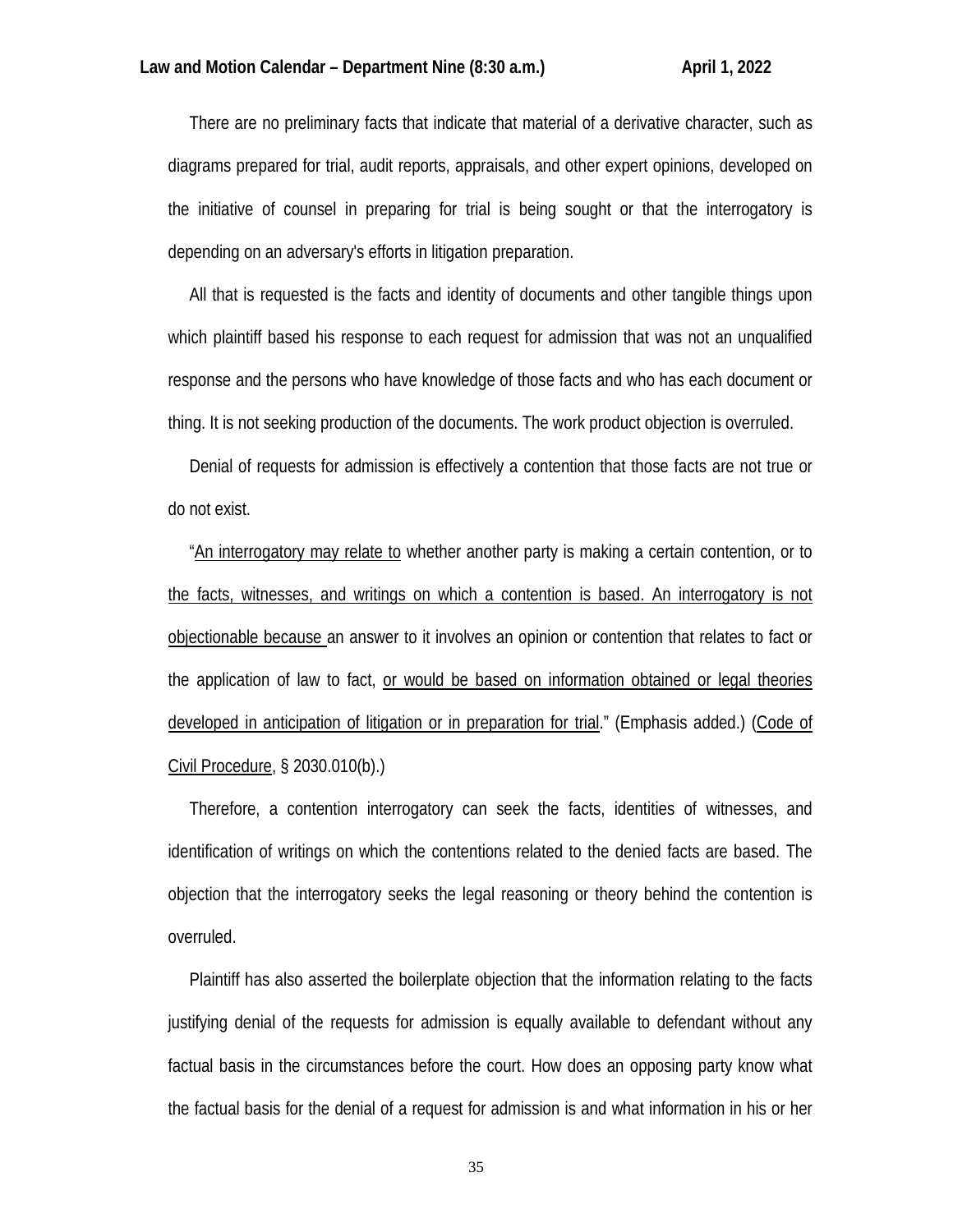There are no preliminary facts that indicate that material of a derivative character, such as diagrams prepared for trial, audit reports, appraisals, and other expert opinions, developed on the initiative of counsel in preparing for trial is being sought or that the interrogatory is depending on an adversary's efforts in litigation preparation.

All that is requested is the facts and identity of documents and other tangible things upon which plaintiff based his response to each request for admission that was not an unqualified response and the persons who have knowledge of those facts and who has each document or thing. It is not seeking production of the documents. The work product objection is overruled.

Denial of requests for admission is effectively a contention that those facts are not true or do not exist.

"An interrogatory may relate to whether another party is making a certain contention, or to the facts, witnesses, and writings on which a contention is based. An interrogatory is not objectionable because an answer to it involves an opinion or contention that relates to fact or the application of law to fact, or would be based on information obtained or legal theories developed in anticipation of litigation or in preparation for trial." (Emphasis added.) (Code of Civil Procedure, § 2030.010(b).)

Therefore, a contention interrogatory can seek the facts, identities of witnesses, and identification of writings on which the contentions related to the denied facts are based. The objection that the interrogatory seeks the legal reasoning or theory behind the contention is overruled.

Plaintiff has also asserted the boilerplate objection that the information relating to the facts justifying denial of the requests for admission is equally available to defendant without any factual basis in the circumstances before the court. How does an opposing party know what the factual basis for the denial of a request for admission is and what information in his or her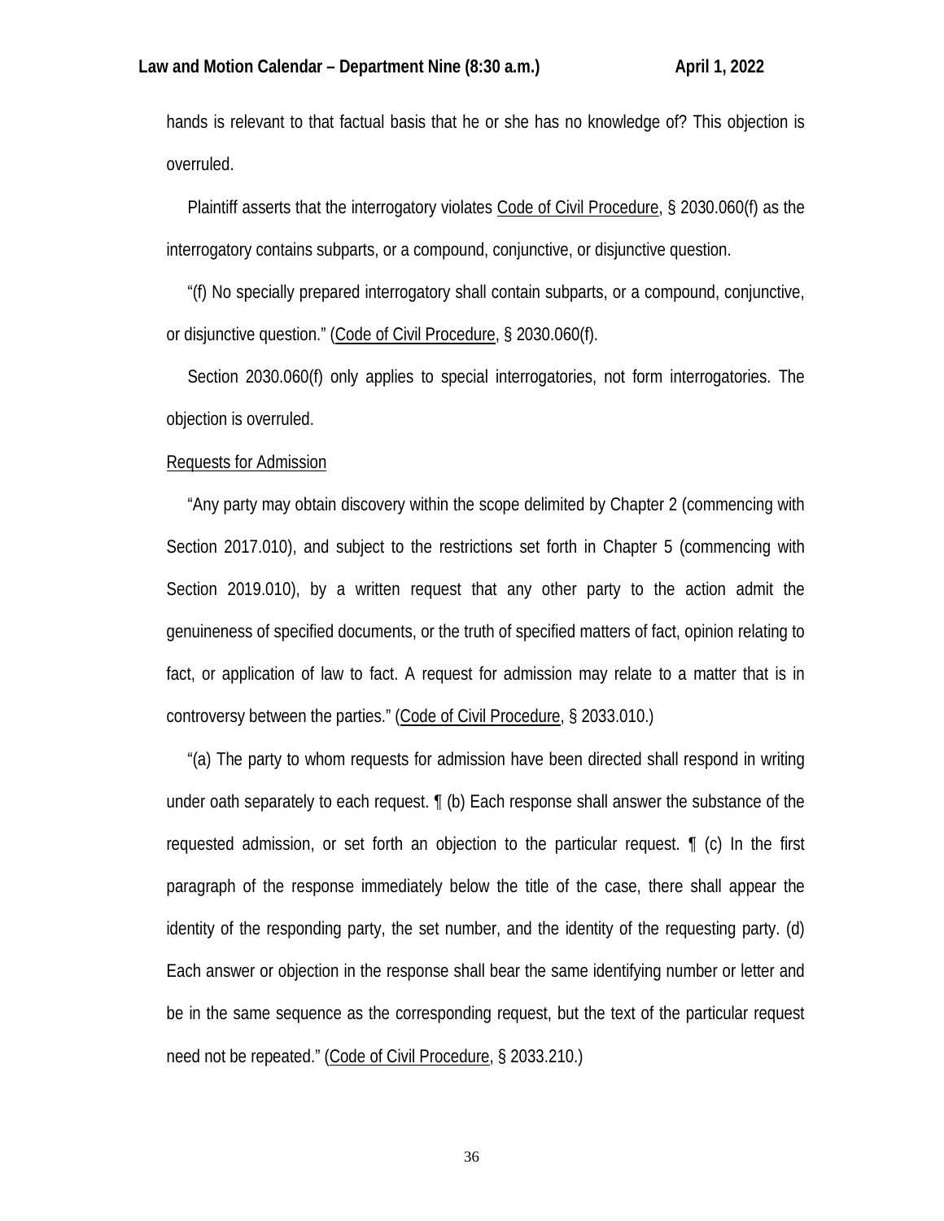hands is relevant to that factual basis that he or she has no knowledge of? This objection is overruled.

Plaintiff asserts that the interrogatory violates Code of Civil Procedure, § 2030.060(f) as the interrogatory contains subparts, or a compound, conjunctive, or disjunctive question.

"(f) No specially prepared interrogatory shall contain subparts, or a compound, conjunctive, or disjunctive question." (Code of Civil Procedure, § 2030.060(f).

Section 2030.060(f) only applies to special interrogatories, not form interrogatories. The objection is overruled.

Requests for Admission

"Any party may obtain discovery within the scope delimited by Chapter 2 (commencing with Section 2017.010), and subject to the restrictions set forth in Chapter 5 (commencing with Section 2019.010), by a written request that any other party to the action admit the genuineness of specified documents, or the truth of specified matters of fact, opinion relating to fact, or application of law to fact. A request for admission may relate to a matter that is in controversy between the parties." (Code of Civil Procedure, § 2033.010.)

"(a) The party to whom requests for admission have been directed shall respond in writing under oath separately to each request. ¶ (b) Each response shall answer the substance of the requested admission, or set forth an objection to the particular request. ¶ (c) In the first paragraph of the response immediately below the title of the case, there shall appear the identity of the responding party, the set number, and the identity of the requesting party. (d) Each answer or objection in the response shall bear the same identifying number or letter and be in the same sequence as the corresponding request, but the text of the particular request need not be repeated." (Code of Civil Procedure, § 2033.210.)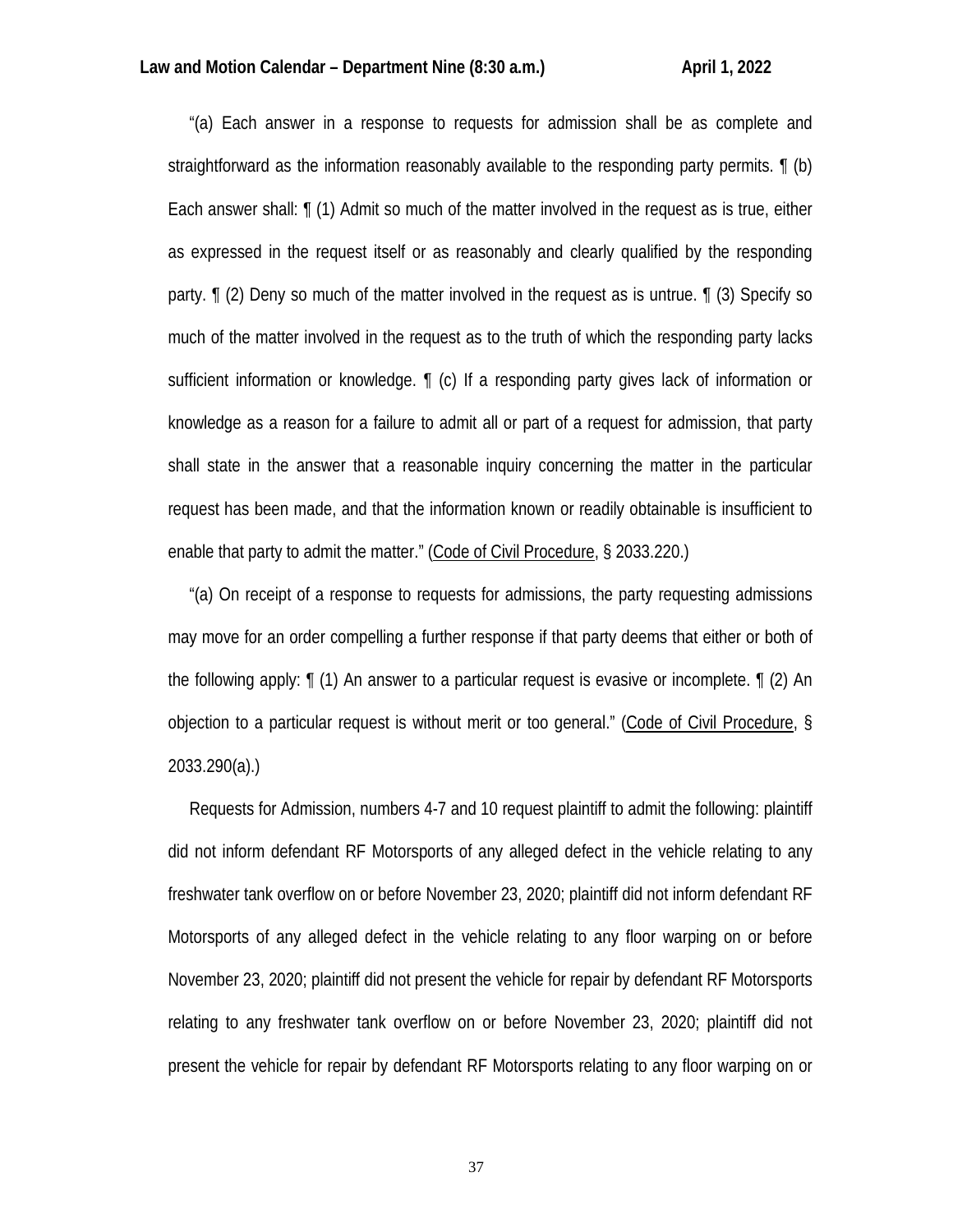"(a) Each answer in a response to requests for admission shall be as complete and straightforward as the information reasonably available to the responding party permits. ¶ (b) Each answer shall: ¶ (1) Admit so much of the matter involved in the request as is true, either as expressed in the request itself or as reasonably and clearly qualified by the responding party. ¶ (2) Deny so much of the matter involved in the request as is untrue. ¶ (3) Specify so much of the matter involved in the request as to the truth of which the responding party lacks sufficient information or knowledge. ¶ (c) If a responding party gives lack of information or knowledge as a reason for a failure to admit all or part of a request for admission, that party shall state in the answer that a reasonable inquiry concerning the matter in the particular request has been made, and that the information known or readily obtainable is insufficient to enable that party to admit the matter." (Code of Civil Procedure, § 2033.220.)

"(a) On receipt of a response to requests for admissions, the party requesting admissions may move for an order compelling a further response if that party deems that either or both of the following apply: ¶ (1) An answer to a particular request is evasive or incomplete. ¶ (2) An objection to a particular request is without merit or too general." (Code of Civil Procedure, § 2033.290(a).)

Requests for Admission, numbers 4-7 and 10 request plaintiff to admit the following: plaintiff did not inform defendant RF Motorsports of any alleged defect in the vehicle relating to any freshwater tank overflow on or before November 23, 2020; plaintiff did not inform defendant RF Motorsports of any alleged defect in the vehicle relating to any floor warping on or before November 23, 2020; plaintiff did not present the vehicle for repair by defendant RF Motorsports relating to any freshwater tank overflow on or before November 23, 2020; plaintiff did not present the vehicle for repair by defendant RF Motorsports relating to any floor warping on or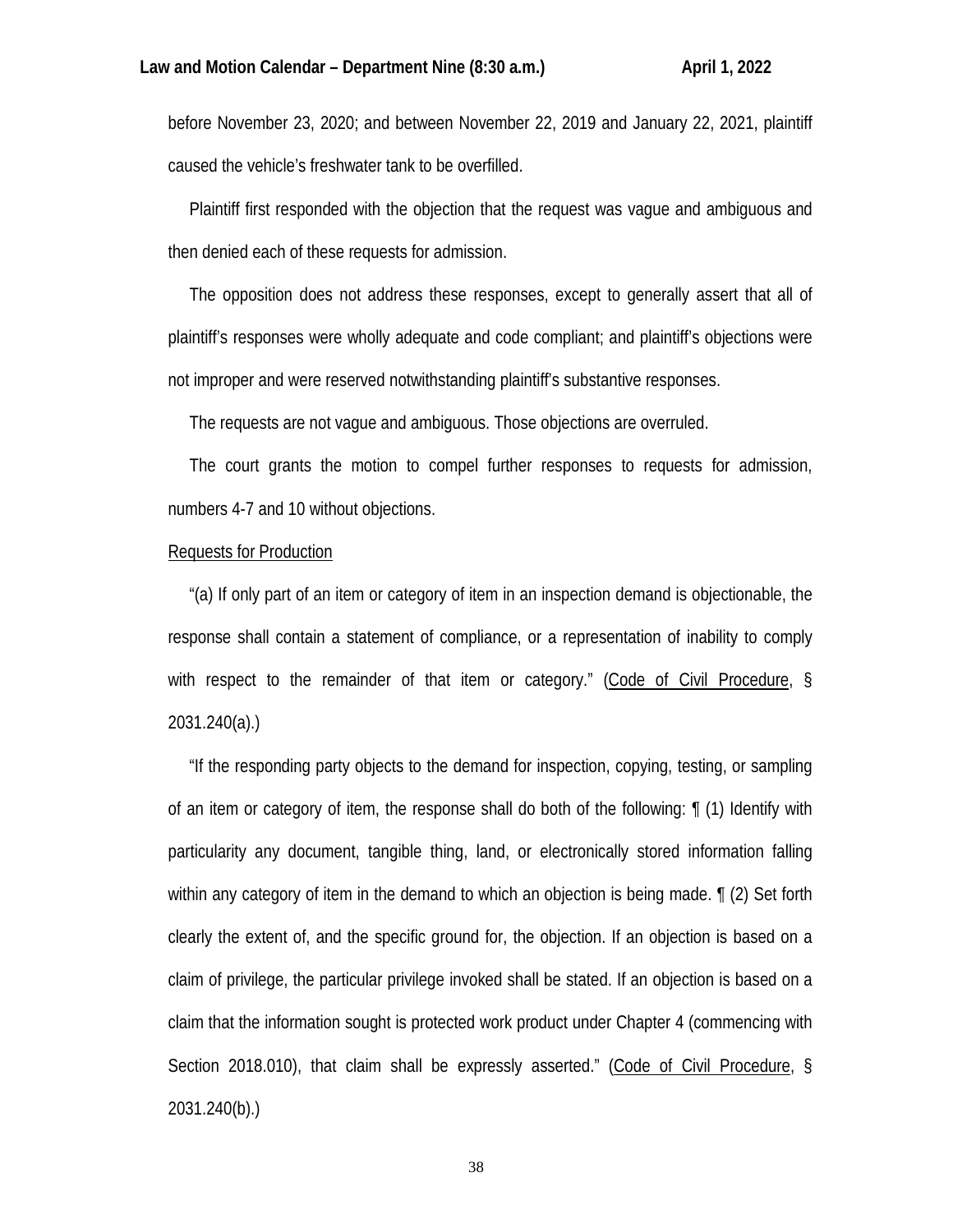before November 23, 2020; and between November 22, 2019 and January 22, 2021, plaintiff caused the vehicle's freshwater tank to be overfilled.

Plaintiff first responded with the objection that the request was vague and ambiguous and then denied each of these requests for admission.

The opposition does not address these responses, except to generally assert that all of plaintiff's responses were wholly adequate and code compliant; and plaintiff's objections were not improper and were reserved notwithstanding plaintiff's substantive responses.

The requests are not vague and ambiguous. Those objections are overruled.

The court grants the motion to compel further responses to requests for admission, numbers 4-7 and 10 without objections.

Requests for Production

"(a) If only part of an item or category of item in an inspection demand is objectionable, the response shall contain a statement of compliance, or a representation of inability to comply with respect to the remainder of that item or category." (Code of Civil Procedure, § 2031.240(a).)

"If the responding party objects to the demand for inspection, copying, testing, or sampling of an item or category of item, the response shall do both of the following: ¶ (1) Identify with particularity any document, tangible thing, land, or electronically stored information falling within any category of item in the demand to which an objection is being made. ¶ (2) Set forth clearly the extent of, and the specific ground for, the objection. If an objection is based on a claim of privilege, the particular privilege invoked shall be stated. If an objection is based on a claim that the information sought is protected work product under Chapter 4 (commencing with Section 2018.010), that claim shall be expressly asserted." (Code of Civil Procedure, § 2031.240(b).)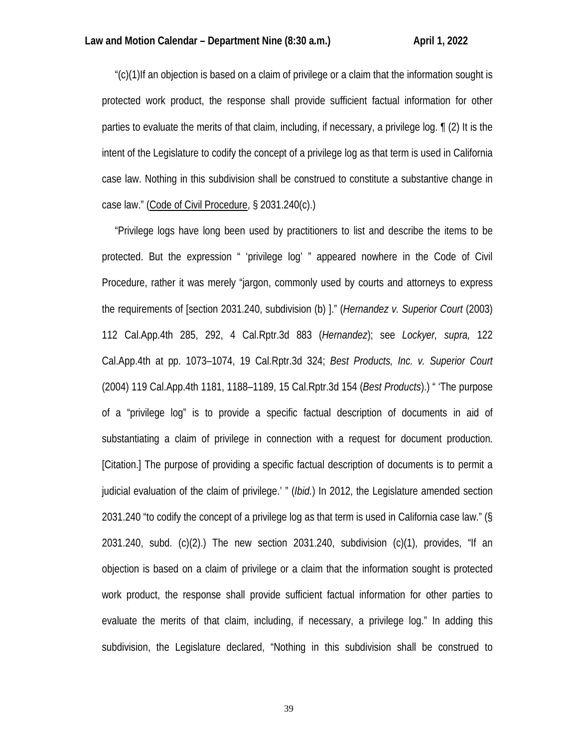"(c)(1)If an objection is based on a claim of privilege or a claim that the information sought is protected work product, the response shall provide sufficient factual information for other parties to evaluate the merits of that claim, including, if necessary, a privilege log. ¶ (2) It is the intent of the Legislature to codify the concept of a privilege log as that term is used in California case law. Nothing in this subdivision shall be construed to constitute a substantive change in case law." (Code of Civil Procedure, § 2031.240(c).)

"Privilege logs have long been used by practitioners to list and describe the items to be protected. But the expression " 'privilege log' " appeared nowhere in the Code of Civil Procedure, rather it was merely "jargon, commonly used by courts and attorneys to express the requirements of [section 2031.240, subdivision (b) ]." (*Hernandez v. Superior Court* (2003) 112 Cal.App.4th 285, 292, 4 Cal.Rptr.3d 883 (*Hernandez*); see *Lockyer, supra,* 122 Cal.App.4th at pp. 1073–1074, 19 Cal.Rptr.3d 324; *Best Products, Inc. v. Superior Court* (2004) 119 Cal.App.4th 1181, 1188–1189, 15 Cal.Rptr.3d 154 (*Best Products*).) " 'The purpose of a "privilege log" is to provide a specific factual description of documents in aid of substantiating a claim of privilege in connection with a request for document production. [Citation.] The purpose of providing a specific factual description of documents is to permit a judicial evaluation of the claim of privilege.' " (*Ibid.*) In 2012, the Legislature amended section 2031.240 "to codify the concept of a privilege log as that term is used in California case law." (§ 2031.240, subd. (c)(2).) The new section 2031.240, subdivision (c)(1), provides, "If an objection is based on a claim of privilege or a claim that the information sought is protected work product, the response shall provide sufficient factual information for other parties to evaluate the merits of that claim, including, if necessary, a privilege log." In adding this subdivision, the Legislature declared, "Nothing in this subdivision shall be construed to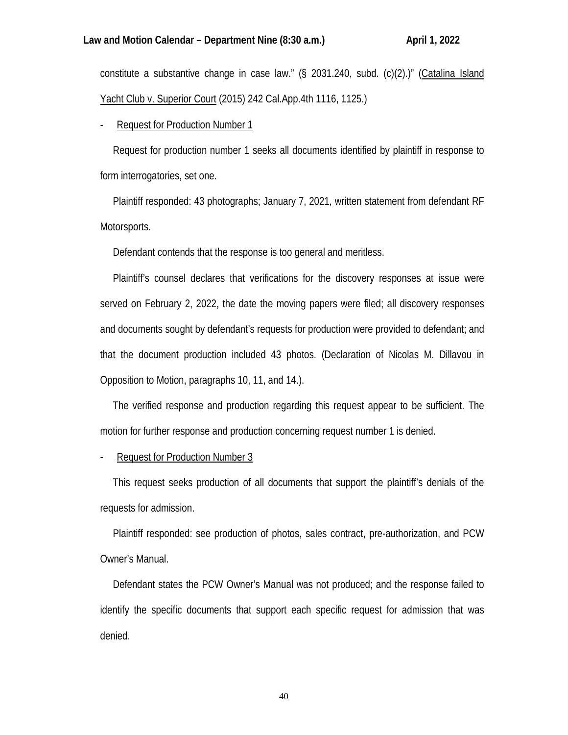constitute a substantive change in case law." (§ 2031.240, subd. (c)(2).)" (Catalina Island Yacht Club v. Superior Court (2015) 242 Cal.App.4th 1116, 1125.)

- Request for Production Number 1

Request for production number 1 seeks all documents identified by plaintiff in response to form interrogatories, set one.

Plaintiff responded: 43 photographs; January 7, 2021, written statement from defendant RF Motorsports.

Defendant contends that the response is too general and meritless.

Plaintiff's counsel declares that verifications for the discovery responses at issue were served on February 2, 2022, the date the moving papers were filed; all discovery responses and documents sought by defendant's requests for production were provided to defendant; and that the document production included 43 photos. (Declaration of Nicolas M. Dillavou in Opposition to Motion, paragraphs 10, 11, and 14.).

The verified response and production regarding this request appear to be sufficient. The motion for further response and production concerning request number 1 is denied.

- Request for Production Number 3

This request seeks production of all documents that support the plaintiff's denials of the requests for admission.

Plaintiff responded: see production of photos, sales contract, pre-authorization, and PCW Owner's Manual.

Defendant states the PCW Owner's Manual was not produced; and the response failed to identify the specific documents that support each specific request for admission that was denied.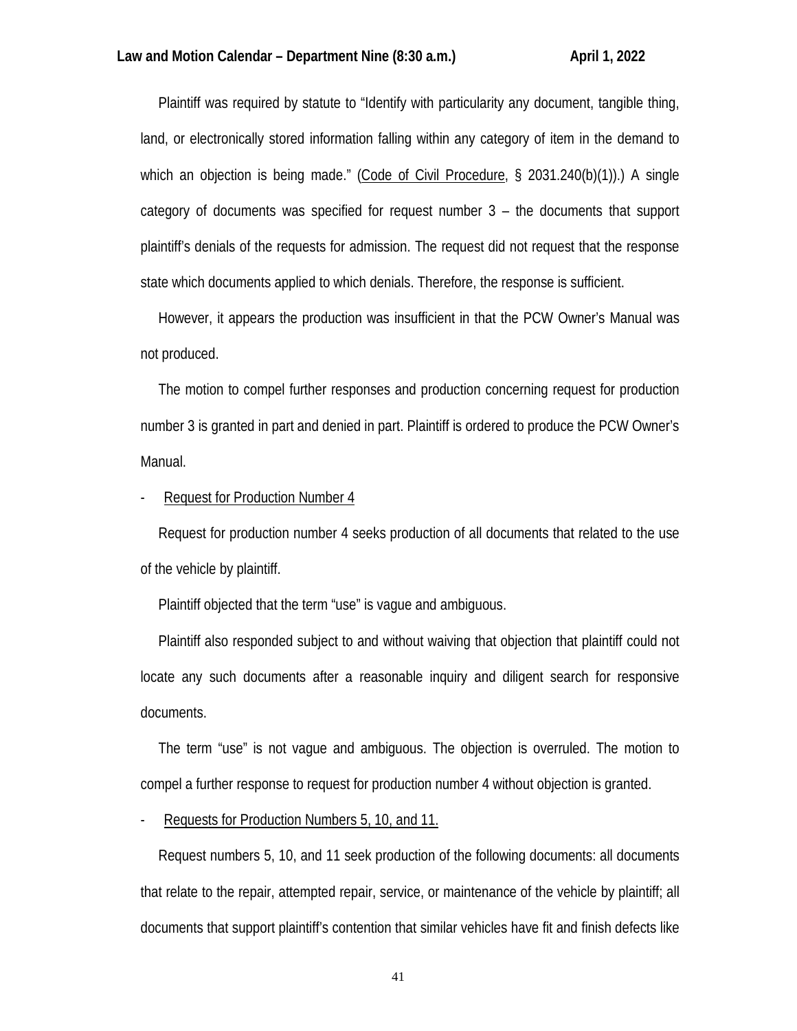Plaintiff was required by statute to "Identify with particularity any document, tangible thing, land, or electronically stored information falling within any category of item in the demand to which an objection is being made." (Code of Civil Procedure, § 2031.240(b)(1)).) A single category of documents was specified for request number 3 – the documents that support plaintiff's denials of the requests for admission. The request did not request that the response state which documents applied to which denials. Therefore, the response is sufficient.

However, it appears the production was insufficient in that the PCW Owner's Manual was not produced.

The motion to compel further responses and production concerning request for production number 3 is granted in part and denied in part. Plaintiff is ordered to produce the PCW Owner's Manual.

- Request for Production Number 4

Request for production number 4 seeks production of all documents that related to the use of the vehicle by plaintiff.

Plaintiff objected that the term "use" is vague and ambiguous.

Plaintiff also responded subject to and without waiving that objection that plaintiff could not locate any such documents after a reasonable inquiry and diligent search for responsive documents.

The term "use" is not vague and ambiguous. The objection is overruled. The motion to compel a further response to request for production number 4 without objection is granted.

- Requests for Production Numbers 5, 10, and 11.

Request numbers 5, 10, and 11 seek production of the following documents: all documents that relate to the repair, attempted repair, service, or maintenance of the vehicle by plaintiff; all documents that support plaintiff's contention that similar vehicles have fit and finish defects like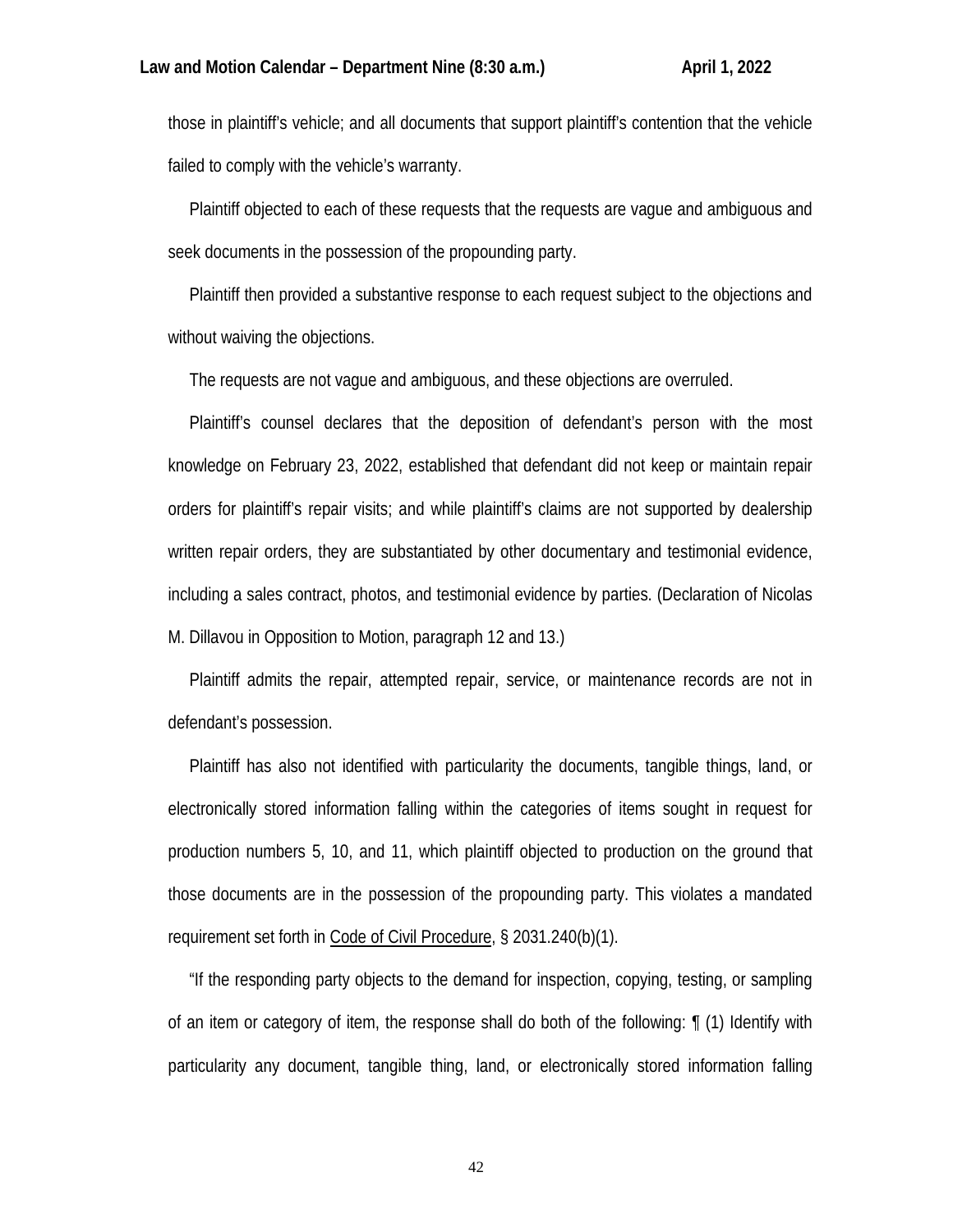those in plaintiff's vehicle; and all documents that support plaintiff's contention that the vehicle failed to comply with the vehicle's warranty.

Plaintiff objected to each of these requests that the requests are vague and ambiguous and seek documents in the possession of the propounding party.

Plaintiff then provided a substantive response to each request subject to the objections and without waiving the objections.

The requests are not vague and ambiguous, and these objections are overruled.

Plaintiff's counsel declares that the deposition of defendant's person with the most knowledge on February 23, 2022, established that defendant did not keep or maintain repair orders for plaintiff's repair visits; and while plaintiff's claims are not supported by dealership written repair orders, they are substantiated by other documentary and testimonial evidence, including a sales contract, photos, and testimonial evidence by parties. (Declaration of Nicolas M. Dillavou in Opposition to Motion, paragraph 12 and 13.)

Plaintiff admits the repair, attempted repair, service, or maintenance records are not in defendant's possession.

Plaintiff has also not identified with particularity the documents, tangible things, land, or electronically stored information falling within the categories of items sought in request for production numbers 5, 10, and 11, which plaintiff objected to production on the ground that those documents are in the possession of the propounding party. This violates a mandated requirement set forth in Code of Civil Procedure, § 2031.240(b)(1).

"If the responding party objects to the demand for inspection, copying, testing, or sampling of an item or category of item, the response shall do both of the following: ¶ (1) Identify with particularity any document, tangible thing, land, or electronically stored information falling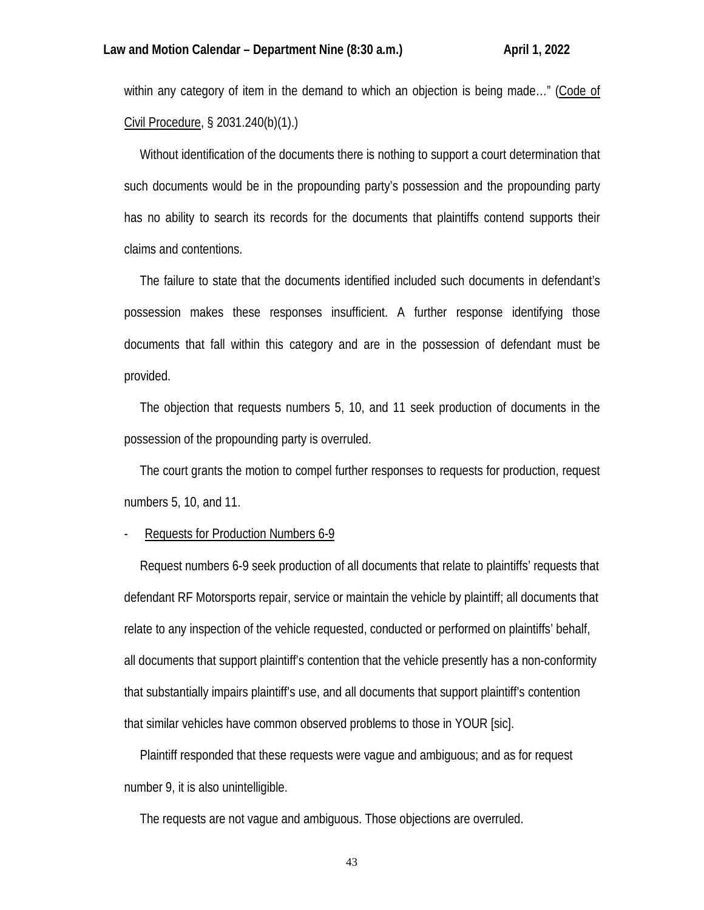within any category of item in the demand to which an objection is being made…" (Code of Civil Procedure, § 2031.240(b)(1).)

Without identification of the documents there is nothing to support a court determination that such documents would be in the propounding party's possession and the propounding party has no ability to search its records for the documents that plaintiffs contend supports their claims and contentions.

The failure to state that the documents identified included such documents in defendant's possession makes these responses insufficient. A further response identifying those documents that fall within this category and are in the possession of defendant must be provided.

The objection that requests numbers 5, 10, and 11 seek production of documents in the possession of the propounding party is overruled.

The court grants the motion to compel further responses to requests for production, request numbers 5, 10, and 11.

- Requests for Production Numbers 6-9

Request numbers 6-9 seek production of all documents that relate to plaintiffs' requests that defendant RF Motorsports repair, service or maintain the vehicle by plaintiff; all documents that relate to any inspection of the vehicle requested, conducted or performed on plaintiffs' behalf, all documents that support plaintiff's contention that the vehicle presently has a non-conformity that substantially impairs plaintiff's use, and all documents that support plaintiff's contention that similar vehicles have common observed problems to those in YOUR [sic].

Plaintiff responded that these requests were vague and ambiguous; and as for request number 9, it is also unintelligible.

The requests are not vague and ambiguous. Those objections are overruled.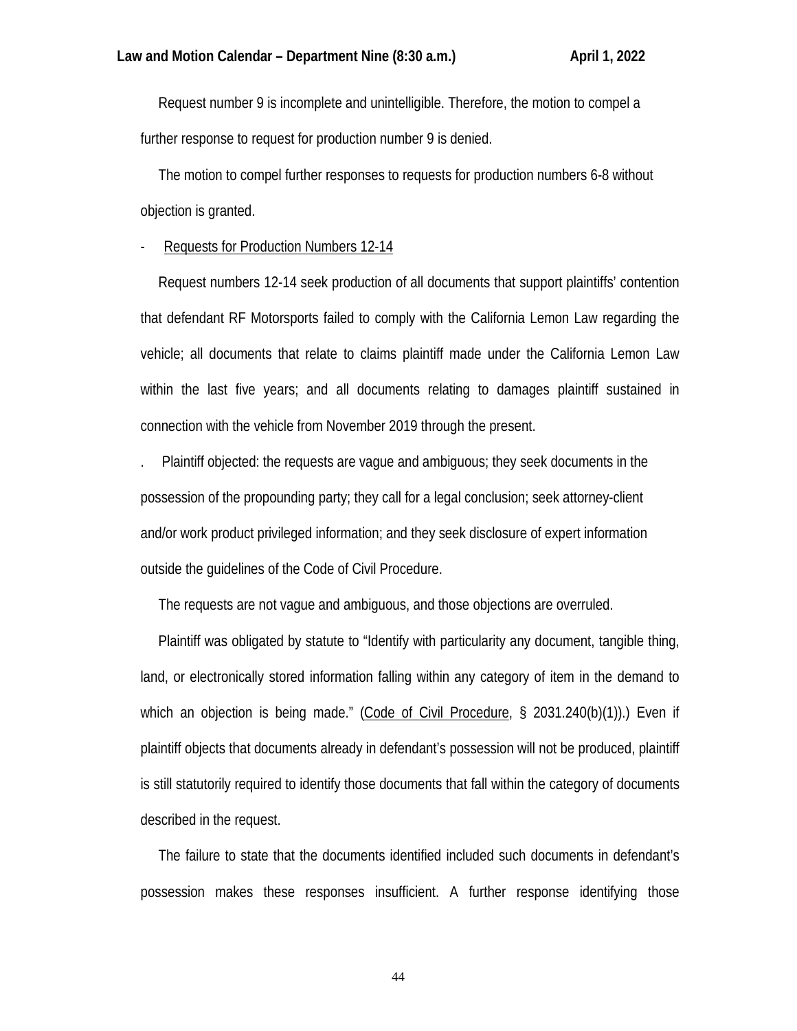Request number 9 is incomplete and unintelligible. Therefore, the motion to compel a further response to request for production number 9 is denied.

The motion to compel further responses to requests for production numbers 6-8 without objection is granted.

- Requests for Production Numbers 12-14

Request numbers 12-14 seek production of all documents that support plaintiffs' contention that defendant RF Motorsports failed to comply with the California Lemon Law regarding the vehicle; all documents that relate to claims plaintiff made under the California Lemon Law within the last five years; and all documents relating to damages plaintiff sustained in connection with the vehicle from November 2019 through the present.

. Plaintiff objected: the requests are vague and ambiguous; they seek documents in the possession of the propounding party; they call for a legal conclusion; seek attorney-client and/or work product privileged information; and they seek disclosure of expert information outside the guidelines of the Code of Civil Procedure.

The requests are not vague and ambiguous, and those objections are overruled.

Plaintiff was obligated by statute to "Identify with particularity any document, tangible thing, land, or electronically stored information falling within any category of item in the demand to which an objection is being made." (Code of Civil Procedure, § 2031.240(b)(1)).) Even if plaintiff objects that documents already in defendant's possession will not be produced, plaintiff is still statutorily required to identify those documents that fall within the category of documents described in the request.

The failure to state that the documents identified included such documents in defendant's possession makes these responses insufficient. A further response identifying those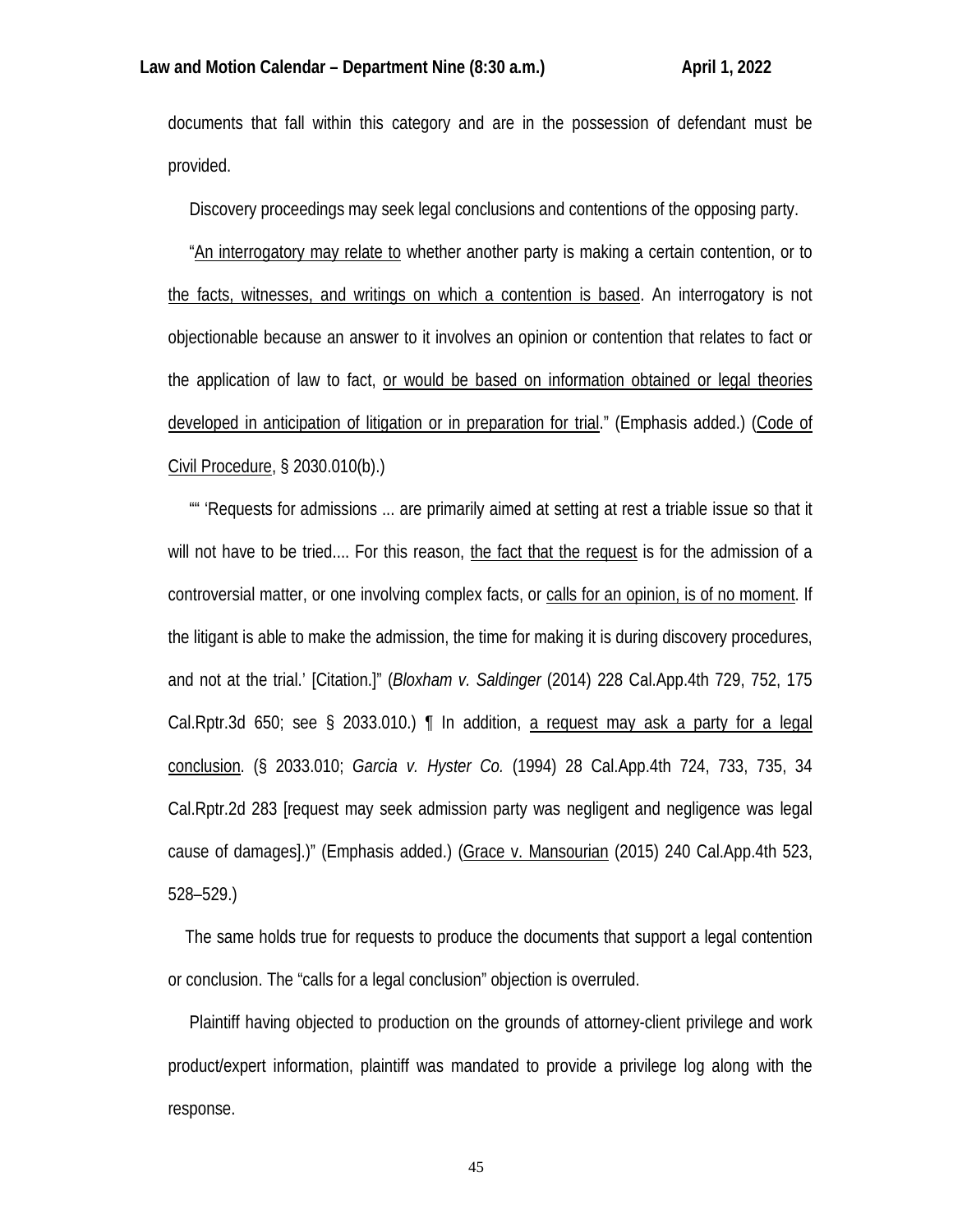documents that fall within this category and are in the possession of defendant must be provided.

Discovery proceedings may seek legal conclusions and contentions of the opposing party.

"<u>An interrogatory may relate to</u> whether another party is making a certain contention, or to <u>the facts, witnesses, and writings on which a contention is based</u>. An interrogatory is not objectionable because an answer to it involves an opinion or contention that relates to fact or the application of law to fact, <u>or would be based on information obtained or legal theories developed in anticipation of litigation or in preparation for trial</u>." (Emphasis added.) (<u>Code of Civil Procedure</u>, § 2030.010(b).)

"" 'Requests for admissions ... are primarily aimed at setting at rest a triable issue so that it will not have to be tried.... For this reason, <u>the fact that the request</u> is for the admission of a controversial matter, or one involving complex facts, or <u>calls for an opinion, is of no moment</u>. If the litigant is able to make the admission, the time for making it is during discovery procedures, and not at the trial.' [Citation.]" (*Bloxham v. Saldinger* (2014) 228 Cal.App.4th 729, 752, 175 Cal.Rptr.3d 650; see § 2033.010.) ¶ In addition, <u>a request may ask a party for a legal conclusion</u>. (§ 2033.010; *Garcia v. Hyster Co.* (1994) 28 Cal.App.4th 724, 733, 735, 34 Cal.Rptr.2d 283 [request may seek admission party was negligent and negligence was legal cause of damages].)" (Emphasis added.) (<u>Grace v. Mansourian</u> (2015) 240 Cal.App.4th 523, 528–529.)

The same holds true for requests to produce the documents that support a legal contention or conclusion. The "calls for a legal conclusion" objection is overruled.

Plaintiff having objected to production on the grounds of attorney-client privilege and work product/expert information, plaintiff was mandated to provide a privilege log along with the response.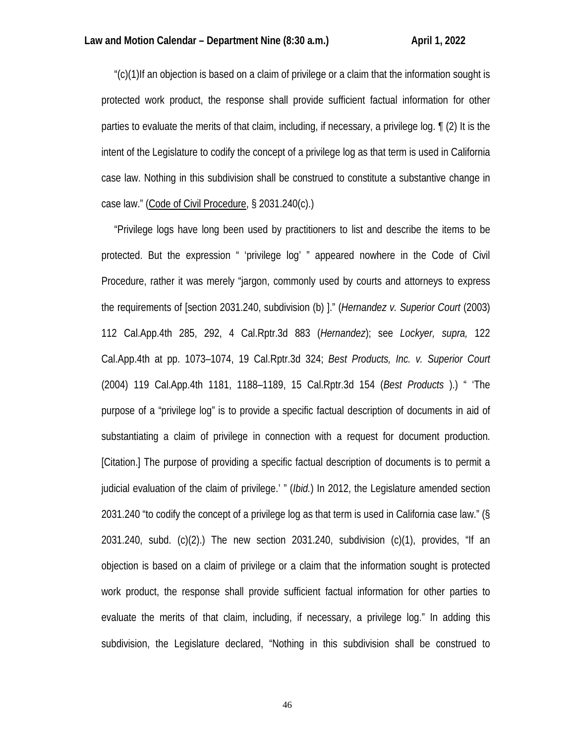"(c)(1)If an objection is based on a claim of privilege or a claim that the information sought is protected work product, the response shall provide sufficient factual information for other parties to evaluate the merits of that claim, including, if necessary, a privilege log. ¶ (2) It is the intent of the Legislature to codify the concept of a privilege log as that term is used in California case law. Nothing in this subdivision shall be construed to constitute a substantive change in case law." (Code of Civil Procedure, § 2031.240(c).)

"Privilege logs have long been used by practitioners to list and describe the items to be protected. But the expression " 'privilege log' " appeared nowhere in the Code of Civil Procedure, rather it was merely "jargon, commonly used by courts and attorneys to express the requirements of [section 2031.240, subdivision (b) ]." (*Hernandez v. Superior Court* (2003) 112 Cal.App.4th 285, 292, 4 Cal.Rptr.3d 883 (*Hernandez*); see *Lockyer, supra,* 122 Cal.App.4th at pp. 1073–1074, 19 Cal.Rptr.3d 324; *Best Products, Inc. v. Superior Court* (2004) 119 Cal.App.4th 1181, 1188–1189, 15 Cal.Rptr.3d 154 (*Best Products* ).) " 'The purpose of a "privilege log" is to provide a specific factual description of documents in aid of substantiating a claim of privilege in connection with a request for document production. [Citation.] The purpose of providing a specific factual description of documents is to permit a judicial evaluation of the claim of privilege.' " (*Ibid.*) In 2012, the Legislature amended section 2031.240 "to codify the concept of a privilege log as that term is used in California case law." (§ 2031.240, subd. (c)(2).) The new section 2031.240, subdivision (c)(1), provides, "If an objection is based on a claim of privilege or a claim that the information sought is protected work product, the response shall provide sufficient factual information for other parties to evaluate the merits of that claim, including, if necessary, a privilege log." In adding this subdivision, the Legislature declared, "Nothing in this subdivision shall be construed to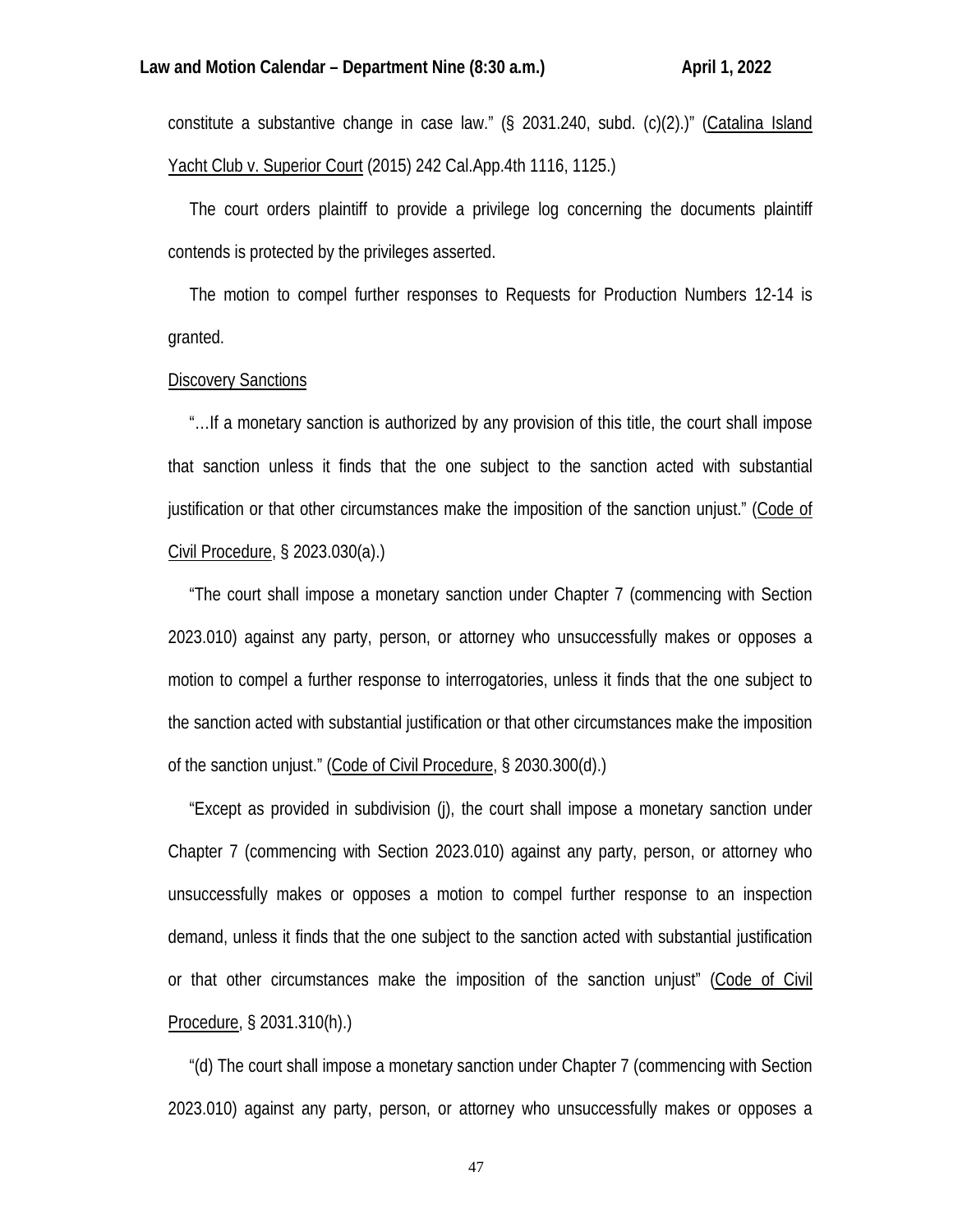constitute a substantive change in case law." (§ 2031.240, subd. (c)(2).)" (Catalina Island Yacht Club v. Superior Court (2015) 242 Cal.App.4th 1116, 1125.)

The court orders plaintiff to provide a privilege log concerning the documents plaintiff contends is protected by the privileges asserted.

The motion to compel further responses to Requests for Production Numbers 12-14 is granted.

Discovery Sanctions

"…If a monetary sanction is authorized by any provision of this title, the court shall impose that sanction unless it finds that the one subject to the sanction acted with substantial justification or that other circumstances make the imposition of the sanction unjust." (Code of Civil Procedure, § 2023.030(a).)

"The court shall impose a monetary sanction under Chapter 7 (commencing with Section 2023.010) against any party, person, or attorney who unsuccessfully makes or opposes a motion to compel a further response to interrogatories, unless it finds that the one subject to the sanction acted with substantial justification or that other circumstances make the imposition of the sanction unjust." (Code of Civil Procedure, § 2030.300(d).)

"Except as provided in subdivision (j), the court shall impose a monetary sanction under Chapter 7 (commencing with Section 2023.010) against any party, person, or attorney who unsuccessfully makes or opposes a motion to compel further response to an inspection demand, unless it finds that the one subject to the sanction acted with substantial justification or that other circumstances make the imposition of the sanction unjust" (Code of Civil Procedure, § 2031.310(h).)

"(d) The court shall impose a monetary sanction under Chapter 7 (commencing with Section 2023.010) against any party, person, or attorney who unsuccessfully makes or opposes a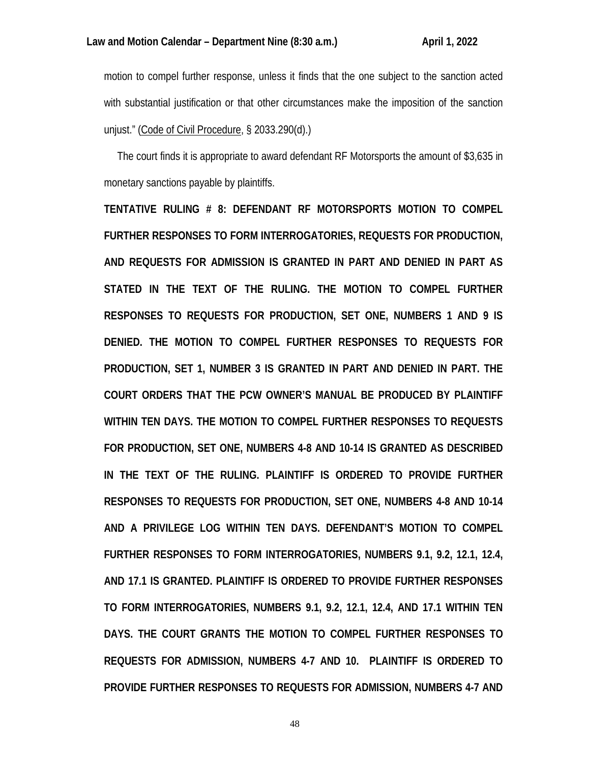motion to compel further response, unless it finds that the one subject to the sanction acted with substantial justification or that other circumstances make the imposition of the sanction unjust." (Code of Civil Procedure, § 2033.290(d).)

The court finds it is appropriate to award defendant RF Motorsports the amount of $3,635 in monetary sanctions payable by plaintiffs.

**TENTATIVE RULING # 8: DEFENDANT RF MOTORSPORTS MOTION TO COMPEL FURTHER RESPONSES TO FORM INTERROGATORIES, REQUESTS FOR PRODUCTION, AND REQUESTS FOR ADMISSION IS GRANTED IN PART AND DENIED IN PART AS STATED IN THE TEXT OF THE RULING. THE MOTION TO COMPEL FURTHER RESPONSES TO REQUESTS FOR PRODUCTION, SET ONE, NUMBERS 1 AND 9 IS DENIED. THE MOTION TO COMPEL FURTHER RESPONSES TO REQUESTS FOR PRODUCTION, SET 1, NUMBER 3 IS GRANTED IN PART AND DENIED IN PART. THE COURT ORDERS THAT THE PCW OWNER'S MANUAL BE PRODUCED BY PLAINTIFF WITHIN TEN DAYS. THE MOTION TO COMPEL FURTHER RESPONSES TO REQUESTS FOR PRODUCTION, SET ONE, NUMBERS 4-8 AND 10-14 IS GRANTED AS DESCRIBED IN THE TEXT OF THE RULING. PLAINTIFF IS ORDERED TO PROVIDE FURTHER RESPONSES TO REQUESTS FOR PRODUCTION, SET ONE, NUMBERS 4-8 AND 10-14 AND A PRIVILEGE LOG WITHIN TEN DAYS. DEFENDANT'S MOTION TO COMPEL FURTHER RESPONSES TO FORM INTERROGATORIES, NUMBERS 9.1, 9.2, 12.1, 12.4, AND 17.1 IS GRANTED. PLAINTIFF IS ORDERED TO PROVIDE FURTHER RESPONSES TO FORM INTERROGATORIES, NUMBERS 9.1, 9.2, 12.1, 12.4, AND 17.1 WITHIN TEN DAYS. THE COURT GRANTS THE MOTION TO COMPEL FURTHER RESPONSES TO REQUESTS FOR ADMISSION, NUMBERS 4-7 AND 10. PLAINTIFF IS ORDERED TO PROVIDE FURTHER RESPONSES TO REQUESTS FOR ADMISSION, NUMBERS 4-7 AND**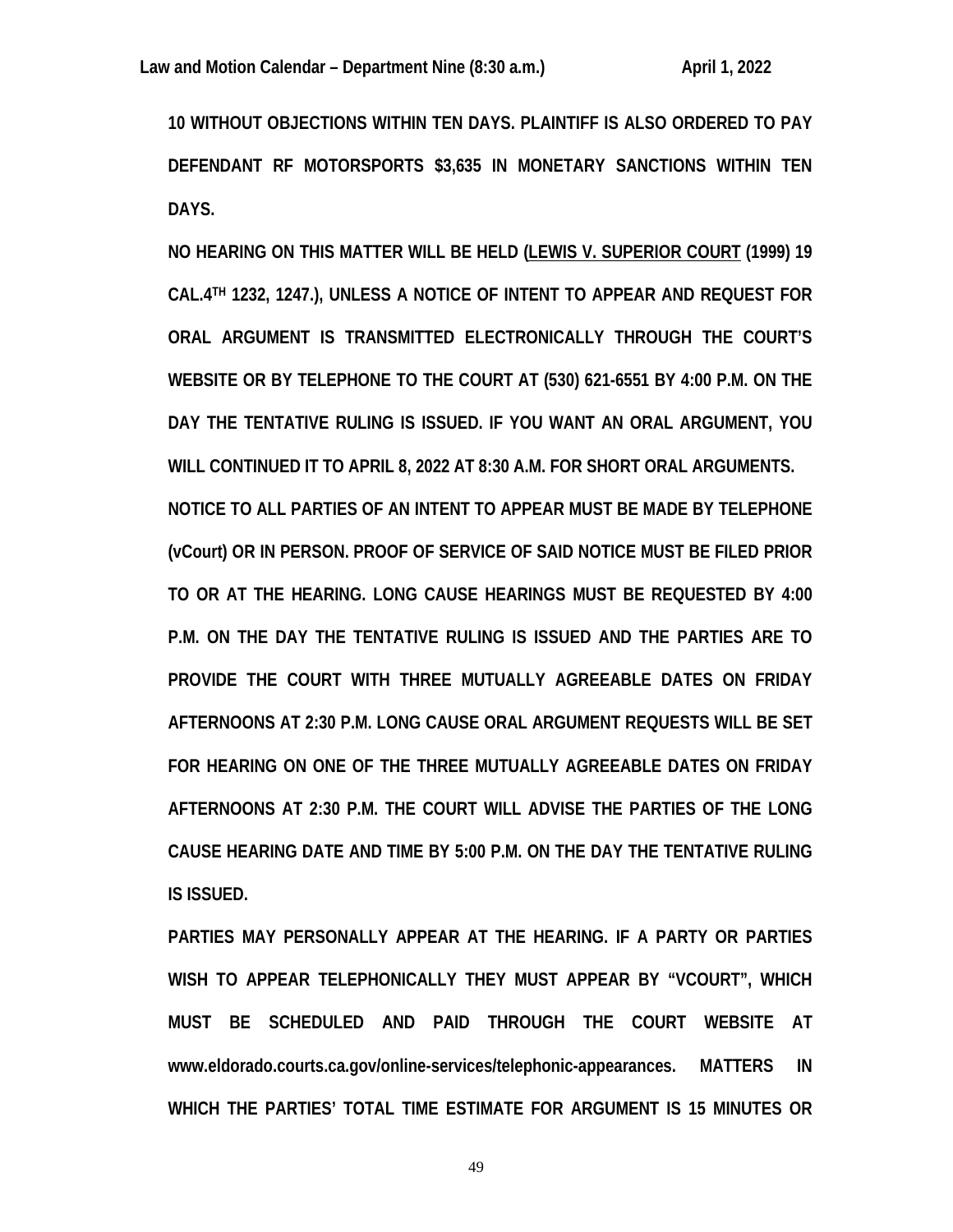**10 WITHOUT OBJECTIONS WITHIN TEN DAYS. PLAINTIFF IS ALSO ORDERED TO PAY DEFENDANT RF MOTORSPORTS $3,635 IN MONETARY SANCTIONS WITHIN TEN DAYS.**

**NO HEARING ON THIS MATTER WILL BE HELD (LEWIS V. SUPERIOR COURT (1999) 19 CAL.4TH 1232, 1247.), UNLESS A NOTICE OF INTENT TO APPEAR AND REQUEST FOR ORAL ARGUMENT IS TRANSMITTED ELECTRONICALLY THROUGH THE COURT'S WEBSITE OR BY TELEPHONE TO THE COURT AT (530) 621-6551 BY 4:00 P.M. ON THE DAY THE TENTATIVE RULING IS ISSUED. IF YOU WANT AN ORAL ARGUMENT, YOU WILL CONTINUED IT TO APRIL 8, 2022 AT 8:30 A.M. FOR SHORT ORAL ARGUMENTS.**

**NOTICE TO ALL PARTIES OF AN INTENT TO APPEAR MUST BE MADE BY TELEPHONE (vCourt) OR IN PERSON. PROOF OF SERVICE OF SAID NOTICE MUST BE FILED PRIOR TO OR AT THE HEARING. LONG CAUSE HEARINGS MUST BE REQUESTED BY 4:00 P.M. ON THE DAY THE TENTATIVE RULING IS ISSUED AND THE PARTIES ARE TO PROVIDE THE COURT WITH THREE MUTUALLY AGREEABLE DATES ON FRIDAY AFTERNOONS AT 2:30 P.M. LONG CAUSE ORAL ARGUMENT REQUESTS WILL BE SET FOR HEARING ON ONE OF THE THREE MUTUALLY AGREEABLE DATES ON FRIDAY AFTERNOONS AT 2:30 P.M. THE COURT WILL ADVISE THE PARTIES OF THE LONG CAUSE HEARING DATE AND TIME BY 5:00 P.M. ON THE DAY THE TENTATIVE RULING IS ISSUED.**

**PARTIES MAY PERSONALLY APPEAR AT THE HEARING. IF A PARTY OR PARTIES WISH TO APPEAR TELEPHONICALLY THEY MUST APPEAR BY "VCOURT", WHICH MUST BE SCHEDULED AND PAID THROUGH THE COURT WEBSITE AT www.eldorado.courts.ca.gov/online-services/telephonic-appearances. MATTERS IN WHICH THE PARTIES' TOTAL TIME ESTIMATE FOR ARGUMENT IS 15 MINUTES OR**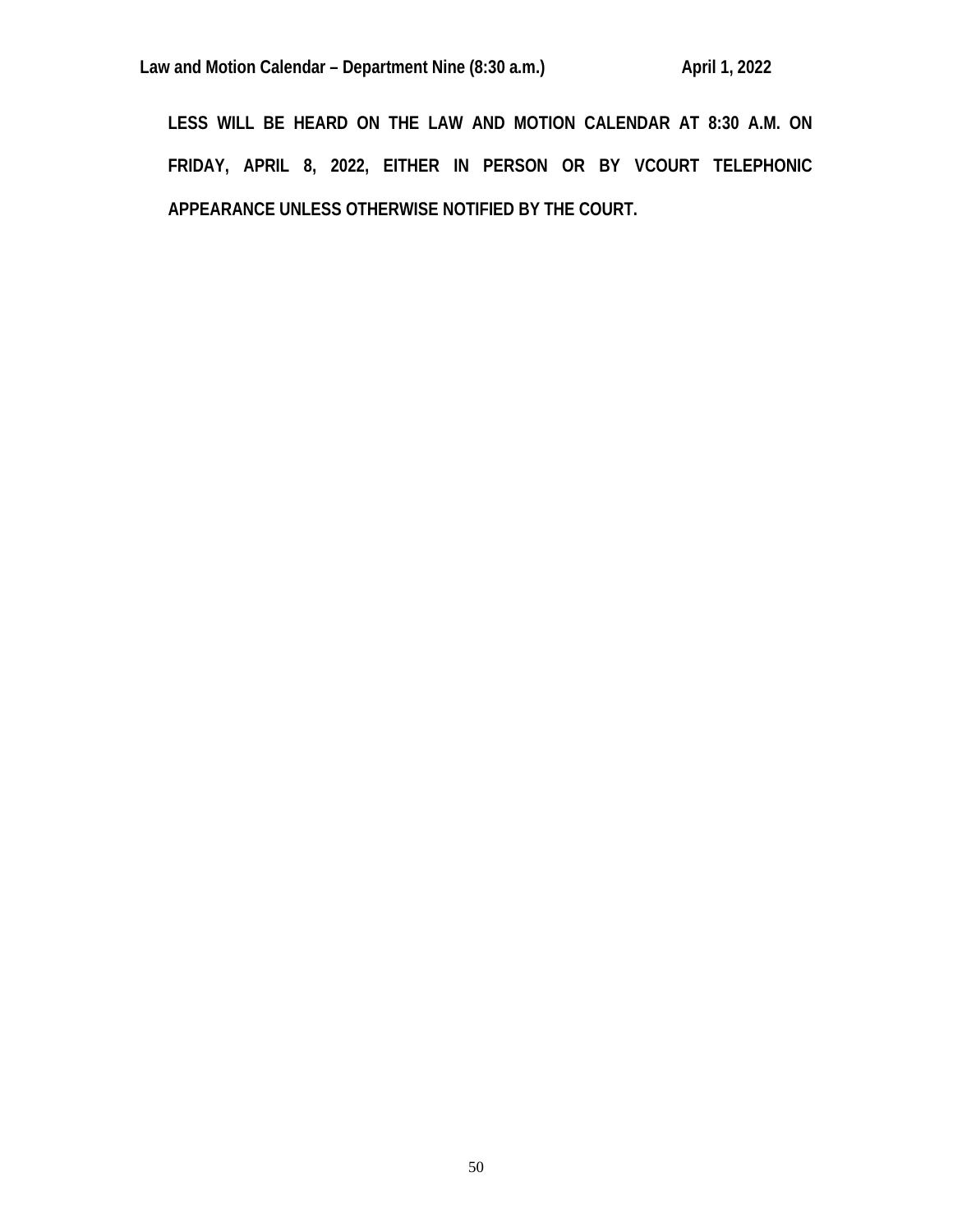**LESS WILL BE HEARD ON THE LAW AND MOTION CALENDAR AT 8:30 A.M. ON FRIDAY, APRIL 8, 2022, EITHER IN PERSON OR BY VCOURT TELEPHONIC APPEARANCE UNLESS OTHERWISE NOTIFIED BY THE COURT.**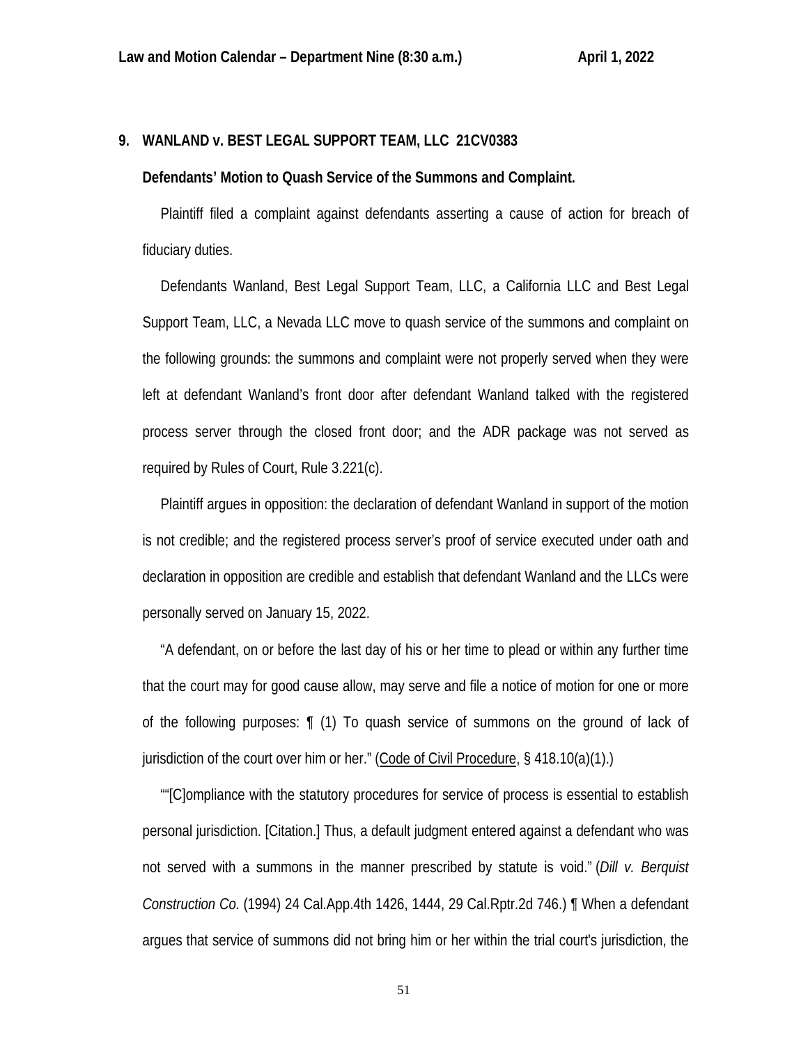**9. WANLAND v. BEST LEGAL SUPPORT TEAM, LLC 21CV0383**

**Defendants' Motion to Quash Service of the Summons and Complaint.**

Plaintiff filed a complaint against defendants asserting a cause of action for breach of fiduciary duties.

Defendants Wanland, Best Legal Support Team, LLC, a California LLC and Best Legal Support Team, LLC, a Nevada LLC move to quash service of the summons and complaint on the following grounds: the summons and complaint were not properly served when they were left at defendant Wanland's front door after defendant Wanland talked with the registered process server through the closed front door; and the ADR package was not served as required by Rules of Court, Rule 3.221(c).

Plaintiff argues in opposition: the declaration of defendant Wanland in support of the motion is not credible; and the registered process server's proof of service executed under oath and declaration in opposition are credible and establish that defendant Wanland and the LLCs were personally served on January 15, 2022.

"A defendant, on or before the last day of his or her time to plead or within any further time that the court may for good cause allow, may serve and file a notice of motion for one or more of the following purposes: ¶ (1) To quash service of summons on the ground of lack of jurisdiction of the court over him or her." (Code of Civil Procedure, § 418.10(a)(1).)

""[C]ompliance with the statutory procedures for service of process is essential to establish personal jurisdiction. [Citation.] Thus, a default judgment entered against a defendant who was not served with a summons in the manner prescribed by statute is void." (*Dill v. Berquist Construction Co.* (1994) 24 Cal.App.4th 1426, 1444, 29 Cal.Rptr.2d 746.) ¶ When a defendant argues that service of summons did not bring him or her within the trial court's jurisdiction, the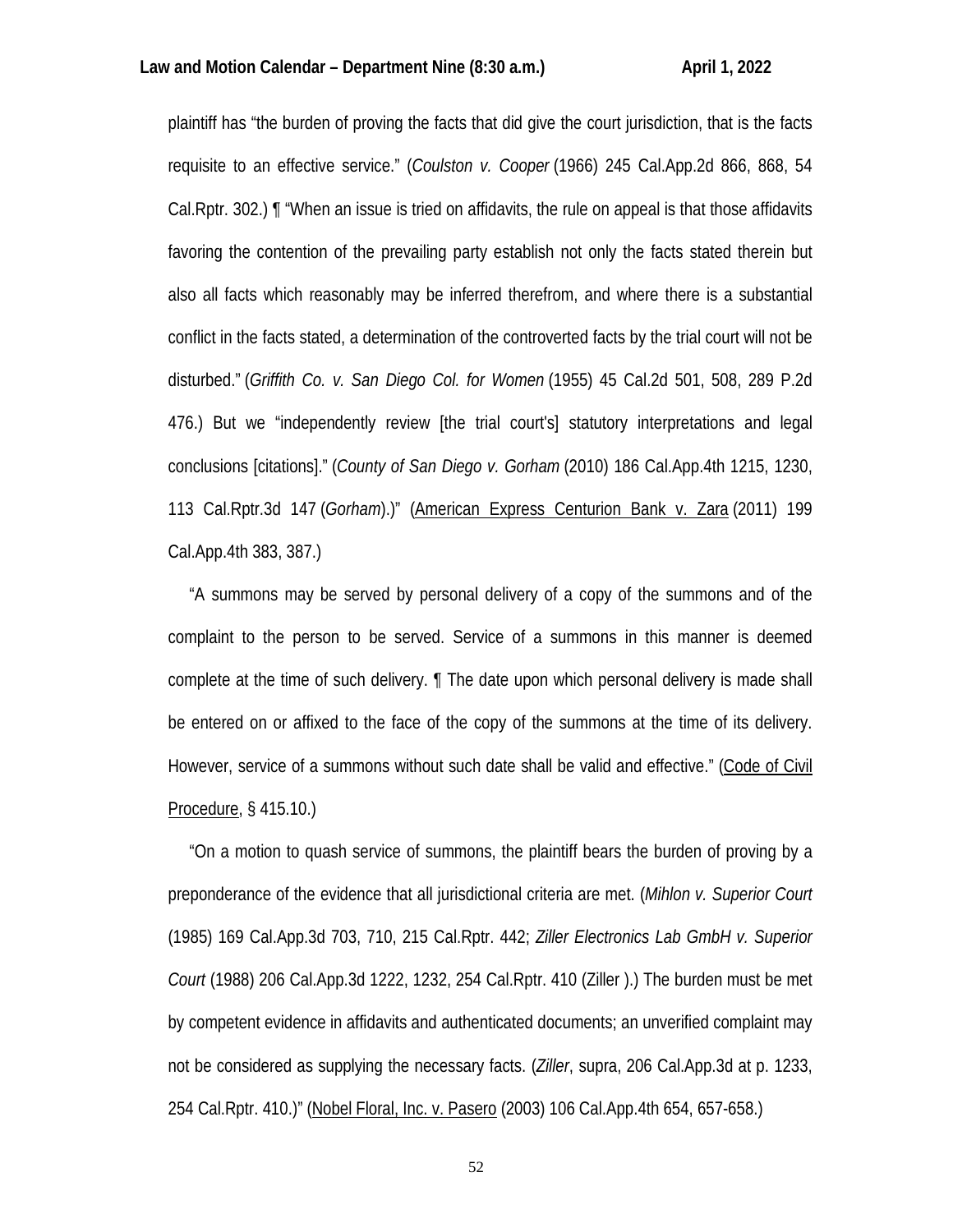plaintiff has “the burden of proving the facts that did give the court jurisdiction, that is the facts requisite to an effective service.” (*Coulston v. Cooper* (1966) 245 Cal.App.2d 866, 868, 54 Cal.Rptr. 302.) ¶ “When an issue is tried on affidavits, the rule on appeal is that those affidavits favoring the contention of the prevailing party establish not only the facts stated therein but also all facts which reasonably may be inferred therefrom, and where there is a substantial conflict in the facts stated, a determination of the controverted facts by the trial court will not be disturbed.” (*Griffith Co. v. San Diego Col. for Women* (1955) 45 Cal.2d 501, 508, 289 P.2d 476.) But we “independently review [the trial court's] statutory interpretations and legal conclusions [citations].” (*County of San Diego v. Gorham* (2010) 186 Cal.App.4th 1215, 1230, 113 Cal.Rptr.3d 147 (*Gorham*).)” (American Express Centurion Bank v. Zara (2011) 199 Cal.App.4th 383, 387.)

“A summons may be served by personal delivery of a copy of the summons and of the complaint to the person to be served. Service of a summons in this manner is deemed complete at the time of such delivery. ¶ The date upon which personal delivery is made shall be entered on or affixed to the face of the copy of the summons at the time of its delivery. However, service of a summons without such date shall be valid and effective.” (Code of Civil Procedure, § 415.10.)

“On a motion to quash service of summons, the plaintiff bears the burden of proving by a preponderance of the evidence that all jurisdictional criteria are met. (*Mihlon v. Superior Court* (1985) 169 Cal.App.3d 703, 710, 215 Cal.Rptr. 442; *Ziller Electronics Lab GmbH v. Superior Court* (1988) 206 Cal.App.3d 1222, 1232, 254 Cal.Rptr. 410 (Ziller ).) The burden must be met by competent evidence in affidavits and authenticated documents; an unverified complaint may not be considered as supplying the necessary facts. (*Ziller*, supra, 206 Cal.App.3d at p. 1233, 254 Cal.Rptr. 410.)” (Nobel Floral, Inc. v. Pasero (2003) 106 Cal.App.4th 654, 657-658.)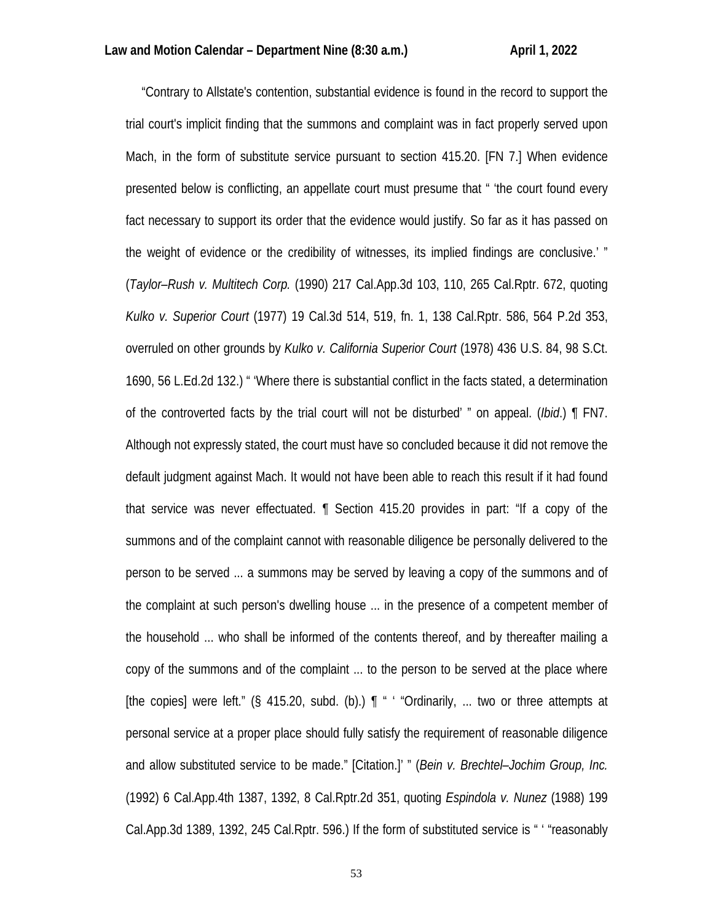“Contrary to Allstate's contention, substantial evidence is found in the record to support the trial court's implicit finding that the summons and complaint was in fact properly served upon Mach, in the form of substitute service pursuant to section 415.20. [FN 7.] When evidence presented below is conflicting, an appellate court must presume that “ ‘the court found every fact necessary to support its order that the evidence would justify. So far as it has passed on the weight of evidence or the credibility of witnesses, its implied findings are conclusive.’ ” (*Taylor–Rush v. Multitech Corp.* (1990) 217 Cal.App.3d 103, 110, 265 Cal.Rptr. 672, quoting *Kulko v. Superior Court* (1977) 19 Cal.3d 514, 519, fn. 1, 138 Cal.Rptr. 586, 564 P.2d 353, overruled on other grounds by *Kulko v. California Superior Court* (1978) 436 U.S. 84, 98 S.Ct. 1690, 56 L.Ed.2d 132.) “ ‘Where there is substantial conflict in the facts stated, a determination of the controverted facts by the trial court will not be disturbed’ ” on appeal. (*Ibid*.) ¶ FN7. Although not expressly stated, the court must have so concluded because it did not remove the default judgment against Mach. It would not have been able to reach this result if it had found that service was never effectuated. ¶ Section 415.20 provides in part: “If a copy of the summons and of the complaint cannot with reasonable diligence be personally delivered to the person to be served ... a summons may be served by leaving a copy of the summons and of the complaint at such person's dwelling house ... in the presence of a competent member of the household ... who shall be informed of the contents thereof, and by thereafter mailing a copy of the summons and of the complaint ... to the person to be served at the place where [the copies] were left.” (§ 415.20, subd. (b).) ¶ “ ‘ “Ordinarily, ... two or three attempts at personal service at a proper place should fully satisfy the requirement of reasonable diligence and allow substituted service to be made.” [Citation.]’ ” (*Bein v. Brechtel–Jochim Group, Inc.* (1992) 6 Cal.App.4th 1387, 1392, 8 Cal.Rptr.2d 351, quoting *Espindola v. Nunez* (1988) 199 Cal.App.3d 1389, 1392, 245 Cal.Rptr. 596.) If the form of substituted service is “ ‘ “reasonably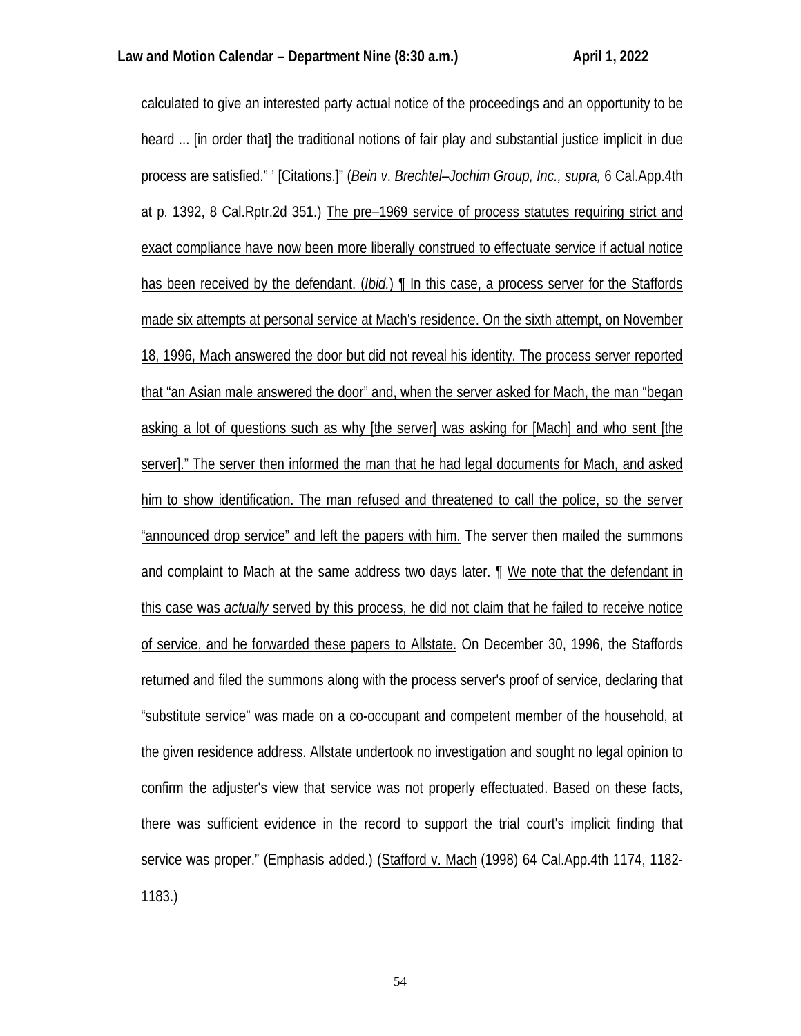calculated to give an interested party actual notice of the proceedings and an opportunity to be heard ... [in order that] the traditional notions of fair play and substantial justice implicit in due process are satisfied." ' [Citations.]" (*Bein v. Brechtel–Jochim Group, Inc., supra,* 6 Cal.App.4th at p. 1392, 8 Cal.Rptr.2d 351.) <u>The pre–1969 service of process statutes requiring strict and exact compliance have now been more liberally construed to effectuate service if actual notice has been received by the defendant. (*Ibid.*) ¶ In this case, a process server for the Staffords made six attempts at personal service at Mach's residence. On the sixth attempt, on November 18, 1996, Mach answered the door but did not reveal his identity. The process server reported that "an Asian male answered the door" and, when the server asked for Mach, the man "began asking a lot of questions such as why [the server] was asking for [Mach] and who sent [the server]." The server then informed the man that he had legal documents for Mach, and asked him to show identification. The man refused and threatened to call the police, so the server "announced drop service" and left the papers with him.</u> The server then mailed the summons and complaint to Mach at the same address two days later. ¶ <u>We note that the defendant in this case was *actually* served by this process, he did not claim that he failed to receive notice of service, and he forwarded these papers to Allstate.</u> On December 30, 1996, the Staffords returned and filed the summons along with the process server's proof of service, declaring that "substitute service" was made on a co-occupant and competent member of the household, at the given residence address. Allstate undertook no investigation and sought no legal opinion to confirm the adjuster's view that service was not properly effectuated. Based on these facts, there was sufficient evidence in the record to support the trial court's implicit finding that service was proper." (Emphasis added.) (<u>Stafford v. Mach</u> (1998) 64 Cal.App.4th 1174, 1182-1183.)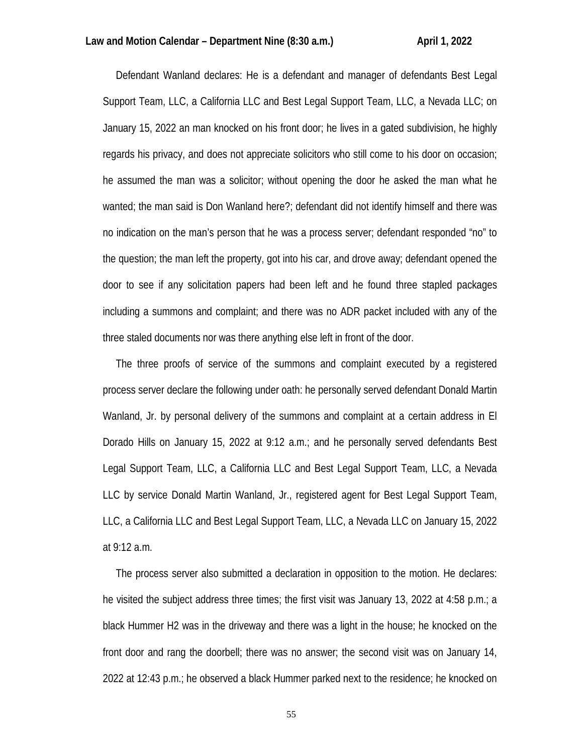Defendant Wanland declares: He is a defendant and manager of defendants Best Legal Support Team, LLC, a California LLC and Best Legal Support Team, LLC, a Nevada LLC; on January 15, 2022 an man knocked on his front door; he lives in a gated subdivision, he highly regards his privacy, and does not appreciate solicitors who still come to his door on occasion; he assumed the man was a solicitor; without opening the door he asked the man what he wanted; the man said is Don Wanland here?; defendant did not identify himself and there was no indication on the man's person that he was a process server; defendant responded "no" to the question; the man left the property, got into his car, and drove away; defendant opened the door to see if any solicitation papers had been left and he found three stapled packages including a summons and complaint; and there was no ADR packet included with any of the three staled documents nor was there anything else left in front of the door.

The three proofs of service of the summons and complaint executed by a registered process server declare the following under oath: he personally served defendant Donald Martin Wanland, Jr. by personal delivery of the summons and complaint at a certain address in El Dorado Hills on January 15, 2022 at 9:12 a.m.; and he personally served defendants Best Legal Support Team, LLC, a California LLC and Best Legal Support Team, LLC, a Nevada LLC by service Donald Martin Wanland, Jr., registered agent for Best Legal Support Team, LLC, a California LLC and Best Legal Support Team, LLC, a Nevada LLC on January 15, 2022 at 9:12 a.m.

The process server also submitted a declaration in opposition to the motion. He declares: he visited the subject address three times; the first visit was January 13, 2022 at 4:58 p.m.; a black Hummer H2 was in the driveway and there was a light in the house; he knocked on the front door and rang the doorbell; there was no answer; the second visit was on January 14, 2022 at 12:43 p.m.; he observed a black Hummer parked next to the residence; he knocked on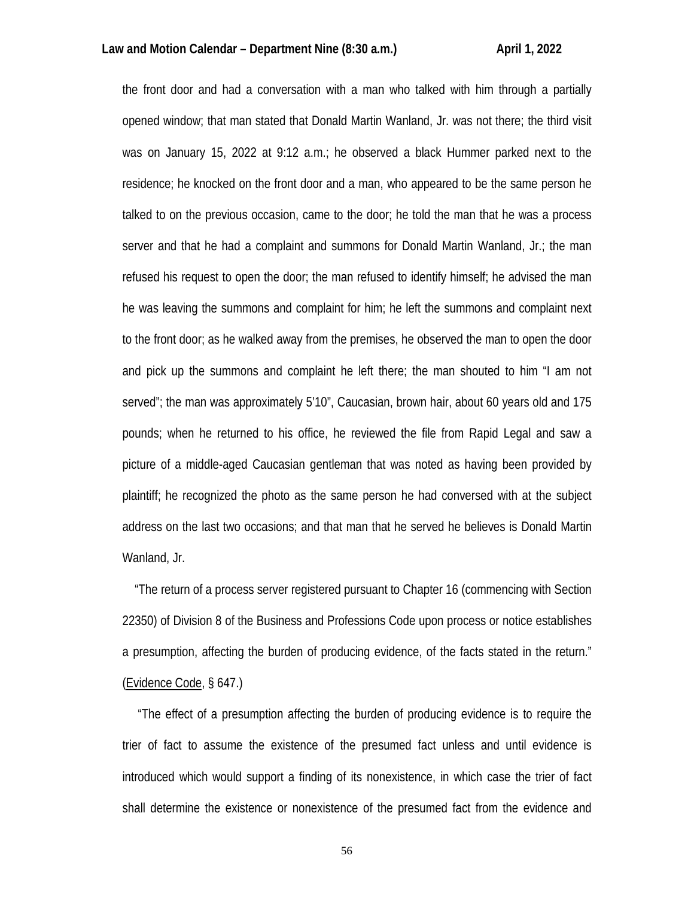the front door and had a conversation with a man who talked with him through a partially opened window; that man stated that Donald Martin Wanland, Jr. was not there; the third visit was on January 15, 2022 at 9:12 a.m.; he observed a black Hummer parked next to the residence; he knocked on the front door and a man, who appeared to be the same person he talked to on the previous occasion, came to the door; he told the man that he was a process server and that he had a complaint and summons for Donald Martin Wanland, Jr.; the man refused his request to open the door; the man refused to identify himself; he advised the man he was leaving the summons and complaint for him; he left the summons and complaint next to the front door; as he walked away from the premises, he observed the man to open the door and pick up the summons and complaint he left there; the man shouted to him "I am not served"; the man was approximately 5'10", Caucasian, brown hair, about 60 years old and 175 pounds; when he returned to his office, he reviewed the file from Rapid Legal and saw a picture of a middle-aged Caucasian gentleman that was noted as having been provided by plaintiff; he recognized the photo as the same person he had conversed with at the subject address on the last two occasions; and that man that he served he believes is Donald Martin Wanland, Jr.

"The return of a process server registered pursuant to Chapter 16 (commencing with Section 22350) of Division 8 of the Business and Professions Code upon process or notice establishes a presumption, affecting the burden of producing evidence, of the facts stated in the return." (Evidence Code, § 647.)

"The effect of a presumption affecting the burden of producing evidence is to require the trier of fact to assume the existence of the presumed fact unless and until evidence is introduced which would support a finding of its nonexistence, in which case the trier of fact shall determine the existence or nonexistence of the presumed fact from the evidence and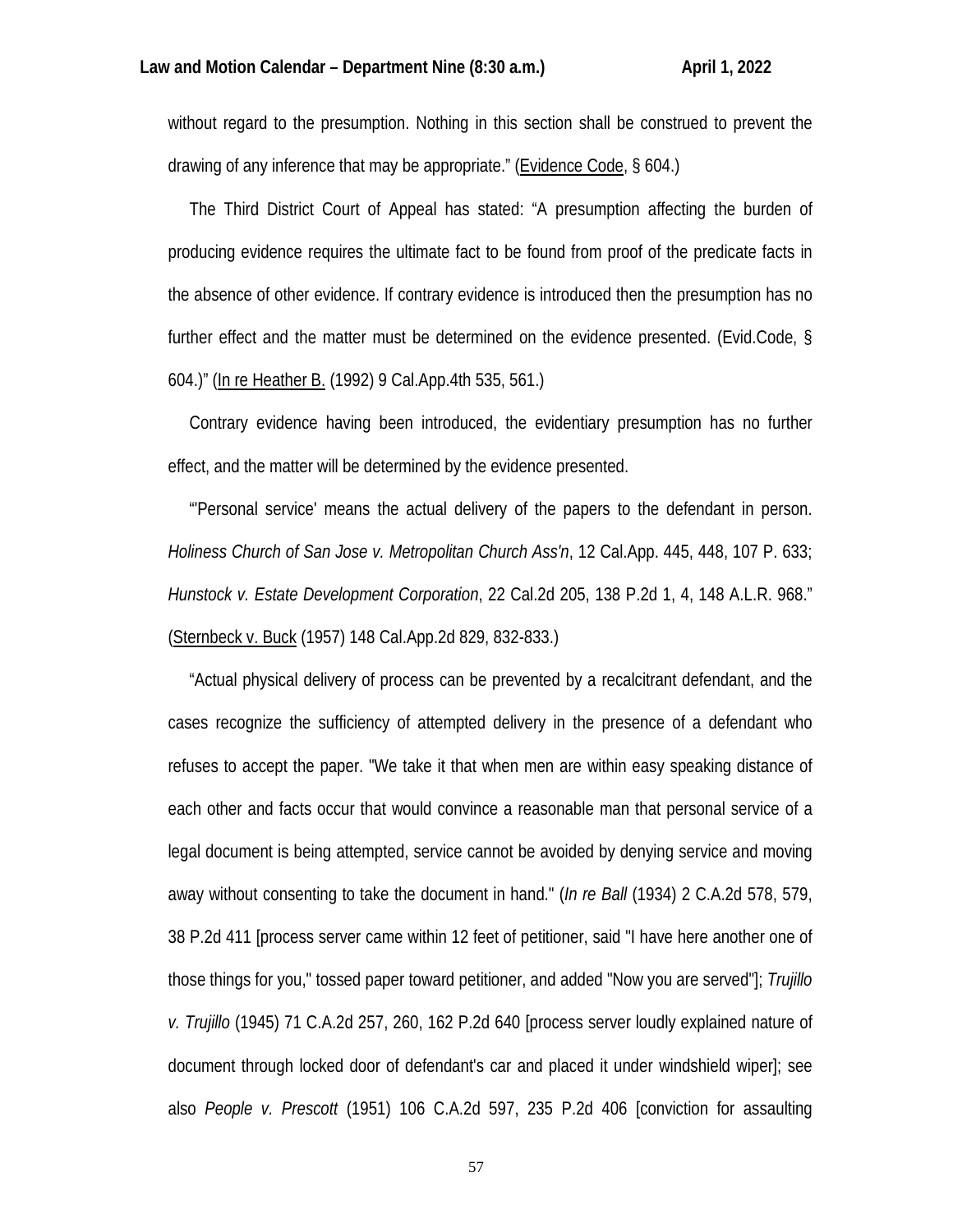without regard to the presumption. Nothing in this section shall be construed to prevent the drawing of any inference that may be appropriate." (Evidence Code, § 604.)

The Third District Court of Appeal has stated: "A presumption affecting the burden of producing evidence requires the ultimate fact to be found from proof of the predicate facts in the absence of other evidence. If contrary evidence is introduced then the presumption has no further effect and the matter must be determined on the evidence presented. (Evid.Code, § 604.)" (In re Heather B. (1992) 9 Cal.App.4th 535, 561.)

Contrary evidence having been introduced, the evidentiary presumption has no further effect, and the matter will be determined by the evidence presented.

"'Personal service' means the actual delivery of the papers to the defendant in person. *Holiness Church of San Jose v. Metropolitan Church Ass'n*, 12 Cal.App. 445, 448, 107 P. 633; *Hunstock v. Estate Development Corporation*, 22 Cal.2d 205, 138 P.2d 1, 4, 148 A.L.R. 968." (Sternbeck v. Buck (1957) 148 Cal.App.2d 829, 832-833.)

"Actual physical delivery of process can be prevented by a recalcitrant defendant, and the cases recognize the sufficiency of attempted delivery in the presence of a defendant who refuses to accept the paper. "We take it that when men are within easy speaking distance of each other and facts occur that would convince a reasonable man that personal service of a legal document is being attempted, service cannot be avoided by denying service and moving away without consenting to take the document in hand." (*In re Ball* (1934) 2 C.A.2d 578, 579, 38 P.2d 411 [process server came within 12 feet of petitioner, said "I have here another one of those things for you," tossed paper toward petitioner, and added "Now you are served"]; *Trujillo v. Trujillo* (1945) 71 C.A.2d 257, 260, 162 P.2d 640 [process server loudly explained nature of document through locked door of defendant's car and placed it under windshield wiper]; see also *People v. Prescott* (1951) 106 C.A.2d 597, 235 P.2d 406 [conviction for assaulting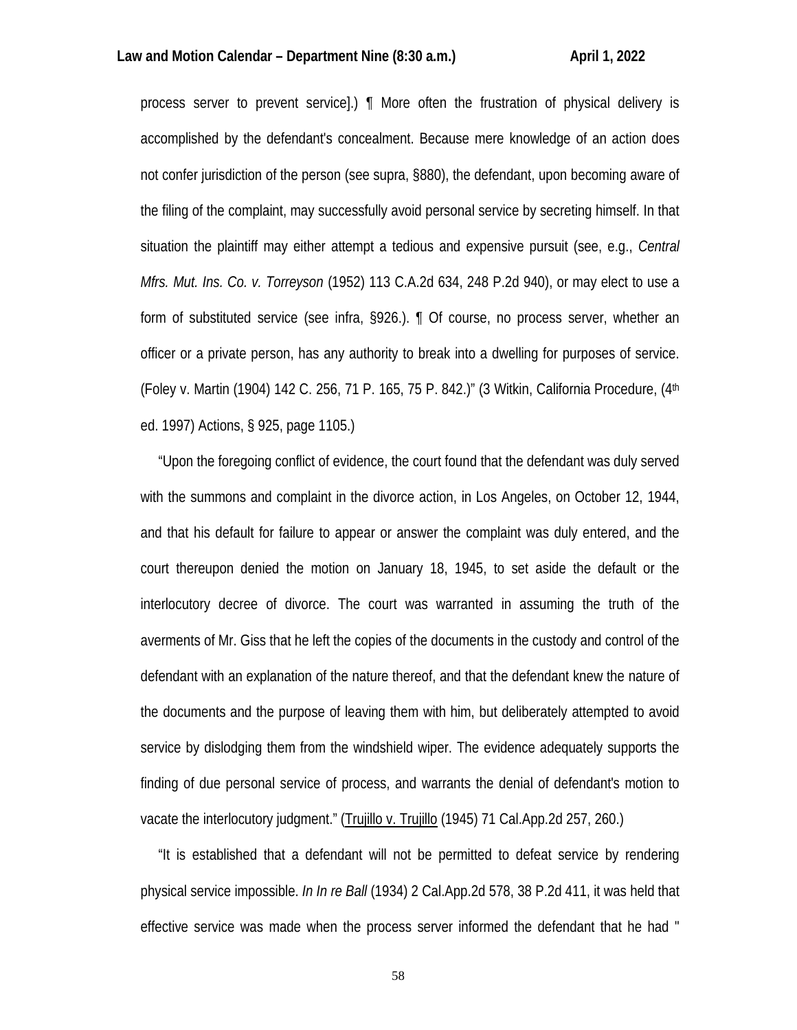process server to prevent service].) ¶ More often the frustration of physical delivery is accomplished by the defendant's concealment. Because mere knowledge of an action does not confer jurisdiction of the person (see supra, §880), the defendant, upon becoming aware of the filing of the complaint, may successfully avoid personal service by secreting himself. In that situation the plaintiff may either attempt a tedious and expensive pursuit (see, e.g., *Central Mfrs. Mut. Ins. Co. v. Torreyson* (1952) 113 C.A.2d 634, 248 P.2d 940), or may elect to use a form of substituted service (see infra, §926.). ¶ Of course, no process server, whether an officer or a private person, has any authority to break into a dwelling for purposes of service. (Foley v. Martin (1904) 142 C. 256, 71 P. 165, 75 P. 842.)" (3 Witkin, California Procedure, (4th ed. 1997) Actions, § 925, page 1105.)

"Upon the foregoing conflict of evidence, the court found that the defendant was duly served with the summons and complaint in the divorce action, in Los Angeles, on October 12, 1944, and that his default for failure to appear or answer the complaint was duly entered, and the court thereupon denied the motion on January 18, 1945, to set aside the default or the interlocutory decree of divorce. The court was warranted in assuming the truth of the averments of Mr. Giss that he left the copies of the documents in the custody and control of the defendant with an explanation of the nature thereof, and that the defendant knew the nature of the documents and the purpose of leaving them with him, but deliberately attempted to avoid service by dislodging them from the windshield wiper. The evidence adequately supports the finding of due personal service of process, and warrants the denial of defendant's motion to vacate the interlocutory judgment." (Trujillo v. Trujillo (1945) 71 Cal.App.2d 257, 260.)

"It is established that a defendant will not be permitted to defeat service by rendering physical service impossible. *In In re Ball* (1934) 2 Cal.App.2d 578, 38 P.2d 411, it was held that effective service was made when the process server informed the defendant that he had "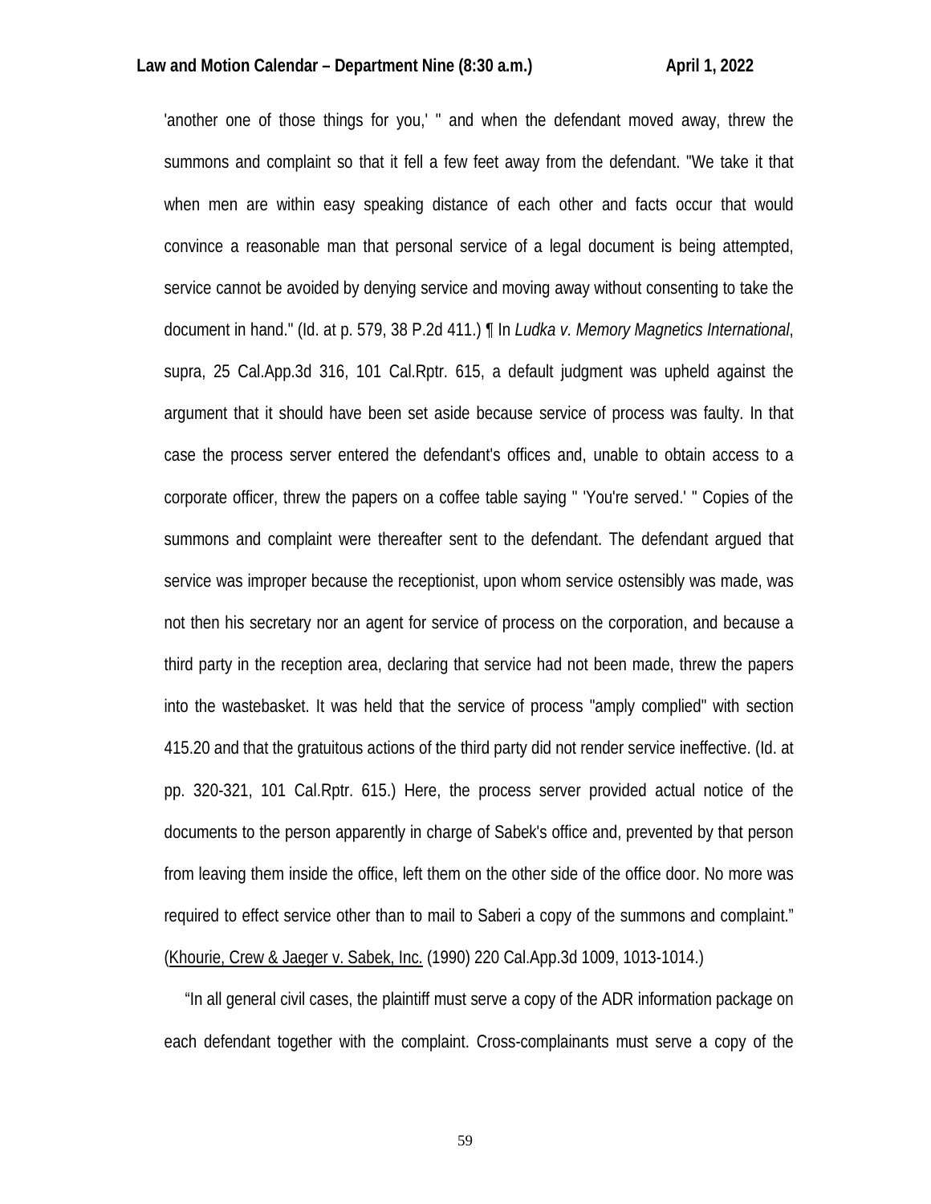'another one of those things for you,' " and when the defendant moved away, threw the summons and complaint so that it fell a few feet away from the defendant. "We take it that when men are within easy speaking distance of each other and facts occur that would convince a reasonable man that personal service of a legal document is being attempted, service cannot be avoided by denying service and moving away without consenting to take the document in hand." (Id. at p. 579, 38 P.2d 411.) ¶ In *Ludka v. Memory Magnetics International*, supra, 25 Cal.App.3d 316, 101 Cal.Rptr. 615, a default judgment was upheld against the argument that it should have been set aside because service of process was faulty. In that case the process server entered the defendant's offices and, unable to obtain access to a corporate officer, threw the papers on a coffee table saying " 'You're served.' " Copies of the summons and complaint were thereafter sent to the defendant. The defendant argued that service was improper because the receptionist, upon whom service ostensibly was made, was not then his secretary nor an agent for service of process on the corporation, and because a third party in the reception area, declaring that service had not been made, threw the papers into the wastebasket. It was held that the service of process "amply complied" with section 415.20 and that the gratuitous actions of the third party did not render service ineffective. (Id. at pp. 320-321, 101 Cal.Rptr. 615.) Here, the process server provided actual notice of the documents to the person apparently in charge of Sabek's office and, prevented by that person from leaving them inside the office, left them on the other side of the office door. No more was required to effect service other than to mail to Saberi a copy of the summons and complaint." (Khourie, Crew & Jaeger v. Sabek, Inc. (1990) 220 Cal.App.3d 1009, 1013-1014.)

"In all general civil cases, the plaintiff must serve a copy of the ADR information package on each defendant together with the complaint. Cross-complainants must serve a copy of the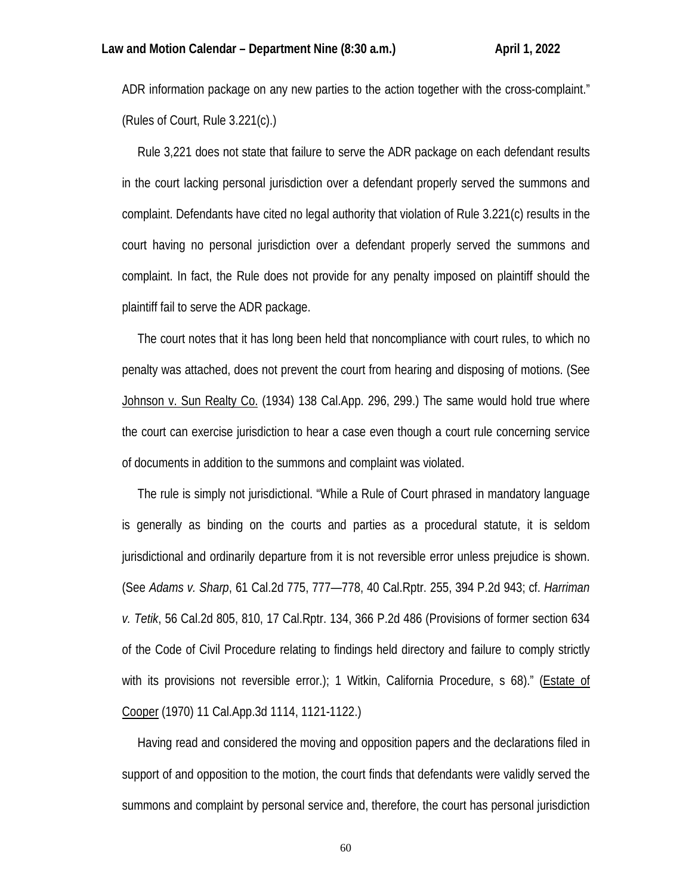ADR information package on any new parties to the action together with the cross-complaint." (Rules of Court, Rule 3.221(c).)

Rule 3,221 does not state that failure to serve the ADR package on each defendant results in the court lacking personal jurisdiction over a defendant properly served the summons and complaint. Defendants have cited no legal authority that violation of Rule 3.221(c) results in the court having no personal jurisdiction over a defendant properly served the summons and complaint. In fact, the Rule does not provide for any penalty imposed on plaintiff should the plaintiff fail to serve the ADR package.

The court notes that it has long been held that noncompliance with court rules, to which no penalty was attached, does not prevent the court from hearing and disposing of motions. (See Johnson v. Sun Realty Co. (1934) 138 Cal.App. 296, 299.) The same would hold true where the court can exercise jurisdiction to hear a case even though a court rule concerning service of documents in addition to the summons and complaint was violated.

The rule is simply not jurisdictional. "While a Rule of Court phrased in mandatory language is generally as binding on the courts and parties as a procedural statute, it is seldom jurisdictional and ordinarily departure from it is not reversible error unless prejudice is shown. (See *Adams v. Sharp*, 61 Cal.2d 775, 777—778, 40 Cal.Rptr. 255, 394 P.2d 943; cf. *Harriman v. Tetik*, 56 Cal.2d 805, 810, 17 Cal.Rptr. 134, 366 P.2d 486 (Provisions of former section 634 of the Code of Civil Procedure relating to findings held directory and failure to comply strictly with its provisions not reversible error.); 1 Witkin, California Procedure, s 68)." (Estate of Cooper (1970) 11 Cal.App.3d 1114, 1121-1122.)

Having read and considered the moving and opposition papers and the declarations filed in support of and opposition to the motion, the court finds that defendants were validly served the summons and complaint by personal service and, therefore, the court has personal jurisdiction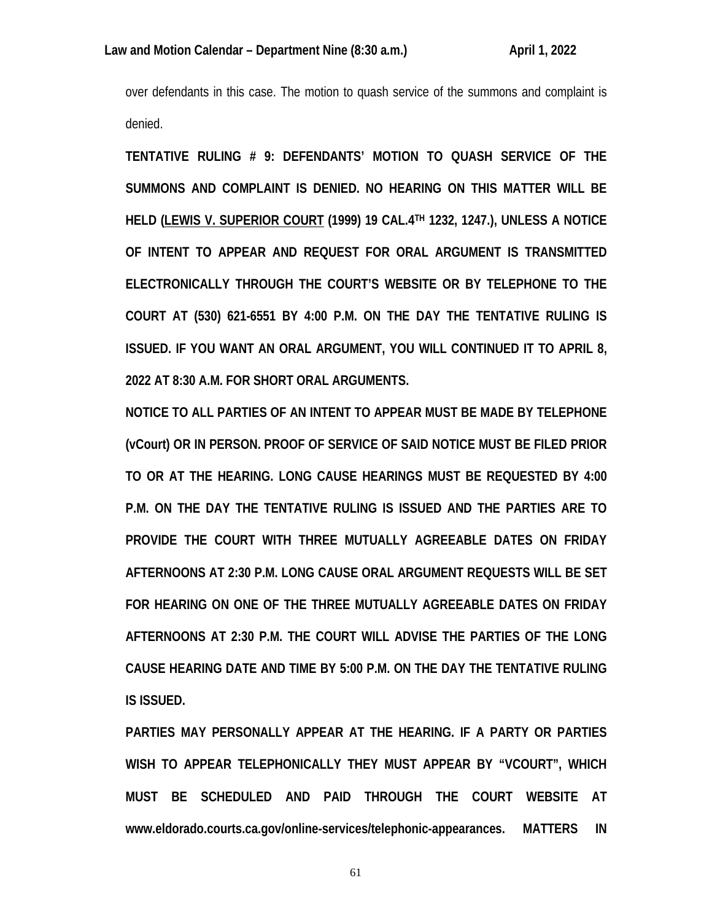over defendants in this case. The motion to quash service of the summons and complaint is denied.

**TENTATIVE RULING # 9: DEFENDANTS' MOTION TO QUASH SERVICE OF THE SUMMONS AND COMPLAINT IS DENIED. NO HEARING ON THIS MATTER WILL BE HELD (LEWIS V. SUPERIOR COURT (1999) 19 CAL.4TH 1232, 1247.), UNLESS A NOTICE OF INTENT TO APPEAR AND REQUEST FOR ORAL ARGUMENT IS TRANSMITTED ELECTRONICALLY THROUGH THE COURT'S WEBSITE OR BY TELEPHONE TO THE COURT AT (530) 621-6551 BY 4:00 P.M. ON THE DAY THE TENTATIVE RULING IS ISSUED. IF YOU WANT AN ORAL ARGUMENT, YOU WILL CONTINUED IT TO APRIL 8, 2022 AT 8:30 A.M. FOR SHORT ORAL ARGUMENTS.**

**NOTICE TO ALL PARTIES OF AN INTENT TO APPEAR MUST BE MADE BY TELEPHONE (vCourt) OR IN PERSON. PROOF OF SERVICE OF SAID NOTICE MUST BE FILED PRIOR TO OR AT THE HEARING. LONG CAUSE HEARINGS MUST BE REQUESTED BY 4:00 P.M. ON THE DAY THE TENTATIVE RULING IS ISSUED AND THE PARTIES ARE TO PROVIDE THE COURT WITH THREE MUTUALLY AGREEABLE DATES ON FRIDAY AFTERNOONS AT 2:30 P.M. LONG CAUSE ORAL ARGUMENT REQUESTS WILL BE SET FOR HEARING ON ONE OF THE THREE MUTUALLY AGREEABLE DATES ON FRIDAY AFTERNOONS AT 2:30 P.M. THE COURT WILL ADVISE THE PARTIES OF THE LONG CAUSE HEARING DATE AND TIME BY 5:00 P.M. ON THE DAY THE TENTATIVE RULING IS ISSUED.**

**PARTIES MAY PERSONALLY APPEAR AT THE HEARING. IF A PARTY OR PARTIES WISH TO APPEAR TELEPHONICALLY THEY MUST APPEAR BY "VCOURT", WHICH MUST BE SCHEDULED AND PAID THROUGH THE COURT WEBSITE AT www.eldorado.courts.ca.gov/online-services/telephonic-appearances. MATTERS IN**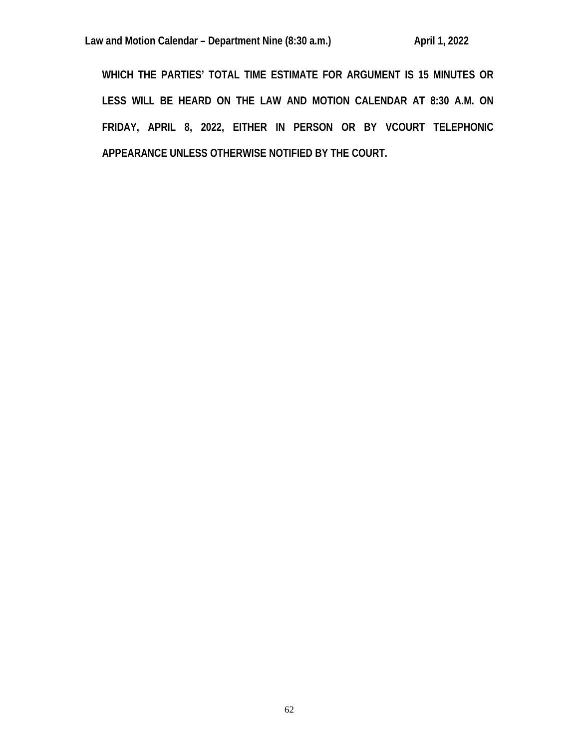**WHICH THE PARTIES' TOTAL TIME ESTIMATE FOR ARGUMENT IS 15 MINUTES OR LESS WILL BE HEARD ON THE LAW AND MOTION CALENDAR AT 8:30 A.M. ON FRIDAY, APRIL 8, 2022, EITHER IN PERSON OR BY VCOURT TELEPHONIC APPEARANCE UNLESS OTHERWISE NOTIFIED BY THE COURT.**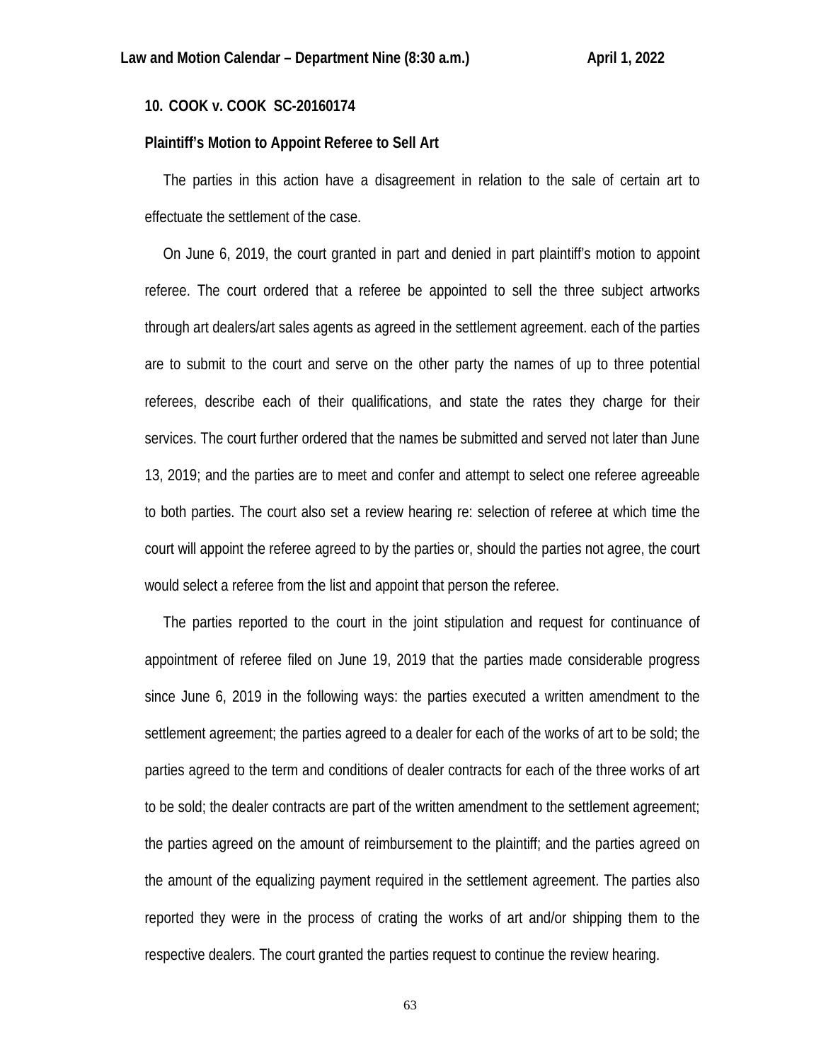**10. COOK v. COOK SC-20160174**

**Plaintiff's Motion to Appoint Referee to Sell Art**

The parties in this action have a disagreement in relation to the sale of certain art to effectuate the settlement of the case.

On June 6, 2019, the court granted in part and denied in part plaintiff's motion to appoint referee. The court ordered that a referee be appointed to sell the three subject artworks through art dealers/art sales agents as agreed in the settlement agreement. each of the parties are to submit to the court and serve on the other party the names of up to three potential referees, describe each of their qualifications, and state the rates they charge for their services. The court further ordered that the names be submitted and served not later than June 13, 2019; and the parties are to meet and confer and attempt to select one referee agreeable to both parties. The court also set a review hearing re: selection of referee at which time the court will appoint the referee agreed to by the parties or, should the parties not agree, the court would select a referee from the list and appoint that person the referee.

The parties reported to the court in the joint stipulation and request for continuance of appointment of referee filed on June 19, 2019 that the parties made considerable progress since June 6, 2019 in the following ways: the parties executed a written amendment to the settlement agreement; the parties agreed to a dealer for each of the works of art to be sold; the parties agreed to the term and conditions of dealer contracts for each of the three works of art to be sold; the dealer contracts are part of the written amendment to the settlement agreement; the parties agreed on the amount of reimbursement to the plaintiff; and the parties agreed on the amount of the equalizing payment required in the settlement agreement. The parties also reported they were in the process of crating the works of art and/or shipping them to the respective dealers. The court granted the parties request to continue the review hearing.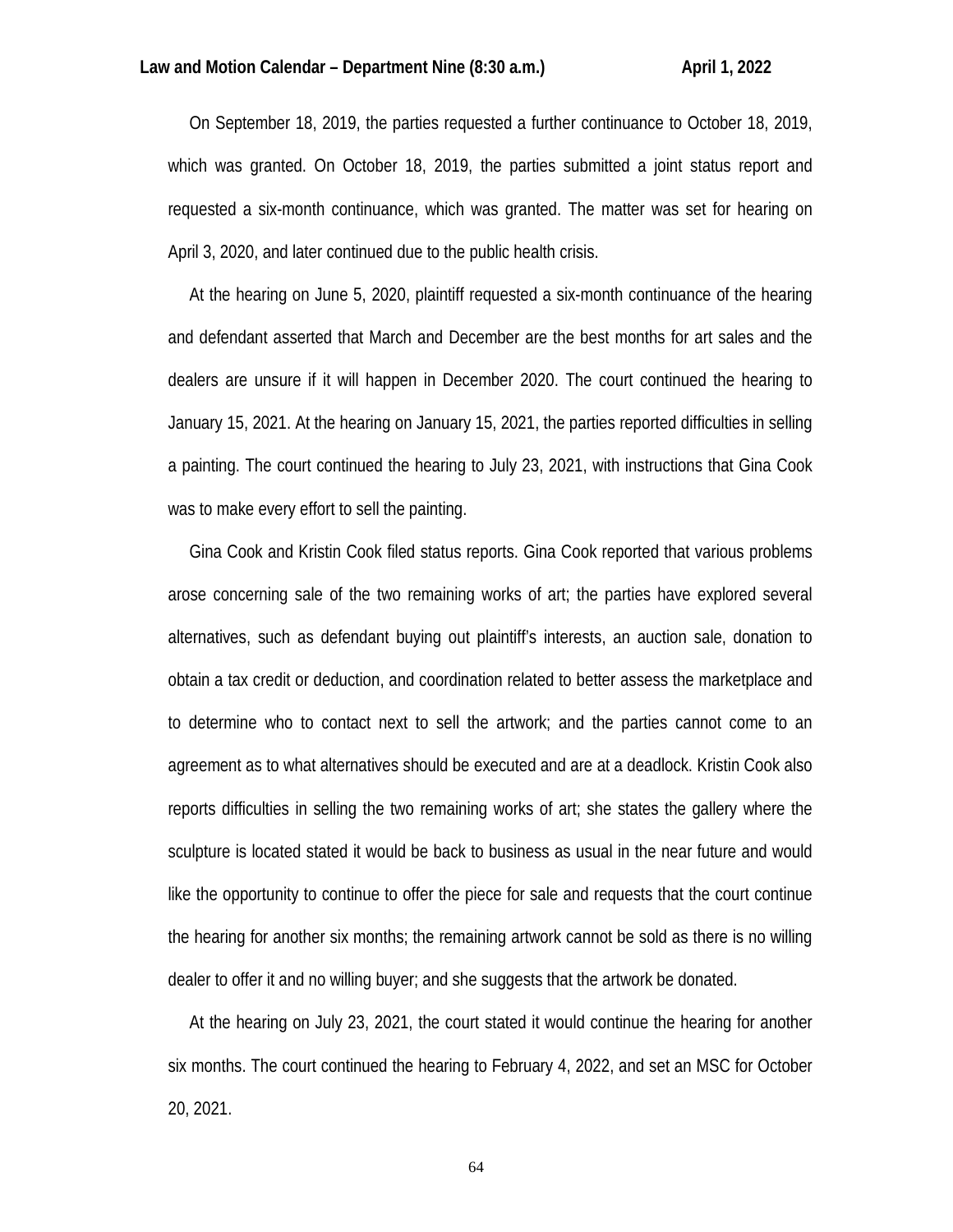On September 18, 2019, the parties requested a further continuance to October 18, 2019, which was granted. On October 18, 2019, the parties submitted a joint status report and requested a six-month continuance, which was granted. The matter was set for hearing on April 3, 2020, and later continued due to the public health crisis.

At the hearing on June 5, 2020, plaintiff requested a six-month continuance of the hearing and defendant asserted that March and December are the best months for art sales and the dealers are unsure if it will happen in December 2020. The court continued the hearing to January 15, 2021. At the hearing on January 15, 2021, the parties reported difficulties in selling a painting. The court continued the hearing to July 23, 2021, with instructions that Gina Cook was to make every effort to sell the painting.

Gina Cook and Kristin Cook filed status reports. Gina Cook reported that various problems arose concerning sale of the two remaining works of art; the parties have explored several alternatives, such as defendant buying out plaintiff's interests, an auction sale, donation to obtain a tax credit or deduction, and coordination related to better assess the marketplace and to determine who to contact next to sell the artwork; and the parties cannot come to an agreement as to what alternatives should be executed and are at a deadlock. Kristin Cook also reports difficulties in selling the two remaining works of art; she states the gallery where the sculpture is located stated it would be back to business as usual in the near future and would like the opportunity to continue to offer the piece for sale and requests that the court continue the hearing for another six months; the remaining artwork cannot be sold as there is no willing dealer to offer it and no willing buyer; and she suggests that the artwork be donated.

At the hearing on July 23, 2021, the court stated it would continue the hearing for another six months. The court continued the hearing to February 4, 2022, and set an MSC for October 20, 2021.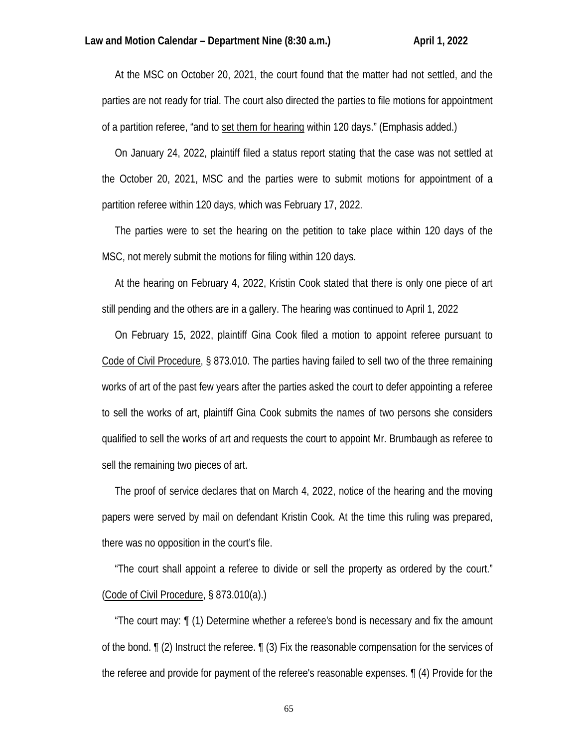At the MSC on October 20, 2021, the court found that the matter had not settled, and the parties are not ready for trial. The court also directed the parties to file motions for appointment of a partition referee, "and to set them for hearing within 120 days." (Emphasis added.)

On January 24, 2022, plaintiff filed a status report stating that the case was not settled at the October 20, 2021, MSC and the parties were to submit motions for appointment of a partition referee within 120 days, which was February 17, 2022.

The parties were to set the hearing on the petition to take place within 120 days of the MSC, not merely submit the motions for filing within 120 days.

At the hearing on February 4, 2022, Kristin Cook stated that there is only one piece of art still pending and the others are in a gallery. The hearing was continued to April 1, 2022

On February 15, 2022, plaintiff Gina Cook filed a motion to appoint referee pursuant to Code of Civil Procedure, § 873.010. The parties having failed to sell two of the three remaining works of art of the past few years after the parties asked the court to defer appointing a referee to sell the works of art, plaintiff Gina Cook submits the names of two persons she considers qualified to sell the works of art and requests the court to appoint Mr. Brumbaugh as referee to sell the remaining two pieces of art.

The proof of service declares that on March 4, 2022, notice of the hearing and the moving papers were served by mail on defendant Kristin Cook. At the time this ruling was prepared, there was no opposition in the court's file.

"The court shall appoint a referee to divide or sell the property as ordered by the court." (Code of Civil Procedure, § 873.010(a).)

"The court may: ¶ (1) Determine whether a referee's bond is necessary and fix the amount of the bond. ¶ (2) Instruct the referee. ¶ (3) Fix the reasonable compensation for the services of the referee and provide for payment of the referee's reasonable expenses. ¶ (4) Provide for the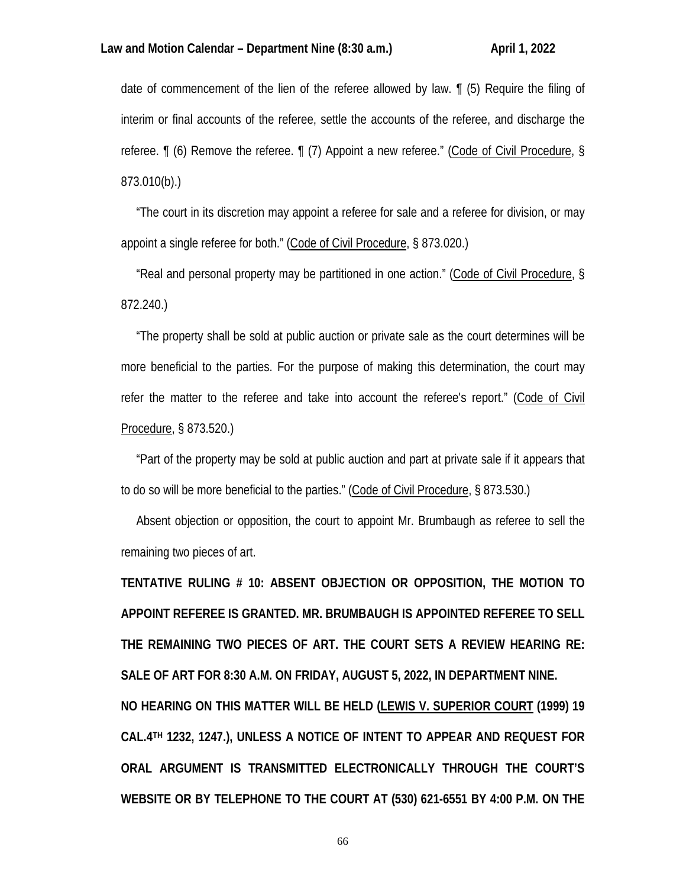date of commencement of the lien of the referee allowed by law. ¶ (5) Require the filing of interim or final accounts of the referee, settle the accounts of the referee, and discharge the referee. ¶ (6) Remove the referee. ¶ (7) Appoint a new referee." (Code of Civil Procedure, § 873.010(b).)

"The court in its discretion may appoint a referee for sale and a referee for division, or may appoint a single referee for both." (Code of Civil Procedure, § 873.020.)

"Real and personal property may be partitioned in one action." (Code of Civil Procedure, § 872.240.)

"The property shall be sold at public auction or private sale as the court determines will be more beneficial to the parties. For the purpose of making this determination, the court may refer the matter to the referee and take into account the referee's report." (Code of Civil Procedure, § 873.520.)

"Part of the property may be sold at public auction and part at private sale if it appears that to do so will be more beneficial to the parties." (Code of Civil Procedure, § 873.530.)

Absent objection or opposition, the court to appoint Mr. Brumbaugh as referee to sell the remaining two pieces of art.

**TENTATIVE RULING # 10: ABSENT OBJECTION OR OPPOSITION, THE MOTION TO APPOINT REFEREE IS GRANTED. MR. BRUMBAUGH IS APPOINTED REFEREE TO SELL THE REMAINING TWO PIECES OF ART. THE COURT SETS A REVIEW HEARING RE: SALE OF ART FOR 8:30 A.M. ON FRIDAY, AUGUST 5, 2022, IN DEPARTMENT NINE.**

**NO HEARING ON THIS MATTER WILL BE HELD (LEWIS V. SUPERIOR COURT (1999) 19 CAL.4TH 1232, 1247.), UNLESS A NOTICE OF INTENT TO APPEAR AND REQUEST FOR ORAL ARGUMENT IS TRANSMITTED ELECTRONICALLY THROUGH THE COURT'S WEBSITE OR BY TELEPHONE TO THE COURT AT (530) 621-6551 BY 4:00 P.M. ON THE**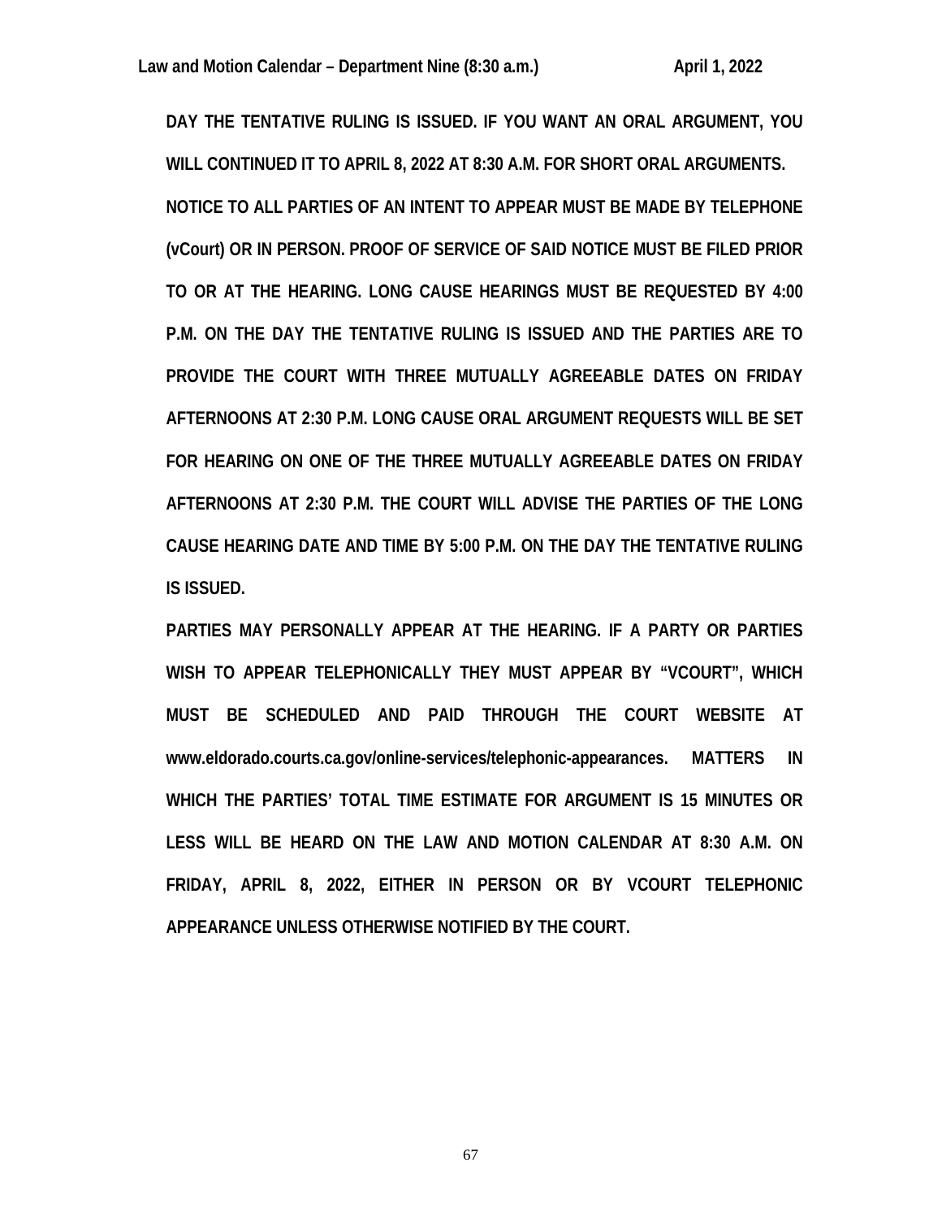**DAY THE TENTATIVE RULING IS ISSUED. IF YOU WANT AN ORAL ARGUMENT, YOU WILL CONTINUED IT TO APRIL 8, 2022 AT 8:30 A.M. FOR SHORT ORAL ARGUMENTS. NOTICE TO ALL PARTIES OF AN INTENT TO APPEAR MUST BE MADE BY TELEPHONE (vCourt) OR IN PERSON. PROOF OF SERVICE OF SAID NOTICE MUST BE FILED PRIOR TO OR AT THE HEARING. LONG CAUSE HEARINGS MUST BE REQUESTED BY 4:00 P.M. ON THE DAY THE TENTATIVE RULING IS ISSUED AND THE PARTIES ARE TO PROVIDE THE COURT WITH THREE MUTUALLY AGREEABLE DATES ON FRIDAY AFTERNOONS AT 2:30 P.M. LONG CAUSE ORAL ARGUMENT REQUESTS WILL BE SET FOR HEARING ON ONE OF THE THREE MUTUALLY AGREEABLE DATES ON FRIDAY AFTERNOONS AT 2:30 P.M. THE COURT WILL ADVISE THE PARTIES OF THE LONG CAUSE HEARING DATE AND TIME BY 5:00 P.M. ON THE DAY THE TENTATIVE RULING IS ISSUED.**

**PARTIES MAY PERSONALLY APPEAR AT THE HEARING. IF A PARTY OR PARTIES WISH TO APPEAR TELEPHONICALLY THEY MUST APPEAR BY "VCOURT", WHICH MUST BE SCHEDULED AND PAID THROUGH THE COURT WEBSITE AT www.eldorado.courts.ca.gov/online-services/telephonic-appearances. MATTERS IN WHICH THE PARTIES' TOTAL TIME ESTIMATE FOR ARGUMENT IS 15 MINUTES OR LESS WILL BE HEARD ON THE LAW AND MOTION CALENDAR AT 8:30 A.M. ON FRIDAY, APRIL 8, 2022, EITHER IN PERSON OR BY VCOURT TELEPHONIC APPEARANCE UNLESS OTHERWISE NOTIFIED BY THE COURT.**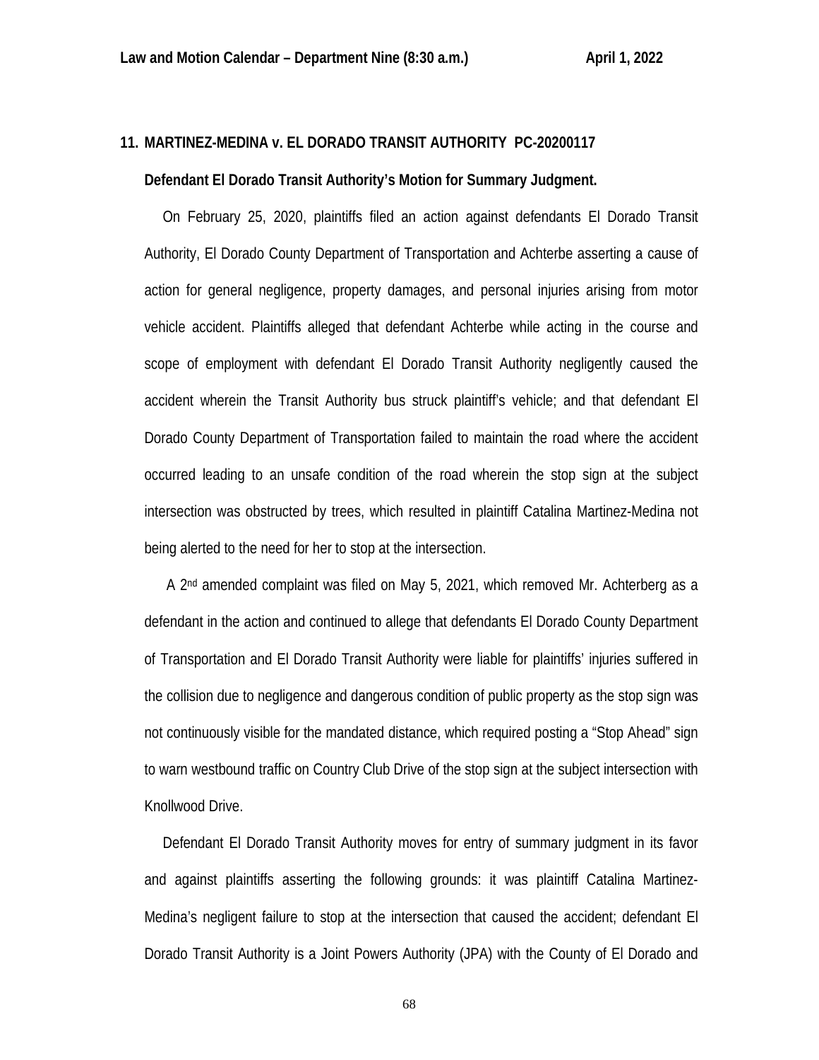**11. MARTINEZ-MEDINA v. EL DORADO TRANSIT AUTHORITY PC-20200117**

**Defendant El Dorado Transit Authority's Motion for Summary Judgment.**

On February 25, 2020, plaintiffs filed an action against defendants El Dorado Transit Authority, El Dorado County Department of Transportation and Achterbe asserting a cause of action for general negligence, property damages, and personal injuries arising from motor vehicle accident. Plaintiffs alleged that defendant Achterbe while acting in the course and scope of employment with defendant El Dorado Transit Authority negligently caused the accident wherein the Transit Authority bus struck plaintiff's vehicle; and that defendant El Dorado County Department of Transportation failed to maintain the road where the accident occurred leading to an unsafe condition of the road wherein the stop sign at the subject intersection was obstructed by trees, which resulted in plaintiff Catalina Martinez-Medina not being alerted to the need for her to stop at the intersection.

A 2nd amended complaint was filed on May 5, 2021, which removed Mr. Achterberg as a defendant in the action and continued to allege that defendants El Dorado County Department of Transportation and El Dorado Transit Authority were liable for plaintiffs' injuries suffered in the collision due to negligence and dangerous condition of public property as the stop sign was not continuously visible for the mandated distance, which required posting a "Stop Ahead" sign to warn westbound traffic on Country Club Drive of the stop sign at the subject intersection with Knollwood Drive.

Defendant El Dorado Transit Authority moves for entry of summary judgment in its favor and against plaintiffs asserting the following grounds: it was plaintiff Catalina Martinez-Medina's negligent failure to stop at the intersection that caused the accident; defendant El Dorado Transit Authority is a Joint Powers Authority (JPA) with the County of El Dorado and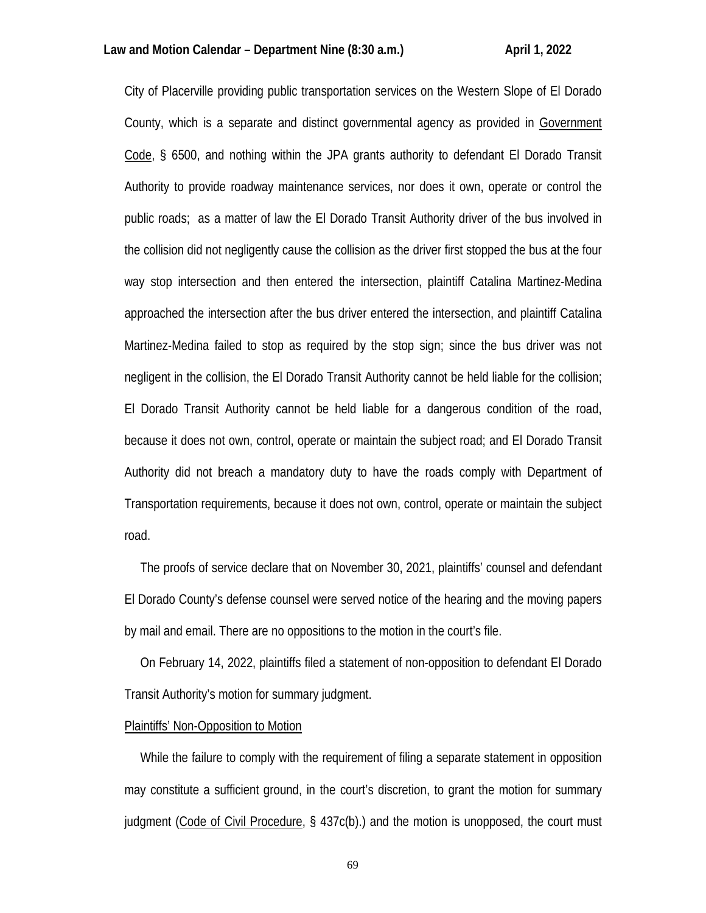City of Placerville providing public transportation services on the Western Slope of El Dorado County, which is a separate and distinct governmental agency as provided in Government Code, § 6500, and nothing within the JPA grants authority to defendant El Dorado Transit Authority to provide roadway maintenance services, nor does it own, operate or control the public roads; as a matter of law the El Dorado Transit Authority driver of the bus involved in the collision did not negligently cause the collision as the driver first stopped the bus at the four way stop intersection and then entered the intersection, plaintiff Catalina Martinez-Medina approached the intersection after the bus driver entered the intersection, and plaintiff Catalina Martinez-Medina failed to stop as required by the stop sign; since the bus driver was not negligent in the collision, the El Dorado Transit Authority cannot be held liable for the collision; El Dorado Transit Authority cannot be held liable for a dangerous condition of the road, because it does not own, control, operate or maintain the subject road; and El Dorado Transit Authority did not breach a mandatory duty to have the roads comply with Department of Transportation requirements, because it does not own, control, operate or maintain the subject road.

The proofs of service declare that on November 30, 2021, plaintiffs' counsel and defendant El Dorado County's defense counsel were served notice of the hearing and the moving papers by mail and email. There are no oppositions to the motion in the court's file.

On February 14, 2022, plaintiffs filed a statement of non-opposition to defendant El Dorado Transit Authority's motion for summary judgment.

Plaintiffs' Non-Opposition to Motion

While the failure to comply with the requirement of filing a separate statement in opposition may constitute a sufficient ground, in the court's discretion, to grant the motion for summary judgment (Code of Civil Procedure, § 437c(b).) and the motion is unopposed, the court must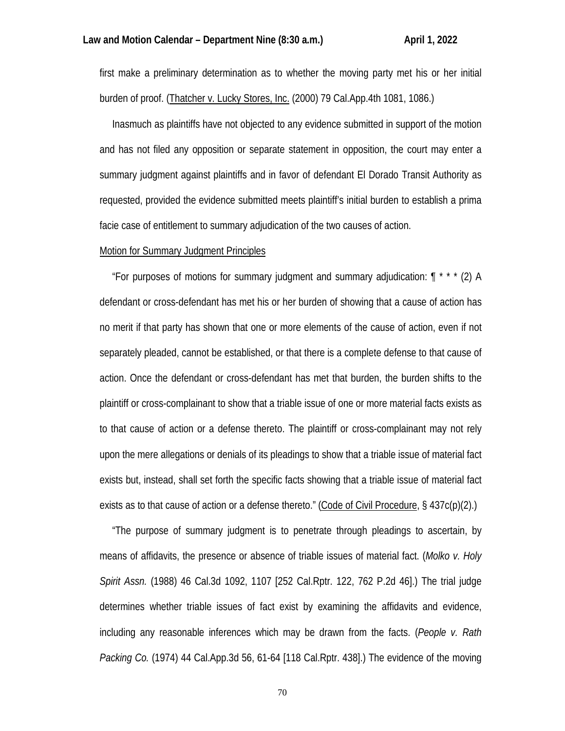first make a preliminary determination as to whether the moving party met his or her initial burden of proof. (Thatcher v. Lucky Stores, Inc. (2000) 79 Cal.App.4th 1081, 1086.)

Inasmuch as plaintiffs have not objected to any evidence submitted in support of the motion and has not filed any opposition or separate statement in opposition, the court may enter a summary judgment against plaintiffs and in favor of defendant El Dorado Transit Authority as requested, provided the evidence submitted meets plaintiff's initial burden to establish a prima facie case of entitlement to summary adjudication of the two causes of action.

Motion for Summary Judgment Principles

"For purposes of motions for summary judgment and summary adjudication: ¶ * * * (2) A defendant or cross-defendant has met his or her burden of showing that a cause of action has no merit if that party has shown that one or more elements of the cause of action, even if not separately pleaded, cannot be established, or that there is a complete defense to that cause of action. Once the defendant or cross-defendant has met that burden, the burden shifts to the plaintiff or cross-complainant to show that a triable issue of one or more material facts exists as to that cause of action or a defense thereto. The plaintiff or cross-complainant may not rely upon the mere allegations or denials of its pleadings to show that a triable issue of material fact exists but, instead, shall set forth the specific facts showing that a triable issue of material fact exists as to that cause of action or a defense thereto." (Code of Civil Procedure, § 437c(p)(2).)

"The purpose of summary judgment is to penetrate through pleadings to ascertain, by means of affidavits, the presence or absence of triable issues of material fact. (*Molko v. Holy Spirit Assn.* (1988) 46 Cal.3d 1092, 1107 [252 Cal.Rptr. 122, 762 P.2d 46].) The trial judge determines whether triable issues of fact exist by examining the affidavits and evidence, including any reasonable inferences which may be drawn from the facts. (*People v. Rath Packing Co.* (1974) 44 Cal.App.3d 56, 61-64 [118 Cal.Rptr. 438].) The evidence of the moving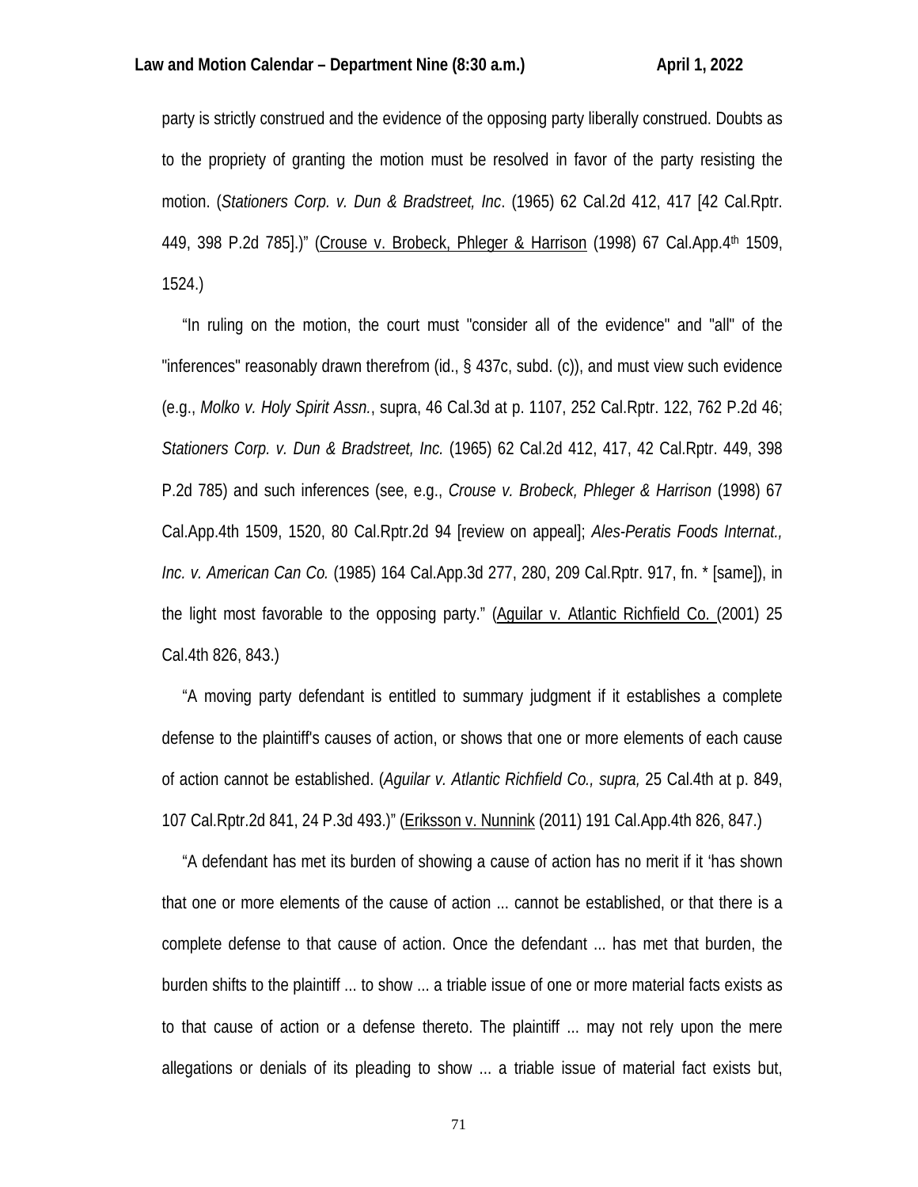party is strictly construed and the evidence of the opposing party liberally construed. Doubts as to the propriety of granting the motion must be resolved in favor of the party resisting the motion. (*Stationers Corp. v. Dun & Bradstreet, Inc*. (1965) 62 Cal.2d 412, 417 [42 Cal.Rptr. 449, 398 P.2d 785].)" (Crouse v. Brobeck, Phleger & Harrison (1998) 67 Cal.App.4th 1509, 1524.)

"In ruling on the motion, the court must "consider all of the evidence" and "all" of the "inferences" reasonably drawn therefrom (id., § 437c, subd. (c)), and must view such evidence (e.g., *Molko v. Holy Spirit Assn.*, supra, 46 Cal.3d at p. 1107, 252 Cal.Rptr. 122, 762 P.2d 46; *Stationers Corp. v. Dun & Bradstreet, Inc.* (1965) 62 Cal.2d 412, 417, 42 Cal.Rptr. 449, 398 P.2d 785) and such inferences (see, e.g., *Crouse v. Brobeck, Phleger & Harrison* (1998) 67 Cal.App.4th 1509, 1520, 80 Cal.Rptr.2d 94 [review on appeal]; *Ales-Peratis Foods Internat., Inc. v. American Can Co.* (1985) 164 Cal.App.3d 277, 280, 209 Cal.Rptr. 917, fn. * [same]), in the light most favorable to the opposing party." (Aguilar v. Atlantic Richfield Co. (2001) 25 Cal.4th 826, 843.)

"A moving party defendant is entitled to summary judgment if it establishes a complete defense to the plaintiff's causes of action, or shows that one or more elements of each cause of action cannot be established. (*Aguilar v. Atlantic Richfield Co., supra,* 25 Cal.4th at p. 849, 107 Cal.Rptr.2d 841, 24 P.3d 493.)" (Eriksson v. Nunnink (2011) 191 Cal.App.4th 826, 847.)

"A defendant has met its burden of showing a cause of action has no merit if it 'has shown that one or more elements of the cause of action ... cannot be established, or that there is a complete defense to that cause of action. Once the defendant ... has met that burden, the burden shifts to the plaintiff ... to show ... a triable issue of one or more material facts exists as to that cause of action or a defense thereto. The plaintiff ... may not rely upon the mere allegations or denials of its pleading to show ... a triable issue of material fact exists but,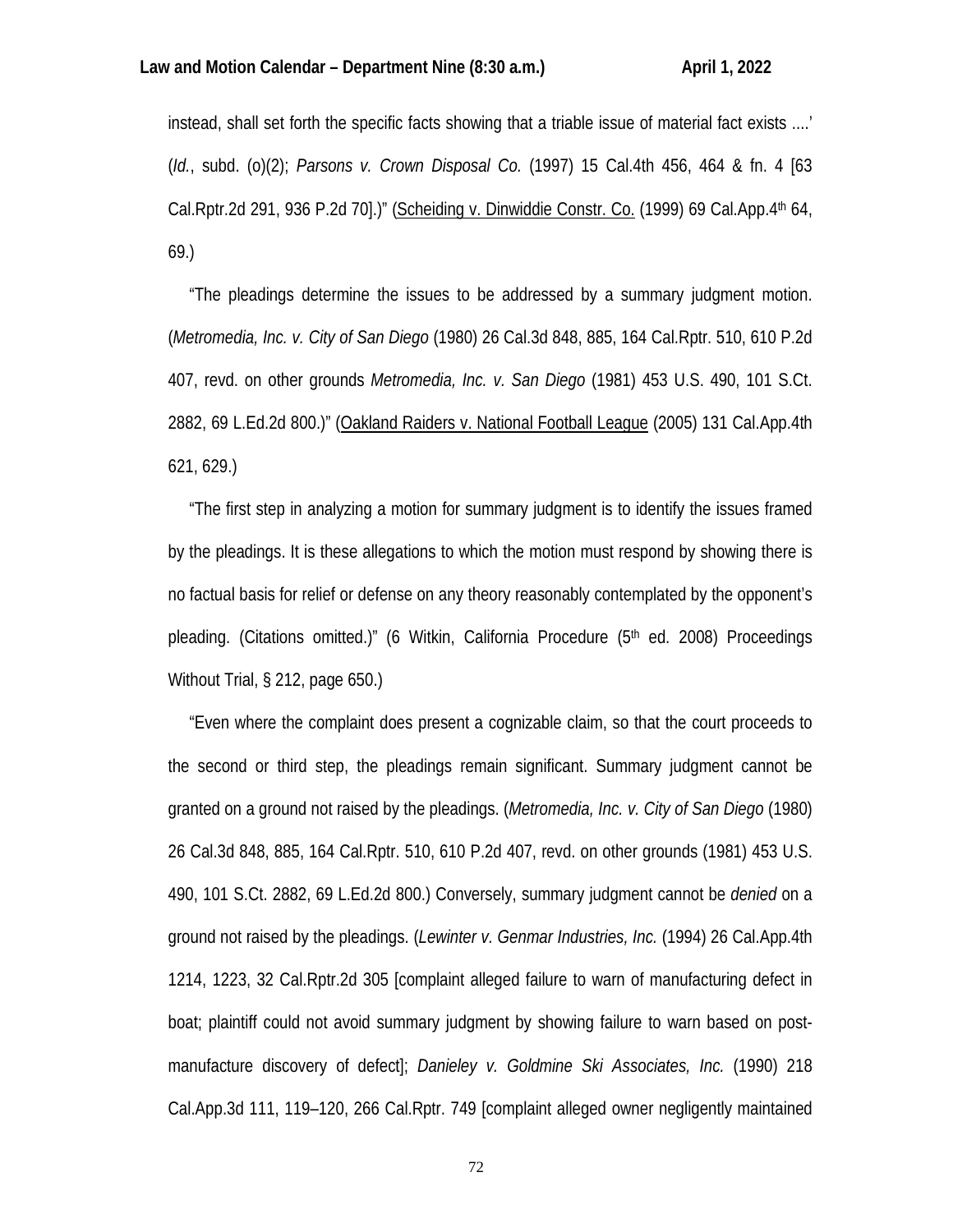instead, shall set forth the specific facts showing that a triable issue of material fact exists ....' (*Id.*, subd. (o)(2); *Parsons v. Crown Disposal Co.* (1997) 15 Cal.4th 456, 464 & fn. 4 [63 Cal.Rptr.2d 291, 936 P.2d 70].)" (Scheiding v. Dinwiddie Constr. Co. (1999) 69 Cal.App.4th 64, 69.)

"The pleadings determine the issues to be addressed by a summary judgment motion. (*Metromedia, Inc. v. City of San Diego* (1980) 26 Cal.3d 848, 885, 164 Cal.Rptr. 510, 610 P.2d 407, revd. on other grounds *Metromedia, Inc. v. San Diego* (1981) 453 U.S. 490, 101 S.Ct. 2882, 69 L.Ed.2d 800.)" (Oakland Raiders v. National Football League (2005) 131 Cal.App.4th 621, 629.)

"The first step in analyzing a motion for summary judgment is to identify the issues framed by the pleadings. It is these allegations to which the motion must respond by showing there is no factual basis for relief or defense on any theory reasonably contemplated by the opponent's pleading. (Citations omitted.)" (6 Witkin, California Procedure (5th ed. 2008) Proceedings Without Trial, § 212, page 650.)

"Even where the complaint does present a cognizable claim, so that the court proceeds to the second or third step, the pleadings remain significant. Summary judgment cannot be granted on a ground not raised by the pleadings. (*Metromedia, Inc. v. City of San Diego* (1980) 26 Cal.3d 848, 885, 164 Cal.Rptr. 510, 610 P.2d 407, revd. on other grounds (1981) 453 U.S. 490, 101 S.Ct. 2882, 69 L.Ed.2d 800.) Conversely, summary judgment cannot be *denied* on a ground not raised by the pleadings. (*Lewinter v. Genmar Industries, Inc.* (1994) 26 Cal.App.4th 1214, 1223, 32 Cal.Rptr.2d 305 [complaint alleged failure to warn of manufacturing defect in boat; plaintiff could not avoid summary judgment by showing failure to warn based on post-manufacture discovery of defect]; *Danieley v. Goldmine Ski Associates, Inc.* (1990) 218 Cal.App.3d 111, 119–120, 266 Cal.Rptr. 749 [complaint alleged owner negligently maintained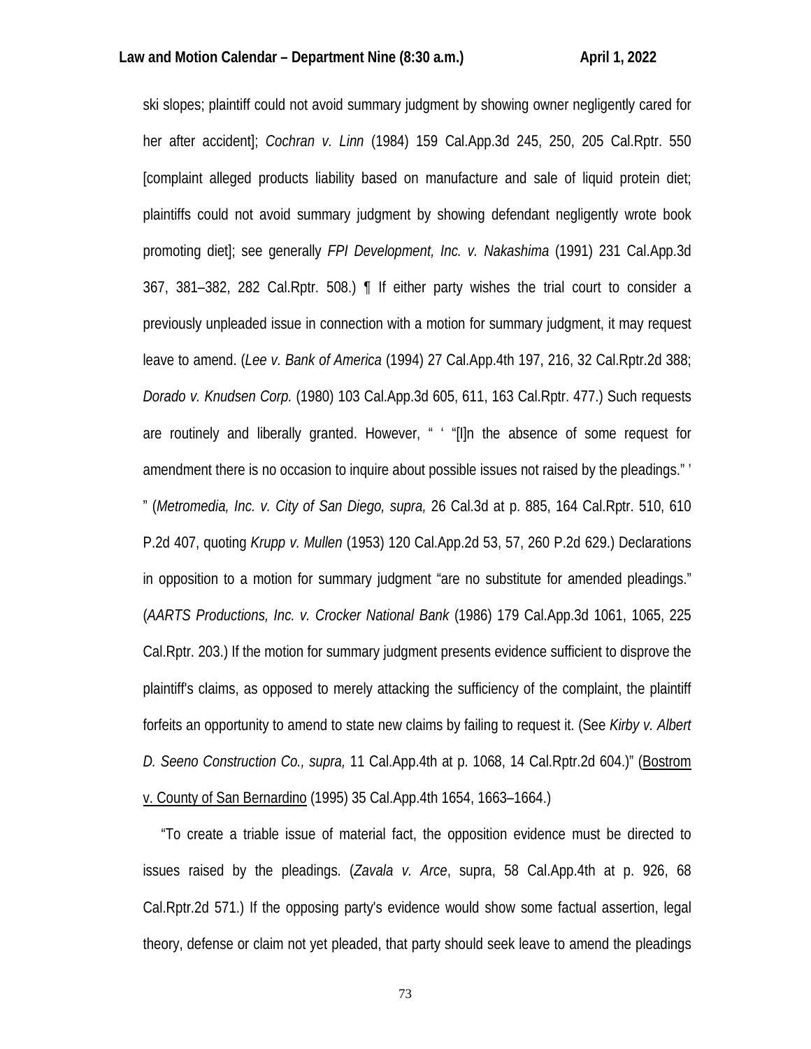ski slopes; plaintiff could not avoid summary judgment by showing owner negligently cared for her after accident]; *Cochran v. Linn* (1984) 159 Cal.App.3d 245, 250, 205 Cal.Rptr. 550 [complaint alleged products liability based on manufacture and sale of liquid protein diet; plaintiffs could not avoid summary judgment by showing defendant negligently wrote book promoting diet]; see generally *FPI Development, Inc. v. Nakashima* (1991) 231 Cal.App.3d 367, 381–382, 282 Cal.Rptr. 508.) ¶ If either party wishes the trial court to consider a previously unpleaded issue in connection with a motion for summary judgment, it may request leave to amend. (*Lee v. Bank of America* (1994) 27 Cal.App.4th 197, 216, 32 Cal.Rptr.2d 388; *Dorado v. Knudsen Corp.* (1980) 103 Cal.App.3d 605, 611, 163 Cal.Rptr. 477.) Such requests are routinely and liberally granted. However, " ' "[I]n the absence of some request for amendment there is no occasion to inquire about possible issues not raised by the pleadings." ' " (*Metromedia, Inc. v. City of San Diego, supra,* 26 Cal.3d at p. 885, 164 Cal.Rptr. 510, 610 P.2d 407, quoting *Krupp v. Mullen* (1953) 120 Cal.App.2d 53, 57, 260 P.2d 629.) Declarations in opposition to a motion for summary judgment "are no substitute for amended pleadings." (*AARTS Productions, Inc. v. Crocker National Bank* (1986) 179 Cal.App.3d 1061, 1065, 225 Cal.Rptr. 203.) If the motion for summary judgment presents evidence sufficient to disprove the plaintiff's claims, as opposed to merely attacking the sufficiency of the complaint, the plaintiff forfeits an opportunity to amend to state new claims by failing to request it. (See *Kirby v. Albert D. Seeno Construction Co., supra,* 11 Cal.App.4th at p. 1068, 14 Cal.Rptr.2d 604.)" (Bostrom v. County of San Bernardino (1995) 35 Cal.App.4th 1654, 1663–1664.)

"To create a triable issue of material fact, the opposition evidence must be directed to issues raised by the pleadings. (*Zavala v. Arce*, supra, 58 Cal.App.4th at p. 926, 68 Cal.Rptr.2d 571.) If the opposing party's evidence would show some factual assertion, legal theory, defense or claim not yet pleaded, that party should seek leave to amend the pleadings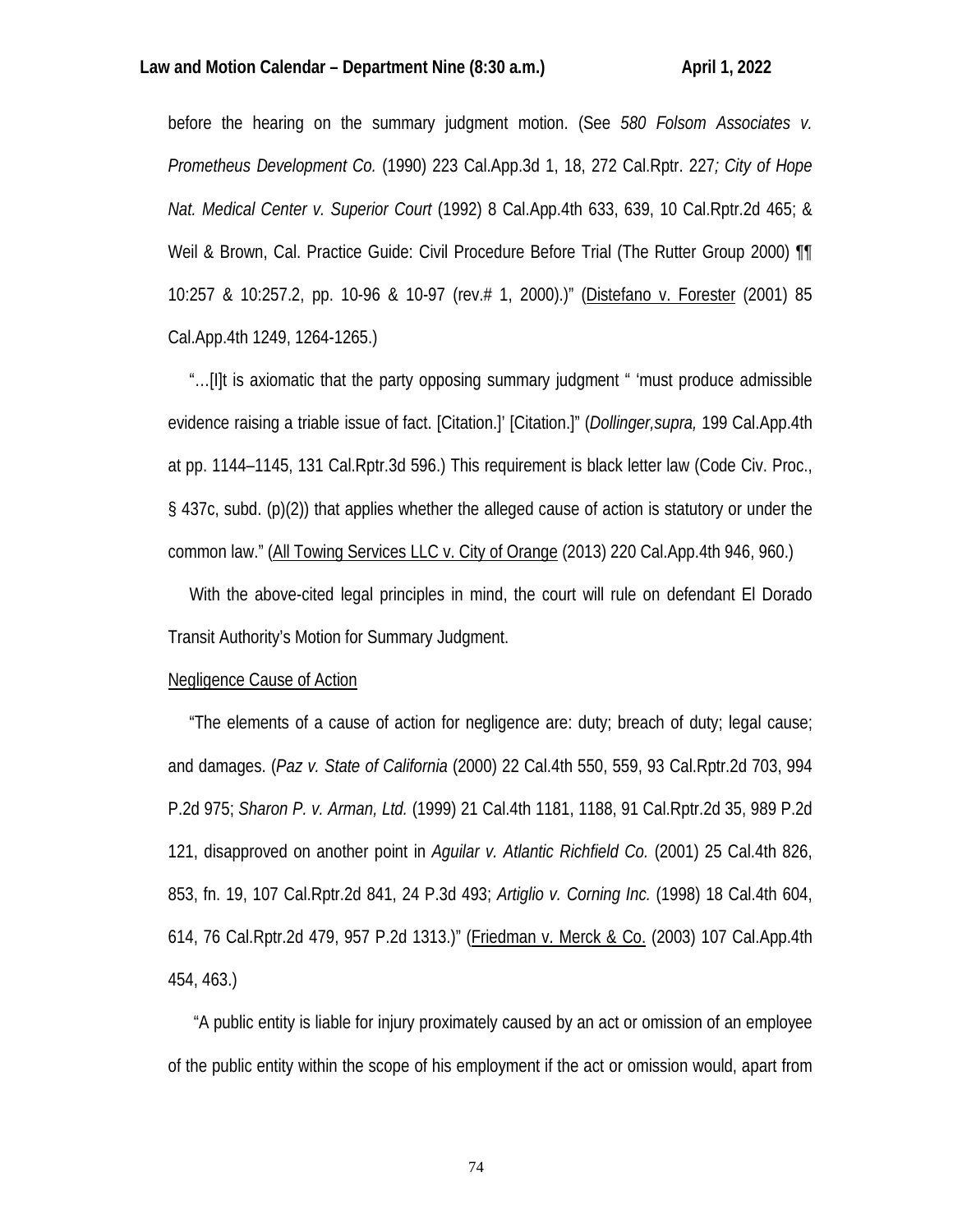before the hearing on the summary judgment motion. (See *580 Folsom Associates v. Prometheus Development Co.* (1990) 223 Cal.App.3d 1, 18, 272 Cal.Rptr. 227*; City of Hope Nat. Medical Center v. Superior Court* (1992) 8 Cal.App.4th 633, 639, 10 Cal.Rptr.2d 465; & Weil & Brown, Cal. Practice Guide: Civil Procedure Before Trial (The Rutter Group 2000) ¶¶ 10:257 & 10:257.2, pp. 10-96 & 10-97 (rev.# 1, 2000).)" (Distefano v. Forester (2001) 85 Cal.App.4th 1249, 1264-1265.)

"…[I]t is axiomatic that the party opposing summary judgment " 'must produce admissible evidence raising a triable issue of fact. [Citation.]' [Citation.]" (*Dollinger,supra,* 199 Cal.App.4th at pp. 1144–1145, 131 Cal.Rptr.3d 596.) This requirement is black letter law (Code Civ. Proc., § 437c, subd. (p)(2)) that applies whether the alleged cause of action is statutory or under the common law." (All Towing Services LLC v. City of Orange (2013) 220 Cal.App.4th 946, 960.)

With the above-cited legal principles in mind, the court will rule on defendant El Dorado Transit Authority's Motion for Summary Judgment.

Negligence Cause of Action

"The elements of a cause of action for negligence are: duty; breach of duty; legal cause; and damages. (*Paz v. State of California* (2000) 22 Cal.4th 550, 559, 93 Cal.Rptr.2d 703, 994 P.2d 975; *Sharon P. v. Arman, Ltd.* (1999) 21 Cal.4th 1181, 1188, 91 Cal.Rptr.2d 35, 989 P.2d 121, disapproved on another point in *Aguilar v. Atlantic Richfield Co.* (2001) 25 Cal.4th 826, 853, fn. 19, 107 Cal.Rptr.2d 841, 24 P.3d 493; *Artiglio v. Corning Inc.* (1998) 18 Cal.4th 604, 614, 76 Cal.Rptr.2d 479, 957 P.2d 1313.)" (Friedman v. Merck & Co. (2003) 107 Cal.App.4th 454, 463.)

"A public entity is liable for injury proximately caused by an act or omission of an employee of the public entity within the scope of his employment if the act or omission would, apart from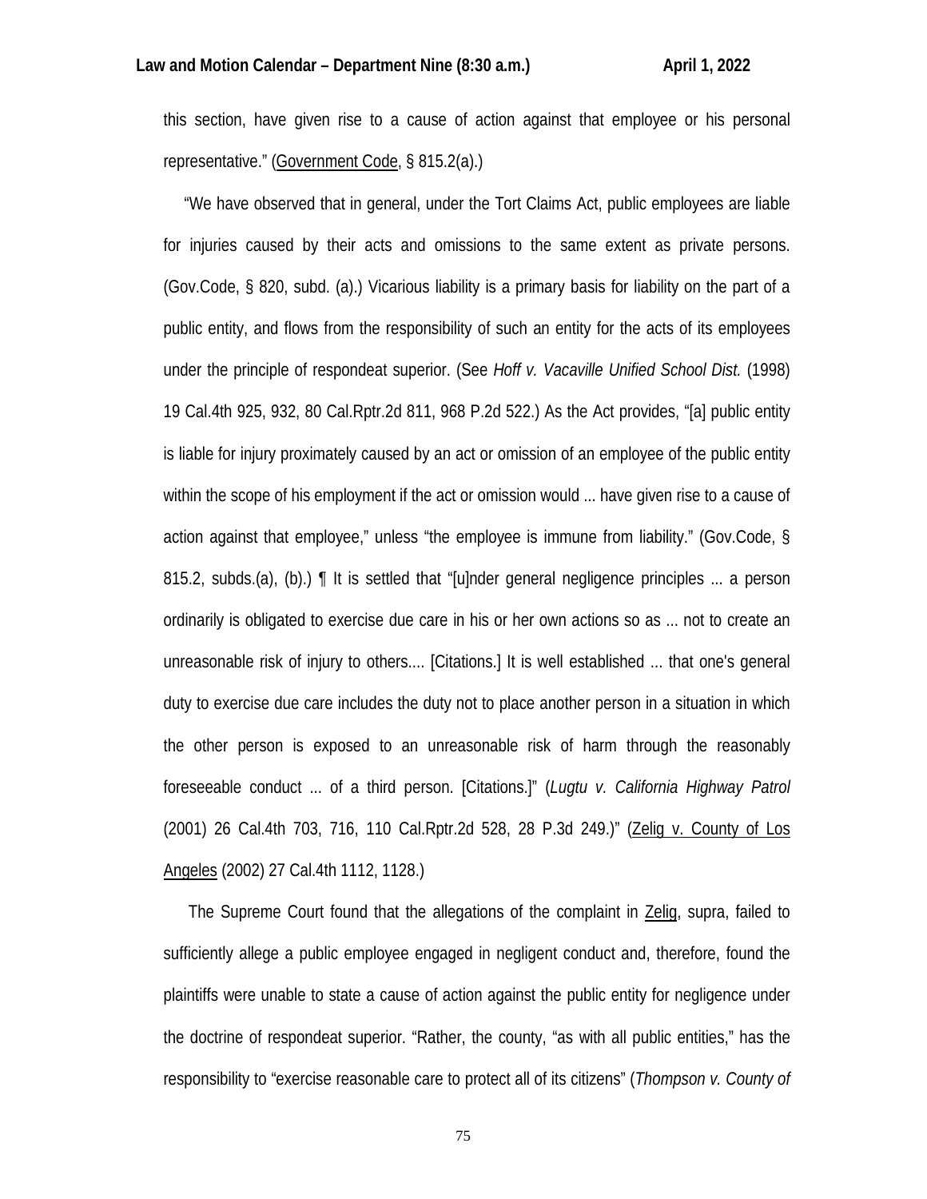this section, have given rise to a cause of action against that employee or his personal representative." (Government Code, § 815.2(a).)

"We have observed that in general, under the Tort Claims Act, public employees are liable for injuries caused by their acts and omissions to the same extent as private persons. (Gov.Code, § 820, subd. (a).) Vicarious liability is a primary basis for liability on the part of a public entity, and flows from the responsibility of such an entity for the acts of its employees under the principle of respondeat superior. (See *Hoff v. Vacaville Unified School Dist.* (1998) 19 Cal.4th 925, 932, 80 Cal.Rptr.2d 811, 968 P.2d 522.) As the Act provides, "[a] public entity is liable for injury proximately caused by an act or omission of an employee of the public entity within the scope of his employment if the act or omission would ... have given rise to a cause of action against that employee," unless "the employee is immune from liability." (Gov.Code, § 815.2, subds.(a), (b).) ¶ It is settled that "[u]nder general negligence principles ... a person ordinarily is obligated to exercise due care in his or her own actions so as ... not to create an unreasonable risk of injury to others.... [Citations.] It is well established ... that one's general duty to exercise due care includes the duty not to place another person in a situation in which the other person is exposed to an unreasonable risk of harm through the reasonably foreseeable conduct ... of a third person. [Citations.]" (*Lugtu v. California Highway Patrol* (2001) 26 Cal.4th 703, 716, 110 Cal.Rptr.2d 528, 28 P.3d 249.)" (Zelig v. County of Los Angeles (2002) 27 Cal.4th 1112, 1128.)

The Supreme Court found that the allegations of the complaint in Zelig, supra, failed to sufficiently allege a public employee engaged in negligent conduct and, therefore, found the plaintiffs were unable to state a cause of action against the public entity for negligence under the doctrine of respondeat superior. "Rather, the county, "as with all public entities," has the responsibility to "exercise reasonable care to protect all of its citizens" (*Thompson v. County of*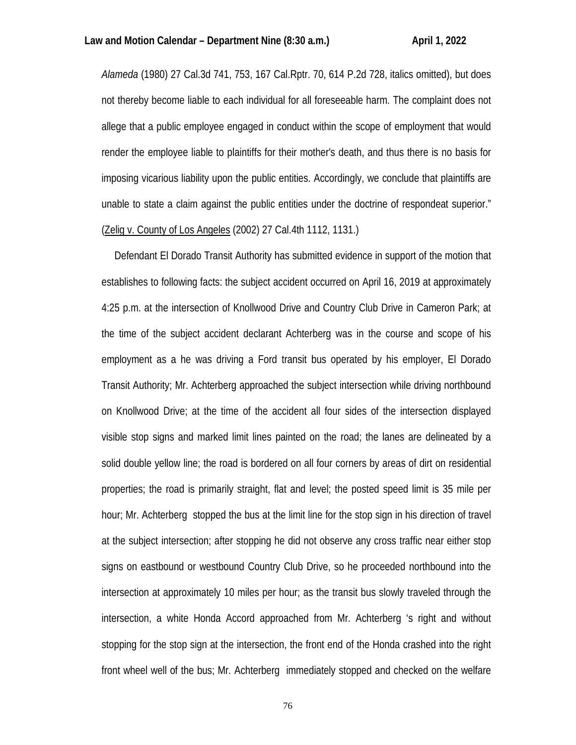*Alameda* (1980) 27 Cal.3d 741, 753, 167 Cal.Rptr. 70, 614 P.2d 728, italics omitted), but does not thereby become liable to each individual for all foreseeable harm. The complaint does not allege that a public employee engaged in conduct within the scope of employment that would render the employee liable to plaintiffs for their mother's death, and thus there is no basis for imposing vicarious liability upon the public entities. Accordingly, we conclude that plaintiffs are unable to state a claim against the public entities under the doctrine of respondeat superior." (Zelig v. County of Los Angeles (2002) 27 Cal.4th 1112, 1131.)

Defendant El Dorado Transit Authority has submitted evidence in support of the motion that establishes to following facts: the subject accident occurred on April 16, 2019 at approximately 4:25 p.m. at the intersection of Knollwood Drive and Country Club Drive in Cameron Park; at the time of the subject accident declarant Achterberg was in the course and scope of his employment as a he was driving a Ford transit bus operated by his employer, El Dorado Transit Authority; Mr. Achterberg approached the subject intersection while driving northbound on Knollwood Drive; at the time of the accident all four sides of the intersection displayed visible stop signs and marked limit lines painted on the road; the lanes are delineated by a solid double yellow line; the road is bordered on all four corners by areas of dirt on residential properties; the road is primarily straight, flat and level; the posted speed limit is 35 mile per hour; Mr. Achterberg stopped the bus at the limit line for the stop sign in his direction of travel at the subject intersection; after stopping he did not observe any cross traffic near either stop signs on eastbound or westbound Country Club Drive, so he proceeded northbound into the intersection at approximately 10 miles per hour; as the transit bus slowly traveled through the intersection, a white Honda Accord approached from Mr. Achterberg 's right and without stopping for the stop sign at the intersection, the front end of the Honda crashed into the right front wheel well of the bus; Mr. Achterberg immediately stopped and checked on the welfare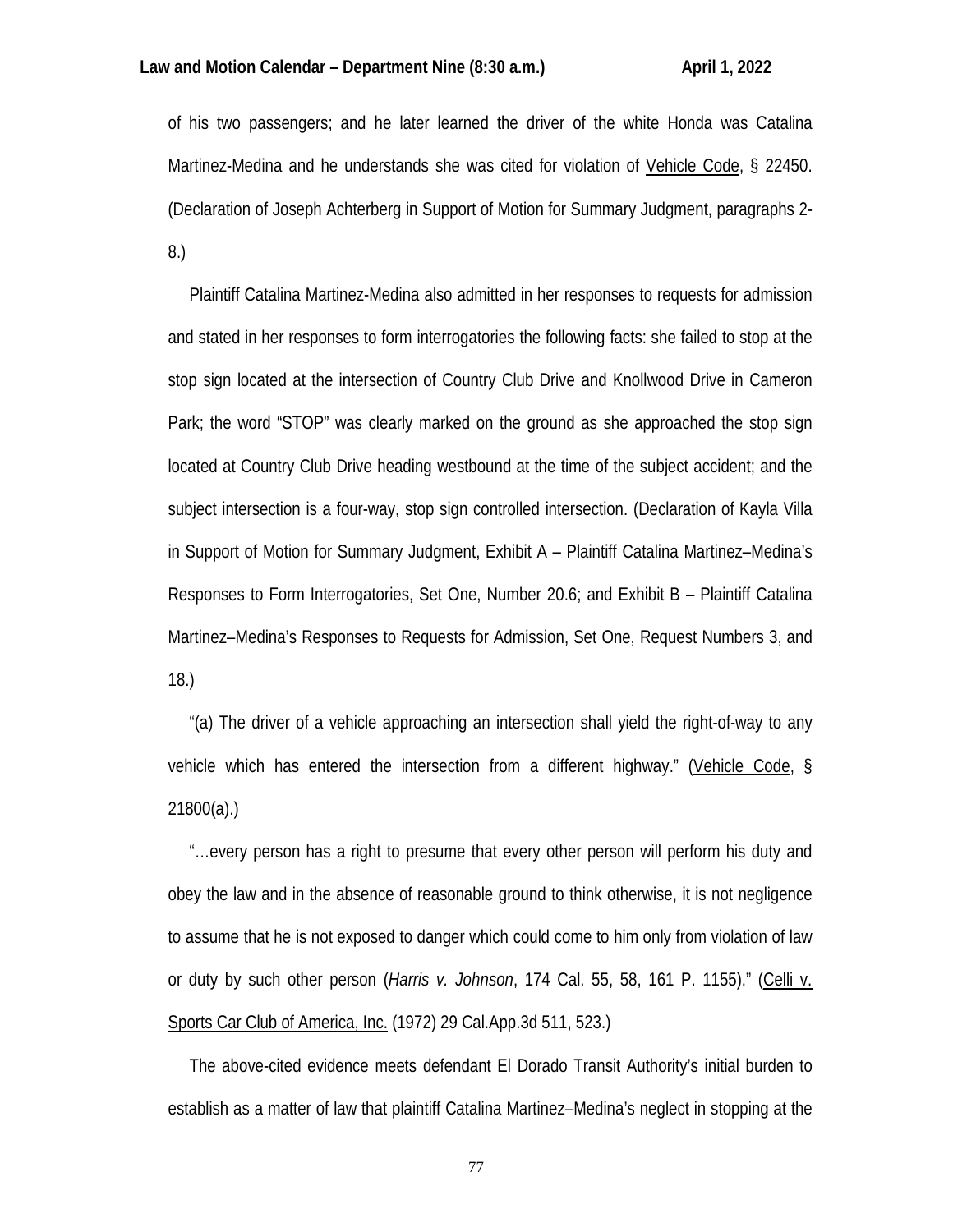of his two passengers; and he later learned the driver of the white Honda was Catalina Martinez-Medina and he understands she was cited for violation of Vehicle Code, § 22450. (Declaration of Joseph Achterberg in Support of Motion for Summary Judgment, paragraphs 2-8.)

Plaintiff Catalina Martinez-Medina also admitted in her responses to requests for admission and stated in her responses to form interrogatories the following facts: she failed to stop at the stop sign located at the intersection of Country Club Drive and Knollwood Drive in Cameron Park; the word "STOP" was clearly marked on the ground as she approached the stop sign located at Country Club Drive heading westbound at the time of the subject accident; and the subject intersection is a four-way, stop sign controlled intersection. (Declaration of Kayla Villa in Support of Motion for Summary Judgment, Exhibit A – Plaintiff Catalina Martinez–Medina's Responses to Form Interrogatories, Set One, Number 20.6; and Exhibit B – Plaintiff Catalina Martinez–Medina's Responses to Requests for Admission, Set One, Request Numbers 3, and 18.)

"(a) The driver of a vehicle approaching an intersection shall yield the right-of-way to any vehicle which has entered the intersection from a different highway." (Vehicle Code, § 21800(a).)

"…every person has a right to presume that every other person will perform his duty and obey the law and in the absence of reasonable ground to think otherwise, it is not negligence to assume that he is not exposed to danger which could come to him only from violation of law or duty by such other person (*Harris v. Johnson*, 174 Cal. 55, 58, 161 P. 1155)." (Celli v. Sports Car Club of America, Inc. (1972) 29 Cal.App.3d 511, 523.)

The above-cited evidence meets defendant El Dorado Transit Authority's initial burden to establish as a matter of law that plaintiff Catalina Martinez–Medina's neglect in stopping at the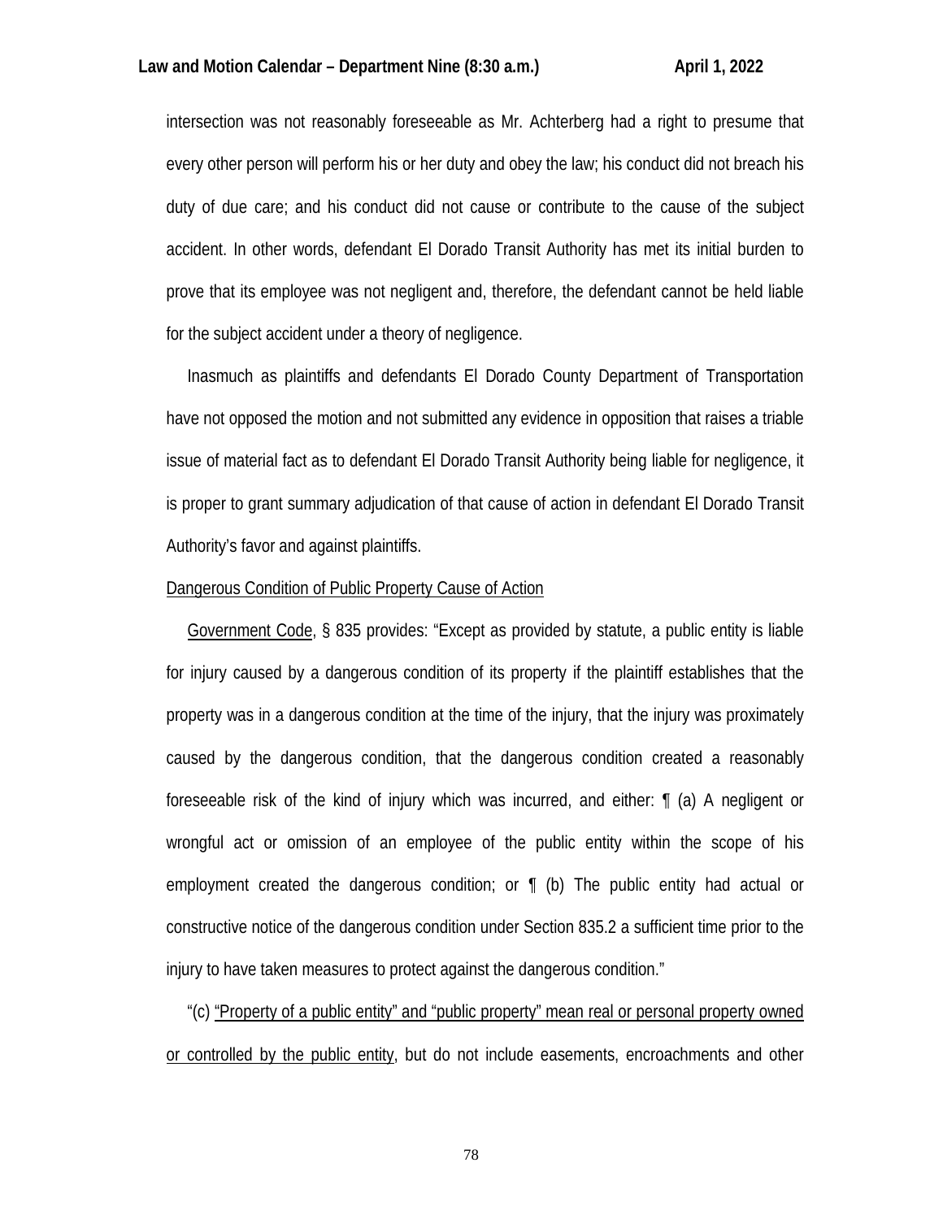intersection was not reasonably foreseeable as Mr. Achterberg had a right to presume that every other person will perform his or her duty and obey the law; his conduct did not breach his duty of due care; and his conduct did not cause or contribute to the cause of the subject accident. In other words, defendant El Dorado Transit Authority has met its initial burden to prove that its employee was not negligent and, therefore, the defendant cannot be held liable for the subject accident under a theory of negligence.

Inasmuch as plaintiffs and defendants El Dorado County Department of Transportation have not opposed the motion and not submitted any evidence in opposition that raises a triable issue of material fact as to defendant El Dorado Transit Authority being liable for negligence, it is proper to grant summary adjudication of that cause of action in defendant El Dorado Transit Authority's favor and against plaintiffs.

<u>Dangerous Condition of Public Property Cause of Action</u>

<u>Government Code</u>, § 835 provides: "Except as provided by statute, a public entity is liable for injury caused by a dangerous condition of its property if the plaintiff establishes that the property was in a dangerous condition at the time of the injury, that the injury was proximately caused by the dangerous condition, that the dangerous condition created a reasonably foreseeable risk of the kind of injury which was incurred, and either: ¶ (a) A negligent or wrongful act or omission of an employee of the public entity within the scope of his employment created the dangerous condition; or ¶ (b) The public entity had actual or constructive notice of the dangerous condition under Section 835.2 a sufficient time prior to the injury to have taken measures to protect against the dangerous condition."

"(c) <u>"Property of a public entity" and "public property" mean real or personal property owned or controlled by the public entity</u>, but do not include easements, encroachments and other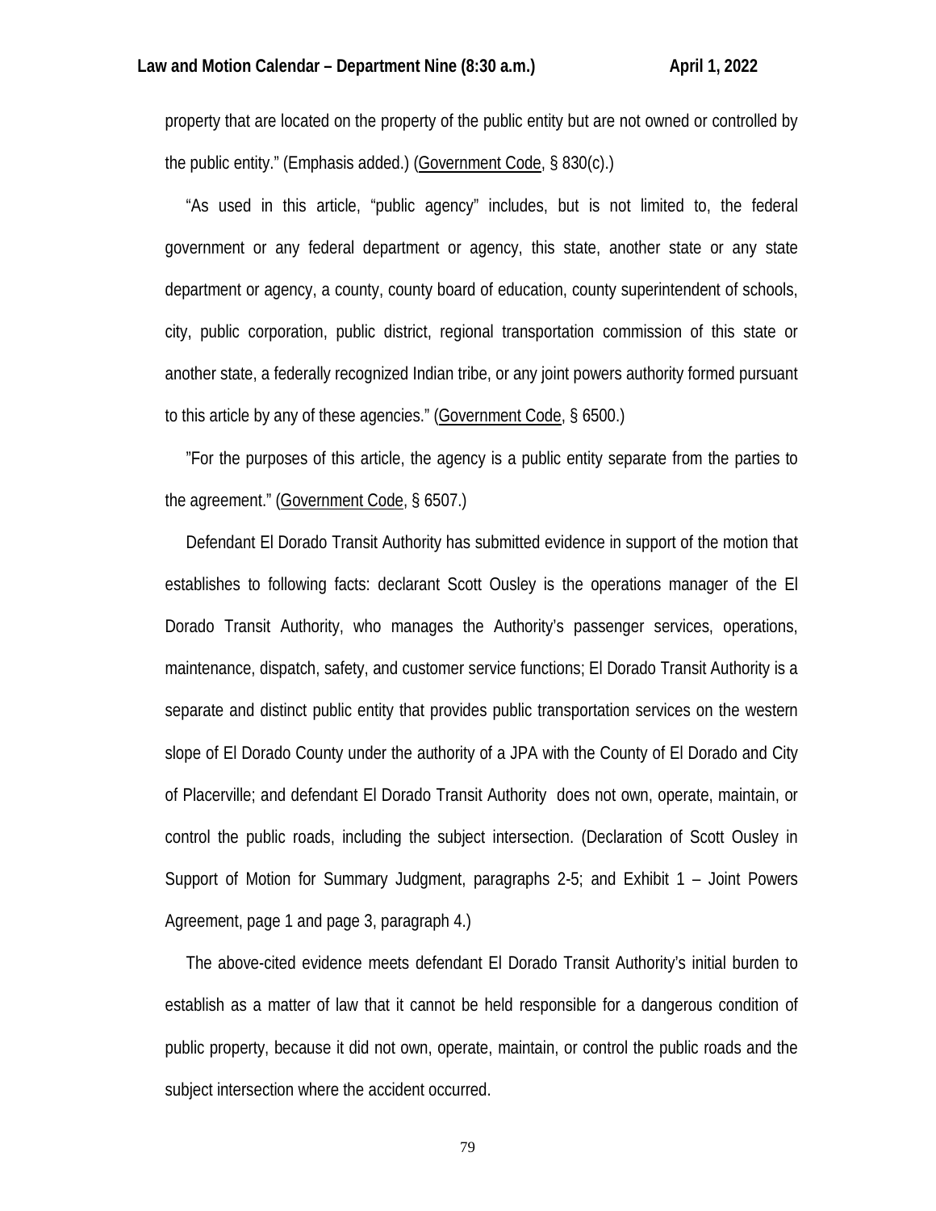property that are located on the property of the public entity but are not owned or controlled by the public entity." (Emphasis added.) (Government Code, § 830(c).)

"As used in this article, "public agency" includes, but is not limited to, the federal government or any federal department or agency, this state, another state or any state department or agency, a county, county board of education, county superintendent of schools, city, public corporation, public district, regional transportation commission of this state or another state, a federally recognized Indian tribe, or any joint powers authority formed pursuant to this article by any of these agencies." (Government Code, § 6500.)

"For the purposes of this article, the agency is a public entity separate from the parties to the agreement." (Government Code, § 6507.)

Defendant El Dorado Transit Authority has submitted evidence in support of the motion that establishes to following facts: declarant Scott Ousley is the operations manager of the El Dorado Transit Authority, who manages the Authority's passenger services, operations, maintenance, dispatch, safety, and customer service functions; El Dorado Transit Authority is a separate and distinct public entity that provides public transportation services on the western slope of El Dorado County under the authority of a JPA with the County of El Dorado and City of Placerville; and defendant El Dorado Transit Authority does not own, operate, maintain, or control the public roads, including the subject intersection. (Declaration of Scott Ousley in Support of Motion for Summary Judgment, paragraphs 2-5; and Exhibit 1 – Joint Powers Agreement, page 1 and page 3, paragraph 4.)

The above-cited evidence meets defendant El Dorado Transit Authority's initial burden to establish as a matter of law that it cannot be held responsible for a dangerous condition of public property, because it did not own, operate, maintain, or control the public roads and the subject intersection where the accident occurred.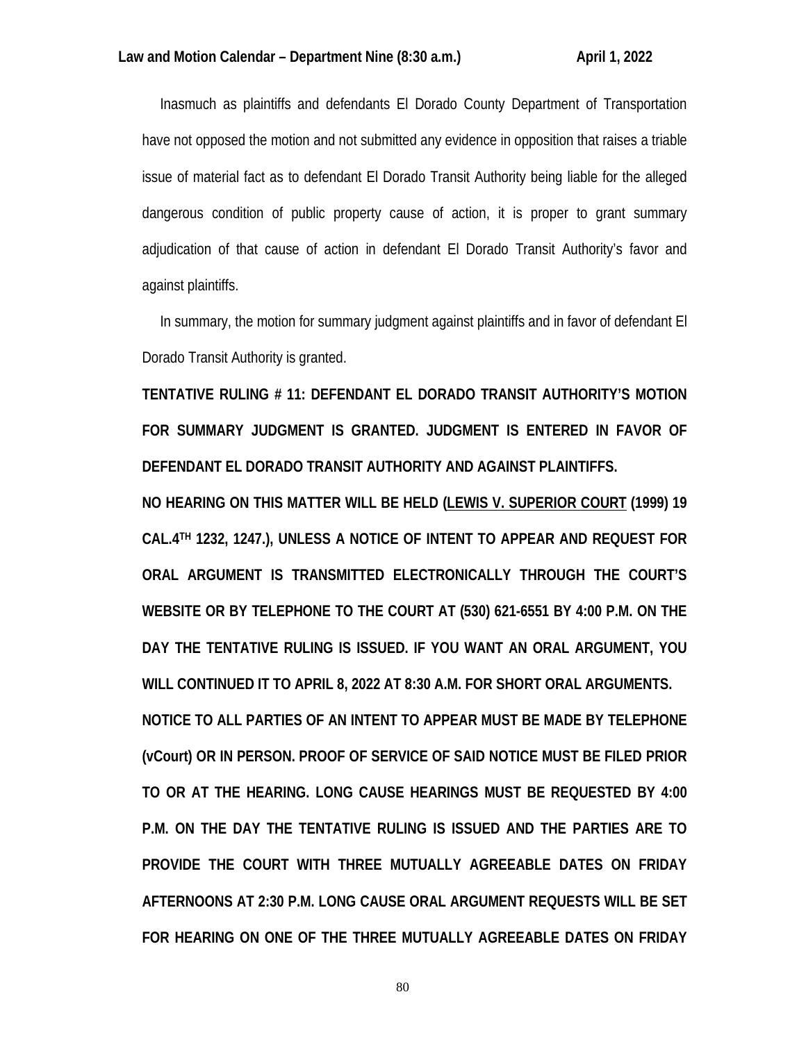Inasmuch as plaintiffs and defendants El Dorado County Department of Transportation have not opposed the motion and not submitted any evidence in opposition that raises a triable issue of material fact as to defendant El Dorado Transit Authority being liable for the alleged dangerous condition of public property cause of action, it is proper to grant summary adjudication of that cause of action in defendant El Dorado Transit Authority's favor and against plaintiffs.

In summary, the motion for summary judgment against plaintiffs and in favor of defendant El Dorado Transit Authority is granted.

**TENTATIVE RULING # 11: DEFENDANT EL DORADO TRANSIT AUTHORITY'S MOTION FOR SUMMARY JUDGMENT IS GRANTED. JUDGMENT IS ENTERED IN FAVOR OF DEFENDANT EL DORADO TRANSIT AUTHORITY AND AGAINST PLAINTIFFS.**

**NO HEARING ON THIS MATTER WILL BE HELD (LEWIS V. SUPERIOR COURT (1999) 19 CAL.4TH 1232, 1247.), UNLESS A NOTICE OF INTENT TO APPEAR AND REQUEST FOR ORAL ARGUMENT IS TRANSMITTED ELECTRONICALLY THROUGH THE COURT'S WEBSITE OR BY TELEPHONE TO THE COURT AT (530) 621-6551 BY 4:00 P.M. ON THE DAY THE TENTATIVE RULING IS ISSUED. IF YOU WANT AN ORAL ARGUMENT, YOU WILL CONTINUED IT TO APRIL 8, 2022 AT 8:30 A.M. FOR SHORT ORAL ARGUMENTS. NOTICE TO ALL PARTIES OF AN INTENT TO APPEAR MUST BE MADE BY TELEPHONE (vCourt) OR IN PERSON. PROOF OF SERVICE OF SAID NOTICE MUST BE FILED PRIOR TO OR AT THE HEARING. LONG CAUSE HEARINGS MUST BE REQUESTED BY 4:00 P.M. ON THE DAY THE TENTATIVE RULING IS ISSUED AND THE PARTIES ARE TO PROVIDE THE COURT WITH THREE MUTUALLY AGREEABLE DATES ON FRIDAY AFTERNOONS AT 2:30 P.M. LONG CAUSE ORAL ARGUMENT REQUESTS WILL BE SET FOR HEARING ON ONE OF THE THREE MUTUALLY AGREEABLE DATES ON FRIDAY**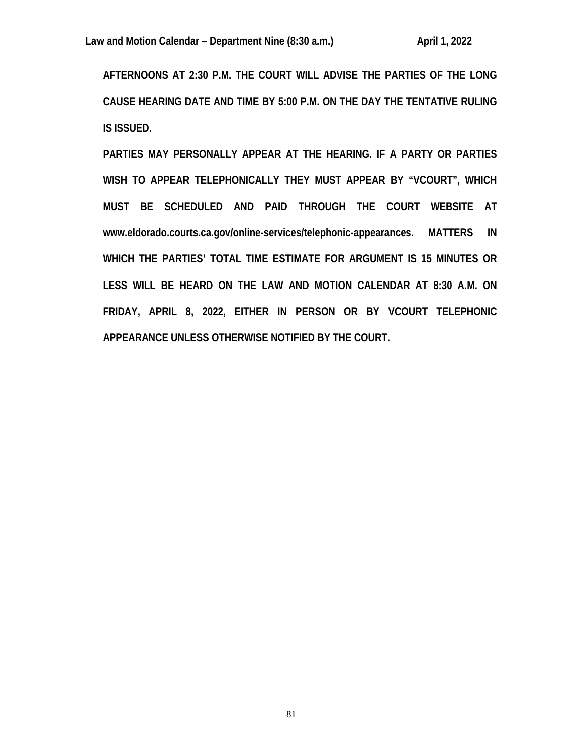**AFTERNOONS AT 2:30 P.M. THE COURT WILL ADVISE THE PARTIES OF THE LONG CAUSE HEARING DATE AND TIME BY 5:00 P.M. ON THE DAY THE TENTATIVE RULING IS ISSUED.**

**PARTIES MAY PERSONALLY APPEAR AT THE HEARING. IF A PARTY OR PARTIES WISH TO APPEAR TELEPHONICALLY THEY MUST APPEAR BY "VCOURT", WHICH MUST BE SCHEDULED AND PAID THROUGH THE COURT WEBSITE AT www.eldorado.courts.ca.gov/online-services/telephonic-appearances. MATTERS IN WHICH THE PARTIES' TOTAL TIME ESTIMATE FOR ARGUMENT IS 15 MINUTES OR LESS WILL BE HEARD ON THE LAW AND MOTION CALENDAR AT 8:30 A.M. ON FRIDAY, APRIL 8, 2022, EITHER IN PERSON OR BY VCOURT TELEPHONIC APPEARANCE UNLESS OTHERWISE NOTIFIED BY THE COURT.**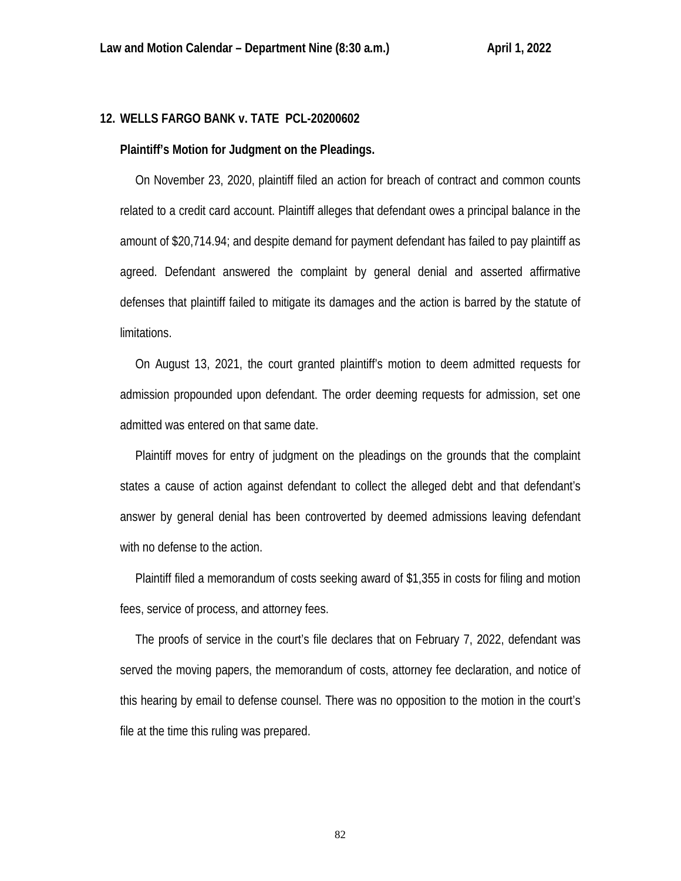## 12. WELLS FARGO BANK v. TATE PCL-20200602

**Plaintiff's Motion for Judgment on the Pleadings.**

On November 23, 2020, plaintiff filed an action for breach of contract and common counts related to a credit card account. Plaintiff alleges that defendant owes a principal balance in the amount of $20,714.94; and despite demand for payment defendant has failed to pay plaintiff as agreed. Defendant answered the complaint by general denial and asserted affirmative defenses that plaintiff failed to mitigate its damages and the action is barred by the statute of limitations.

On August 13, 2021, the court granted plaintiff's motion to deem admitted requests for admission propounded upon defendant. The order deeming requests for admission, set one admitted was entered on that same date.

Plaintiff moves for entry of judgment on the pleadings on the grounds that the complaint states a cause of action against defendant to collect the alleged debt and that defendant's answer by general denial has been controverted by deemed admissions leaving defendant with no defense to the action.

Plaintiff filed a memorandum of costs seeking award of $1,355 in costs for filing and motion fees, service of process, and attorney fees.

The proofs of service in the court's file declares that on February 7, 2022, defendant was served the moving papers, the memorandum of costs, attorney fee declaration, and notice of this hearing by email to defense counsel. There was no opposition to the motion in the court's file at the time this ruling was prepared.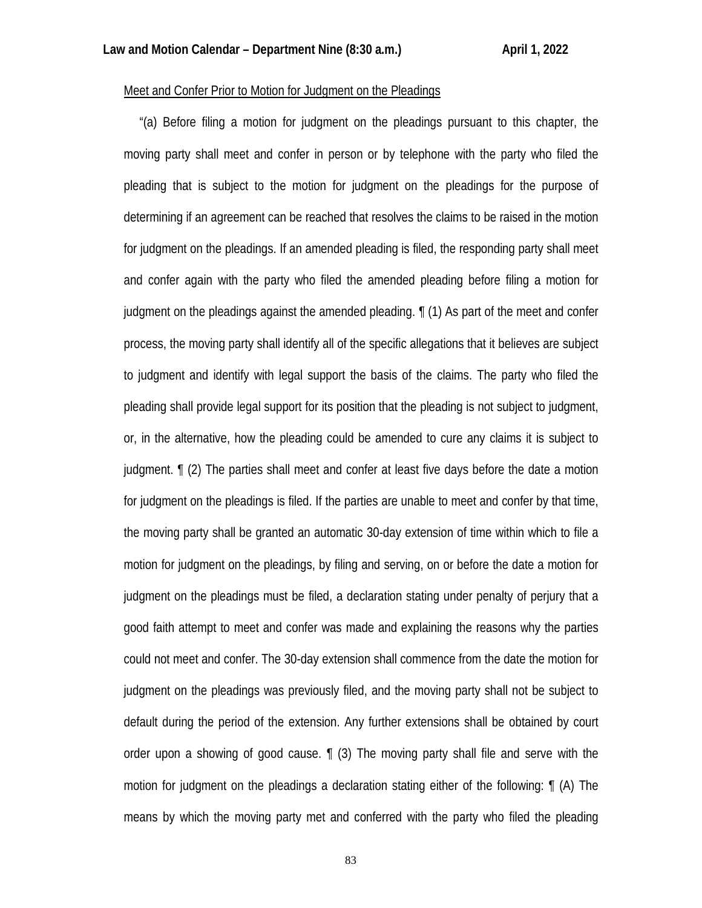Meet and Confer Prior to Motion for Judgment on the Pleadings

"(a) Before filing a motion for judgment on the pleadings pursuant to this chapter, the moving party shall meet and confer in person or by telephone with the party who filed the pleading that is subject to the motion for judgment on the pleadings for the purpose of determining if an agreement can be reached that resolves the claims to be raised in the motion for judgment on the pleadings. If an amended pleading is filed, the responding party shall meet and confer again with the party who filed the amended pleading before filing a motion for judgment on the pleadings against the amended pleading. ¶ (1) As part of the meet and confer process, the moving party shall identify all of the specific allegations that it believes are subject to judgment and identify with legal support the basis of the claims. The party who filed the pleading shall provide legal support for its position that the pleading is not subject to judgment, or, in the alternative, how the pleading could be amended to cure any claims it is subject to judgment. ¶ (2) The parties shall meet and confer at least five days before the date a motion for judgment on the pleadings is filed. If the parties are unable to meet and confer by that time, the moving party shall be granted an automatic 30-day extension of time within which to file a motion for judgment on the pleadings, by filing and serving, on or before the date a motion for judgment on the pleadings must be filed, a declaration stating under penalty of perjury that a good faith attempt to meet and confer was made and explaining the reasons why the parties could not meet and confer. The 30-day extension shall commence from the date the motion for judgment on the pleadings was previously filed, and the moving party shall not be subject to default during the period of the extension. Any further extensions shall be obtained by court order upon a showing of good cause. ¶ (3) The moving party shall file and serve with the motion for judgment on the pleadings a declaration stating either of the following: ¶ (A) The means by which the moving party met and conferred with the party who filed the pleading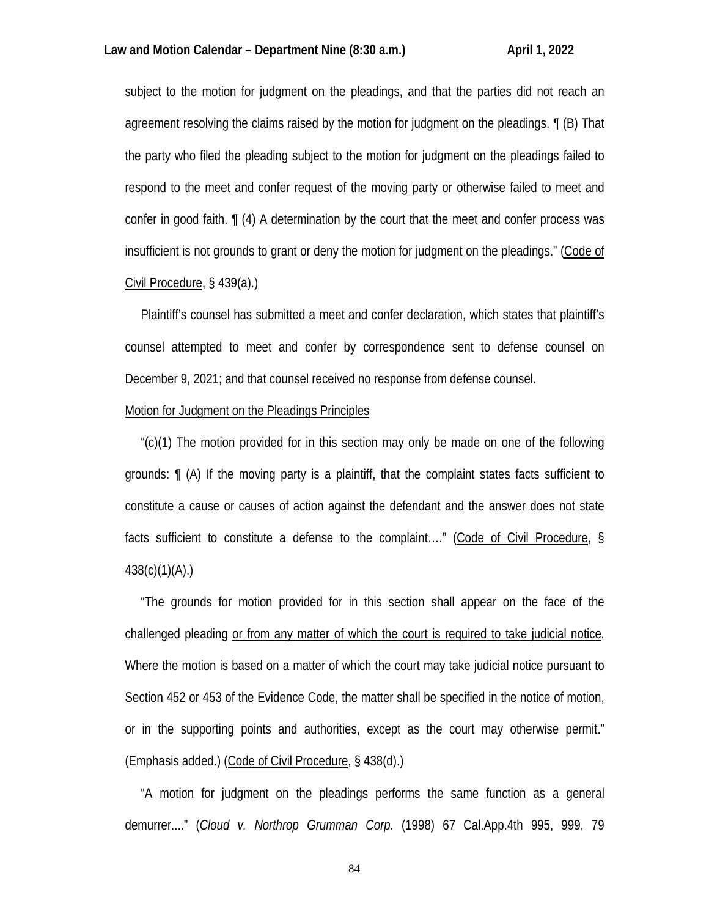subject to the motion for judgment on the pleadings, and that the parties did not reach an agreement resolving the claims raised by the motion for judgment on the pleadings. ¶ (B) That the party who filed the pleading subject to the motion for judgment on the pleadings failed to respond to the meet and confer request of the moving party or otherwise failed to meet and confer in good faith. ¶ (4) A determination by the court that the meet and confer process was insufficient is not grounds to grant or deny the motion for judgment on the pleadings." (Code of Civil Procedure, § 439(a).)

Plaintiff's counsel has submitted a meet and confer declaration, which states that plaintiff's counsel attempted to meet and confer by correspondence sent to defense counsel on December 9, 2021; and that counsel received no response from defense counsel.

Motion for Judgment on the Pleadings Principles

"(c)(1) The motion provided for in this section may only be made on one of the following grounds: ¶ (A) If the moving party is a plaintiff, that the complaint states facts sufficient to constitute a cause or causes of action against the defendant and the answer does not state facts sufficient to constitute a defense to the complaint…." (Code of Civil Procedure, § 438(c)(1)(A).)

"The grounds for motion provided for in this section shall appear on the face of the challenged pleading or from any matter of which the court is required to take judicial notice. Where the motion is based on a matter of which the court may take judicial notice pursuant to Section 452 or 453 of the Evidence Code, the matter shall be specified in the notice of motion, or in the supporting points and authorities, except as the court may otherwise permit." (Emphasis added.) (Code of Civil Procedure, § 438(d).)

"A motion for judgment on the pleadings performs the same function as a general demurrer...." (*Cloud v. Northrop Grumman Corp.* (1998) 67 Cal.App.4th 995, 999, 79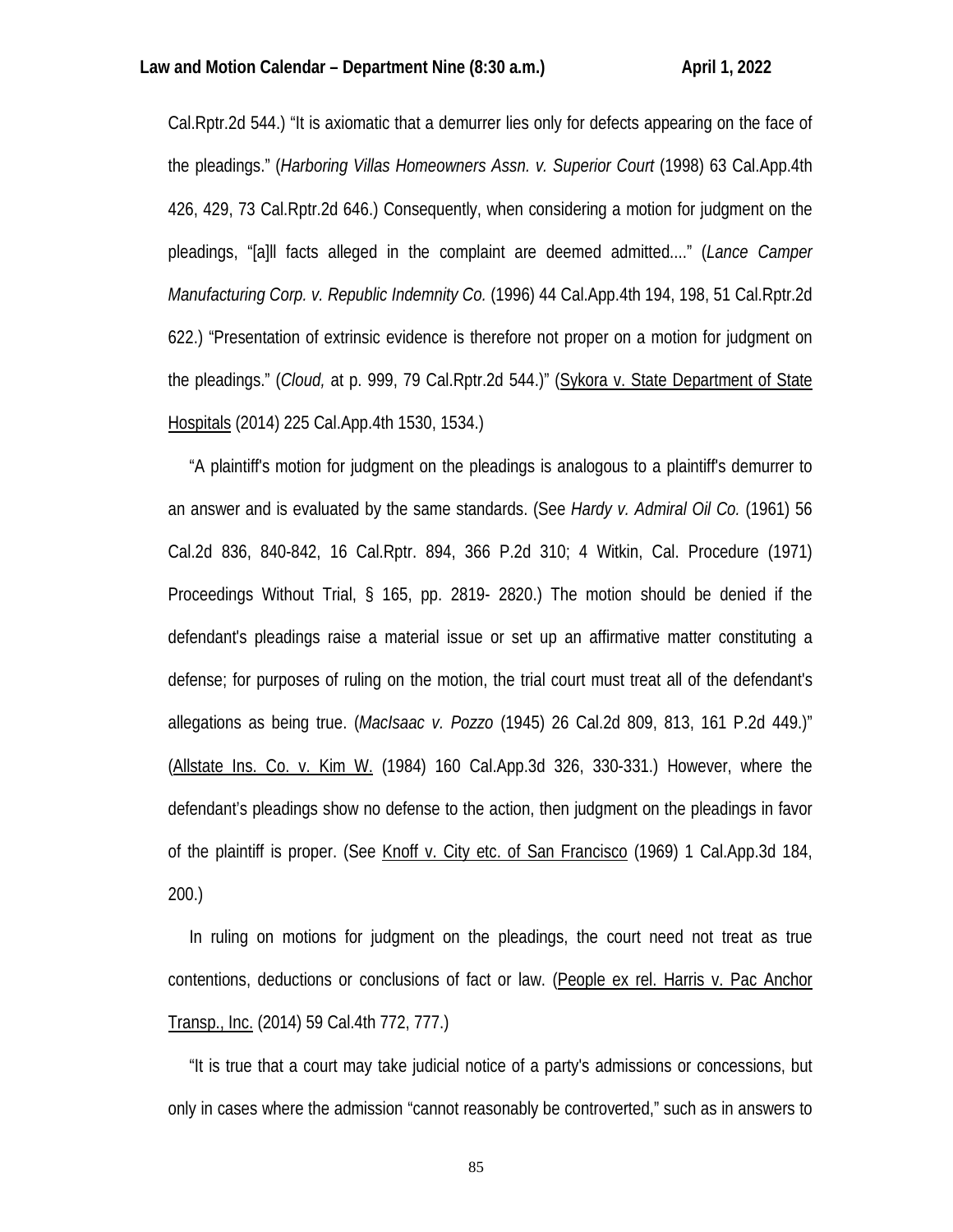Cal.Rptr.2d 544.) “It is axiomatic that a demurrer lies only for defects appearing on the face of the pleadings.” (*Harboring Villas Homeowners Assn. v. Superior Court* (1998) 63 Cal.App.4th 426, 429, 73 Cal.Rptr.2d 646.) Consequently, when considering a motion for judgment on the pleadings, “[a]ll facts alleged in the complaint are deemed admitted....” (*Lance Camper Manufacturing Corp. v. Republic Indemnity Co.* (1996) 44 Cal.App.4th 194, 198, 51 Cal.Rptr.2d 622.) “Presentation of extrinsic evidence is therefore not proper on a motion for judgment on the pleadings.” (*Cloud,* at p. 999, 79 Cal.Rptr.2d 544.)” (Sykora v. State Department of State Hospitals (2014) 225 Cal.App.4th 1530, 1534.)

“A plaintiff's motion for judgment on the pleadings is analogous to a plaintiff's demurrer to an answer and is evaluated by the same standards. (See *Hardy v. Admiral Oil Co.* (1961) 56 Cal.2d 836, 840-842, 16 Cal.Rptr. 894, 366 P.2d 310; 4 Witkin, Cal. Procedure (1971) Proceedings Without Trial, § 165, pp. 2819- 2820.) The motion should be denied if the defendant's pleadings raise a material issue or set up an affirmative matter constituting a defense; for purposes of ruling on the motion, the trial court must treat all of the defendant's allegations as being true. (*MacIsaac v. Pozzo* (1945) 26 Cal.2d 809, 813, 161 P.2d 449.)” (Allstate Ins. Co. v. Kim W. (1984) 160 Cal.App.3d 326, 330-331.) However, where the defendant’s pleadings show no defense to the action, then judgment on the pleadings in favor of the plaintiff is proper. (See Knoff v. City etc. of San Francisco (1969) 1 Cal.App.3d 184, 200.)

In ruling on motions for judgment on the pleadings, the court need not treat as true contentions, deductions or conclusions of fact or law. (People ex rel. Harris v. Pac Anchor Transp., Inc. (2014) 59 Cal.4th 772, 777.)

“It is true that a court may take judicial notice of a party's admissions or concessions, but only in cases where the admission “cannot reasonably be controverted,” such as in answers to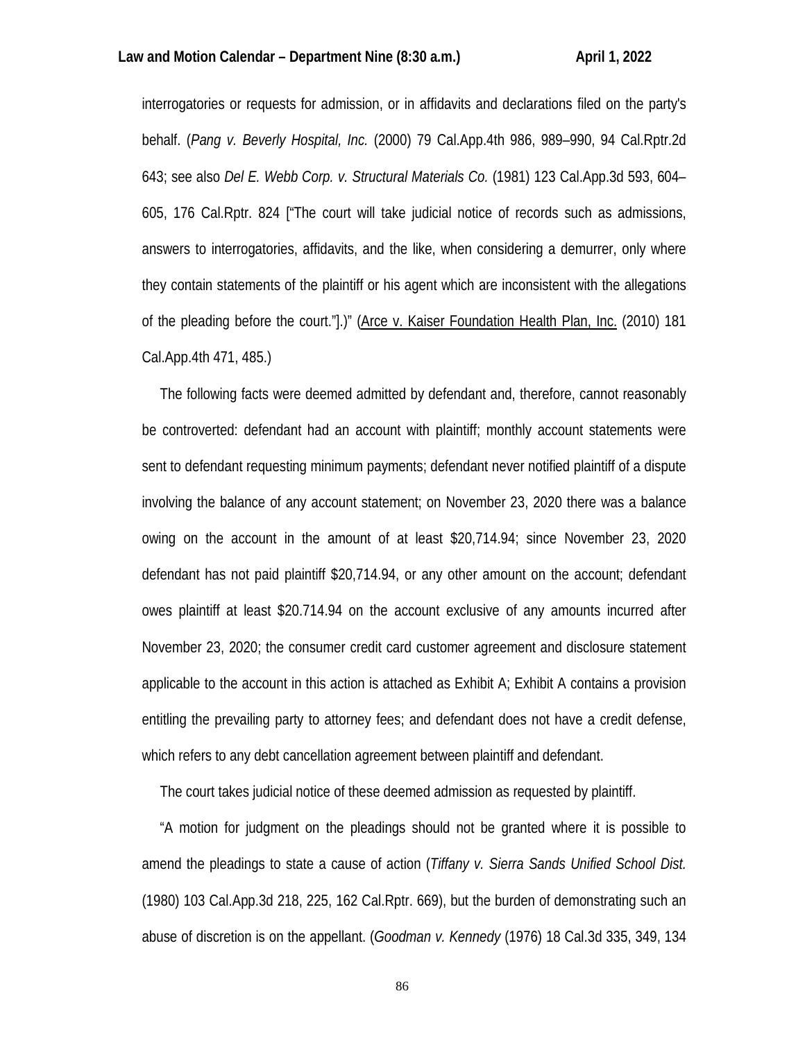interrogatories or requests for admission, or in affidavits and declarations filed on the party's behalf. (*Pang v. Beverly Hospital, Inc.* (2000) 79 Cal.App.4th 986, 989–990, 94 Cal.Rptr.2d 643; see also *Del E. Webb Corp. v. Structural Materials Co.* (1981) 123 Cal.App.3d 593, 604–605, 176 Cal.Rptr. 824 ["The court will take judicial notice of records such as admissions, answers to interrogatories, affidavits, and the like, when considering a demurrer, only where they contain statements of the plaintiff or his agent which are inconsistent with the allegations of the pleading before the court."].)" (Arce v. Kaiser Foundation Health Plan, Inc. (2010) 181 Cal.App.4th 471, 485.)

The following facts were deemed admitted by defendant and, therefore, cannot reasonably be controverted: defendant had an account with plaintiff; monthly account statements were sent to defendant requesting minimum payments; defendant never notified plaintiff of a dispute involving the balance of any account statement; on November 23, 2020 there was a balance owing on the account in the amount of at least $20,714.94; since November 23, 2020 defendant has not paid plaintiff $20,714.94, or any other amount on the account; defendant owes plaintiff at least $20.714.94 on the account exclusive of any amounts incurred after November 23, 2020; the consumer credit card customer agreement and disclosure statement applicable to the account in this action is attached as Exhibit A; Exhibit A contains a provision entitling the prevailing party to attorney fees; and defendant does not have a credit defense, which refers to any debt cancellation agreement between plaintiff and defendant.

The court takes judicial notice of these deemed admission as requested by plaintiff.

"A motion for judgment on the pleadings should not be granted where it is possible to amend the pleadings to state a cause of action (*Tiffany v. Sierra Sands Unified School Dist.* (1980) 103 Cal.App.3d 218, 225, 162 Cal.Rptr. 669), but the burden of demonstrating such an abuse of discretion is on the appellant. (*Goodman v. Kennedy* (1976) 18 Cal.3d 335, 349, 134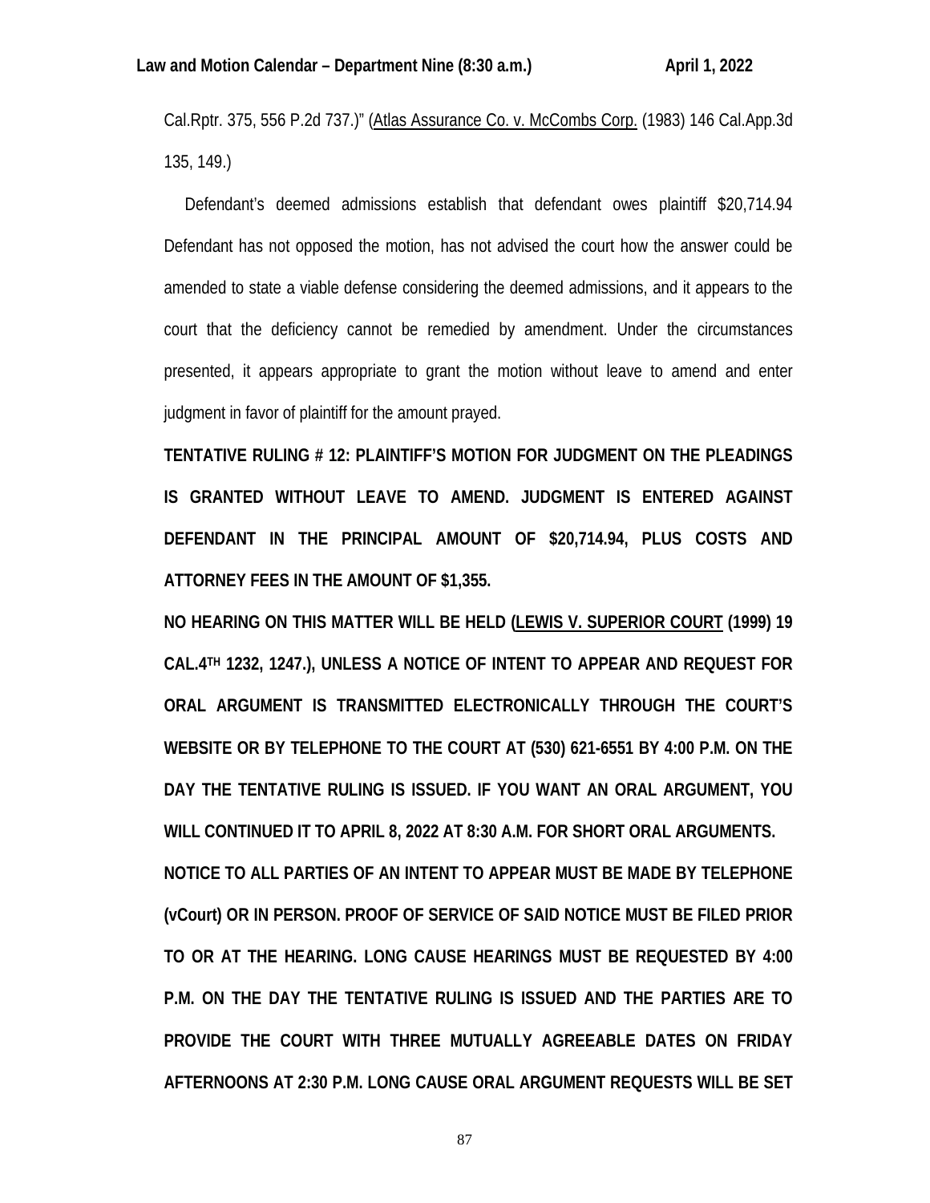Cal.Rptr. 375, 556 P.2d 737.)" (Atlas Assurance Co. v. McCombs Corp. (1983) 146 Cal.App.3d 135, 149.)

Defendant's deemed admissions establish that defendant owes plaintiff $20,714.94 Defendant has not opposed the motion, has not advised the court how the answer could be amended to state a viable defense considering the deemed admissions, and it appears to the court that the deficiency cannot be remedied by amendment. Under the circumstances presented, it appears appropriate to grant the motion without leave to amend and enter judgment in favor of plaintiff for the amount prayed.

**TENTATIVE RULING # 12: PLAINTIFF'S MOTION FOR JUDGMENT ON THE PLEADINGS IS GRANTED WITHOUT LEAVE TO AMEND. JUDGMENT IS ENTERED AGAINST DEFENDANT IN THE PRINCIPAL AMOUNT OF $20,714.94, PLUS COSTS AND ATTORNEY FEES IN THE AMOUNT OF $1,355.**

**NO HEARING ON THIS MATTER WILL BE HELD (LEWIS V. SUPERIOR COURT (1999) 19 CAL.4TH 1232, 1247.), UNLESS A NOTICE OF INTENT TO APPEAR AND REQUEST FOR ORAL ARGUMENT IS TRANSMITTED ELECTRONICALLY THROUGH THE COURT'S WEBSITE OR BY TELEPHONE TO THE COURT AT (530) 621-6551 BY 4:00 P.M. ON THE DAY THE TENTATIVE RULING IS ISSUED. IF YOU WANT AN ORAL ARGUMENT, YOU WILL CONTINUED IT TO APRIL 8, 2022 AT 8:30 A.M. FOR SHORT ORAL ARGUMENTS. NOTICE TO ALL PARTIES OF AN INTENT TO APPEAR MUST BE MADE BY TELEPHONE (vCourt) OR IN PERSON. PROOF OF SERVICE OF SAID NOTICE MUST BE FILED PRIOR TO OR AT THE HEARING. LONG CAUSE HEARINGS MUST BE REQUESTED BY 4:00 P.M. ON THE DAY THE TENTATIVE RULING IS ISSUED AND THE PARTIES ARE TO PROVIDE THE COURT WITH THREE MUTUALLY AGREEABLE DATES ON FRIDAY AFTERNOONS AT 2:30 P.M. LONG CAUSE ORAL ARGUMENT REQUESTS WILL BE SET**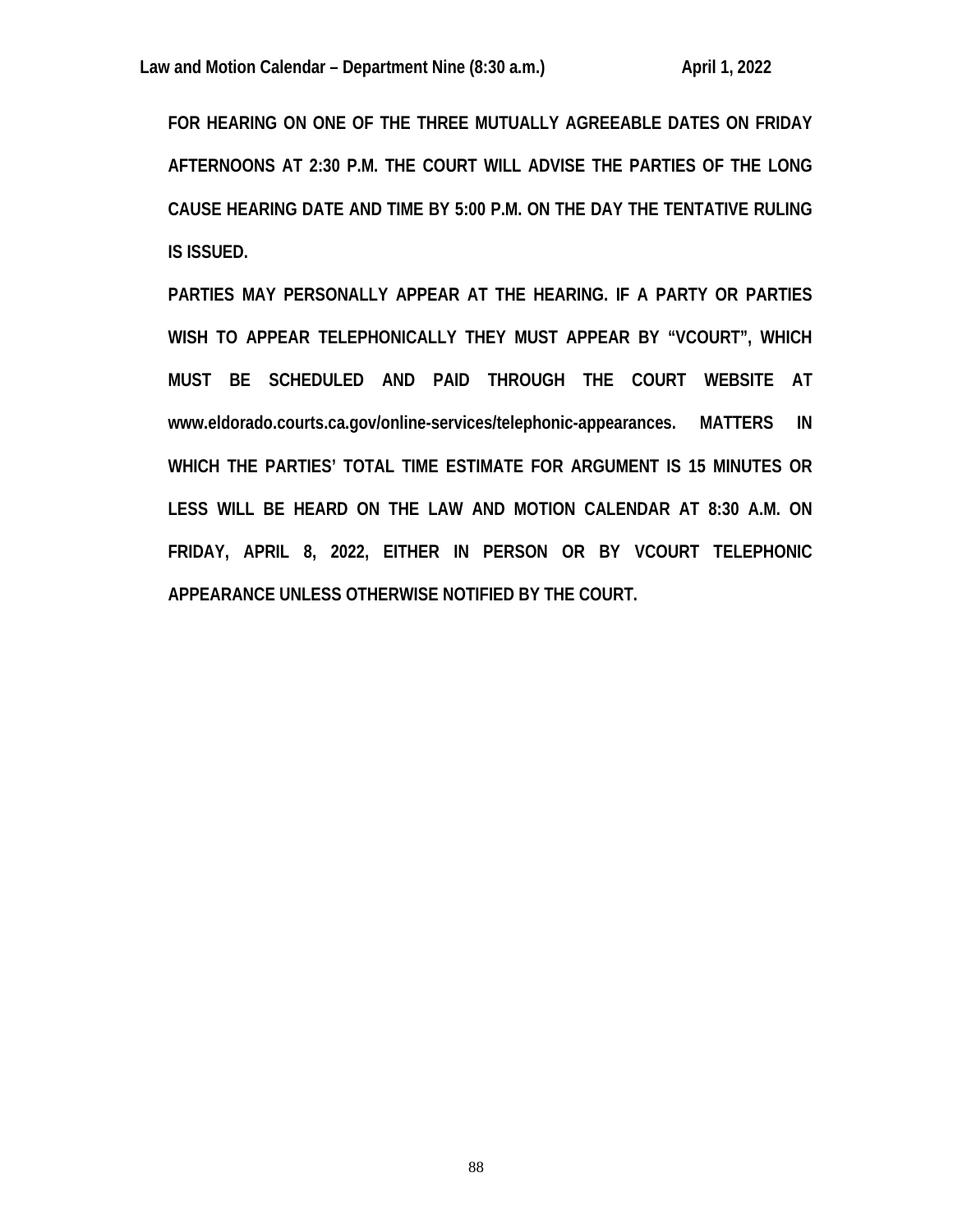**FOR HEARING ON ONE OF THE THREE MUTUALLY AGREEABLE DATES ON FRIDAY AFTERNOONS AT 2:30 P.M. THE COURT WILL ADVISE THE PARTIES OF THE LONG CAUSE HEARING DATE AND TIME BY 5:00 P.M. ON THE DAY THE TENTATIVE RULING IS ISSUED.**

**PARTIES MAY PERSONALLY APPEAR AT THE HEARING. IF A PARTY OR PARTIES WISH TO APPEAR TELEPHONICALLY THEY MUST APPEAR BY "VCOURT", WHICH MUST BE SCHEDULED AND PAID THROUGH THE COURT WEBSITE AT www.eldorado.courts.ca.gov/online-services/telephonic-appearances. MATTERS IN WHICH THE PARTIES' TOTAL TIME ESTIMATE FOR ARGUMENT IS 15 MINUTES OR LESS WILL BE HEARD ON THE LAW AND MOTION CALENDAR AT 8:30 A.M. ON FRIDAY, APRIL 8, 2022, EITHER IN PERSON OR BY VCOURT TELEPHONIC APPEARANCE UNLESS OTHERWISE NOTIFIED BY THE COURT.**